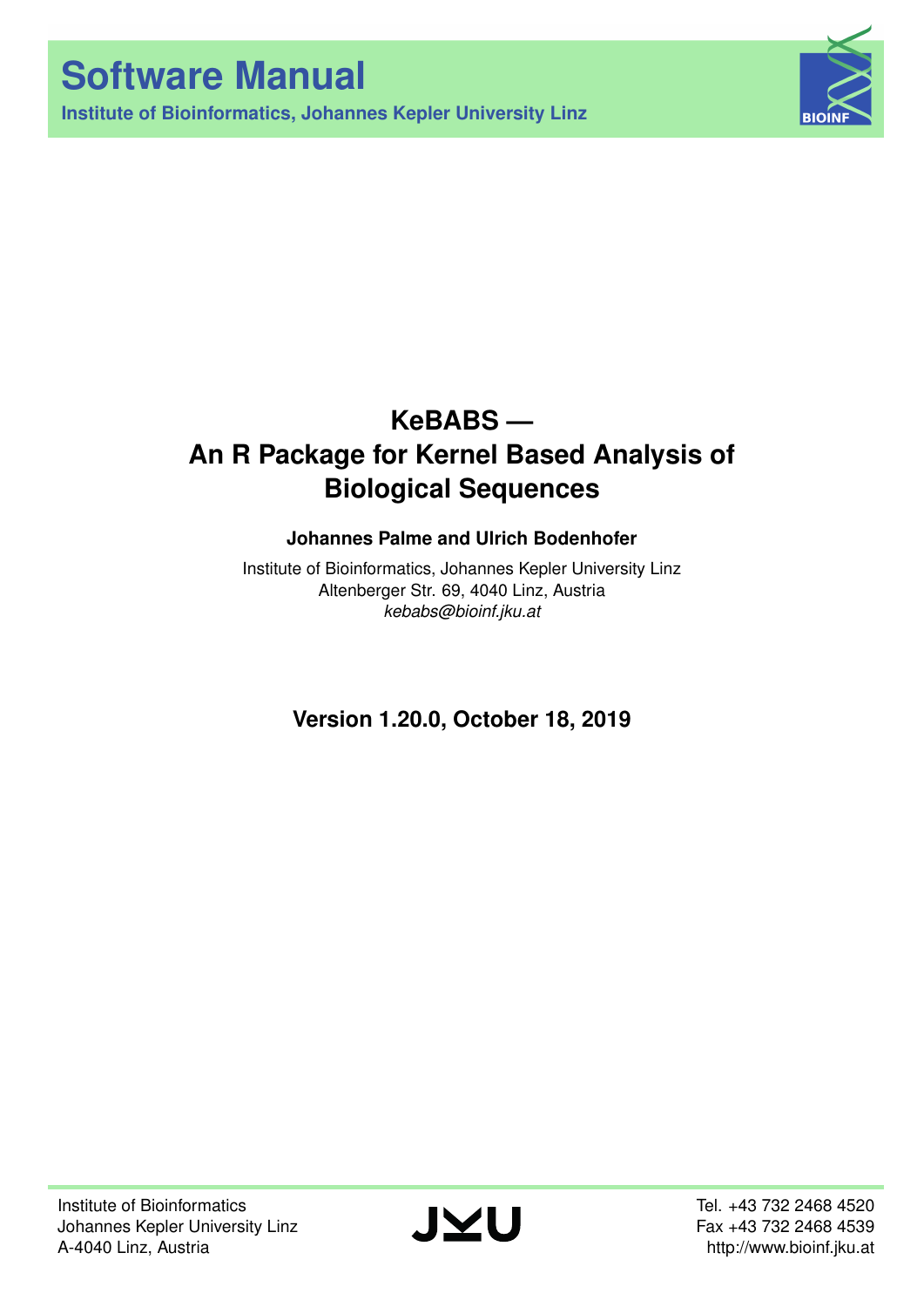# Software Manual

**Institute of Bioinformatics, Johannes Kepler University Linz**

## KeBABS — An R Package for Kernel Based Analysis of Biological Sequences

**Johannes Palme and Ulrich Bodenhofer**

Institute of Bioinformatics, Johannes Kepler University Linz
Altenberger Str. 69, 4040 Linz, Austria
*kebabs@bioinf.jku.at*

**Version 1.20.0, October 18, 2019**

Institute of Bioinformatics
Johannes Kepler University Linz
A-4040 Linz, Austria

Tel. +43 732 2468 4520
Fax +43 732 2468 4539
http://www.bioinf.jku.at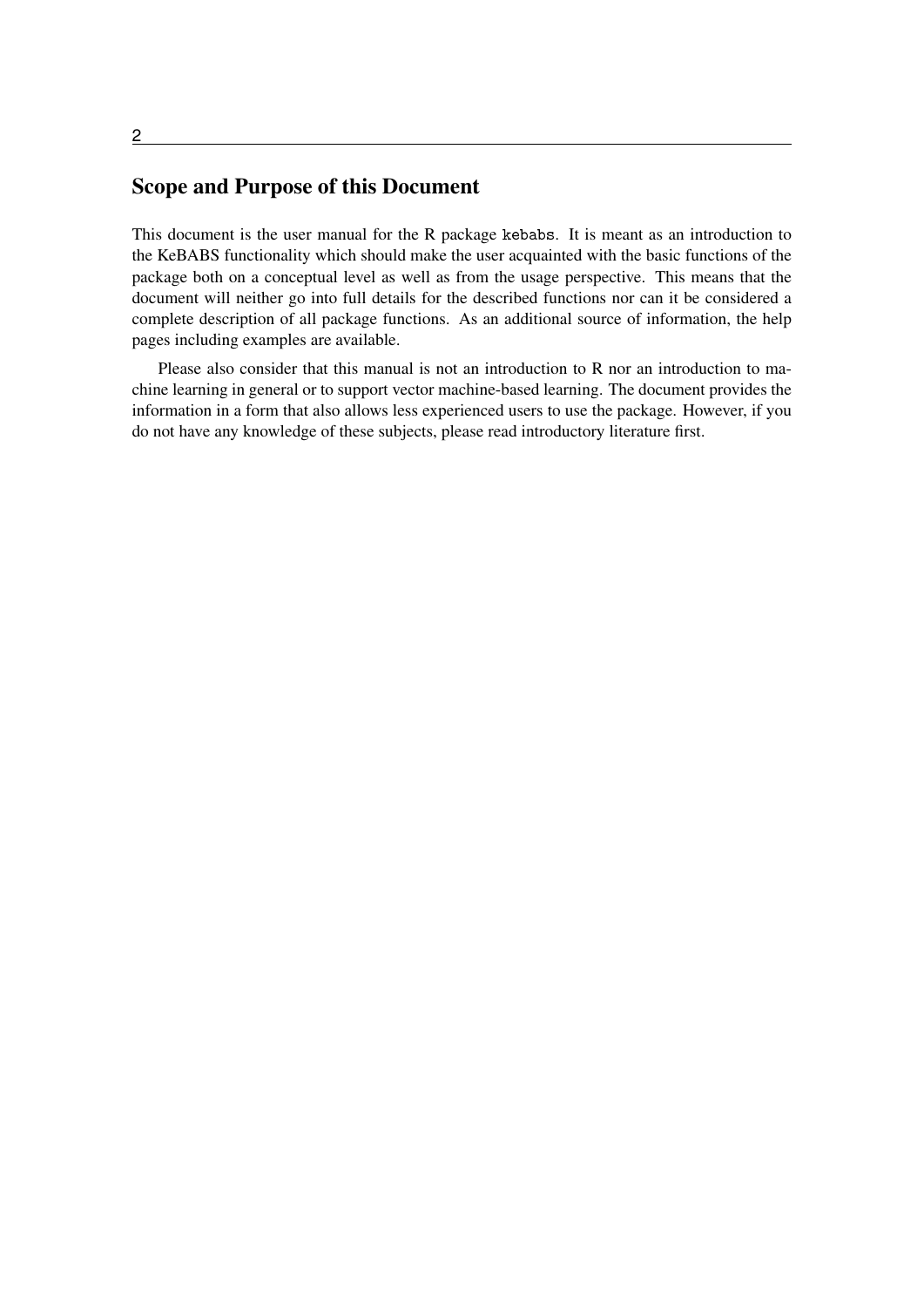## Scope and Purpose of this Document

This document is the user manual for the R package `kebabs`. It is meant as an introduction to the KeBABS functionality which should make the user acquainted with the basic functions of the package both on a conceptual level as well as from the usage perspective. This means that the document will neither go into full details for the described functions nor can it be considered a complete description of all package functions. As an additional source of information, the help pages including examples are available.

Please also consider that this manual is not an introduction to R nor an introduction to machine learning in general or to support vector machine-based learning. The document provides the information in a form that also allows less experienced users to use the package. However, if you do not have any knowledge of these subjects, please read introductory literature first.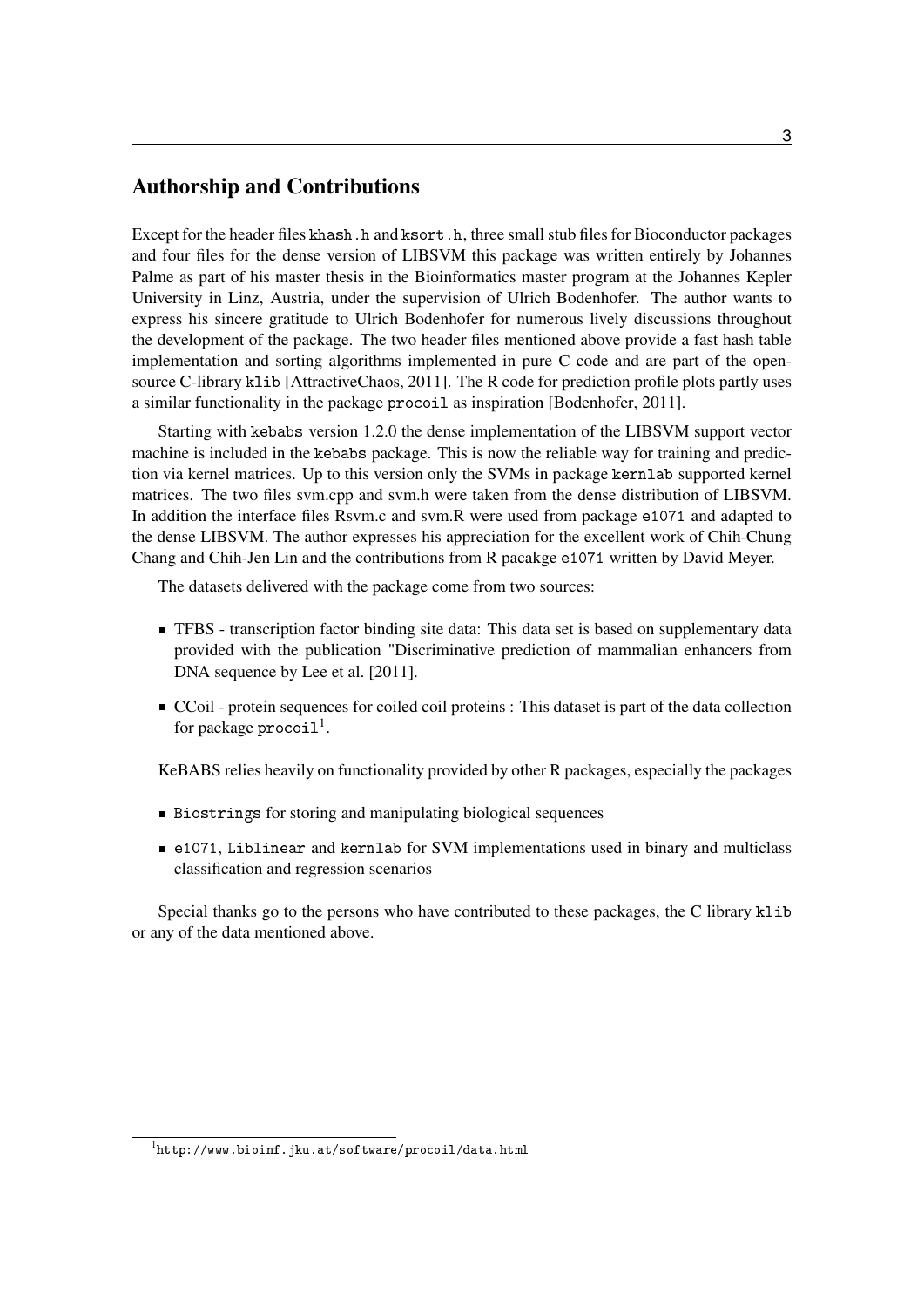# Authorship and Contributions

Except for the header files `khash.h` and `ksort.h`, three small stub files for Bioconductor packages and four files for the dense version of LIBSVM this package was written entirely by Johannes Palme as part of his master thesis in the Bioinformatics master program at the Johannes Kepler University in Linz, Austria, under the supervision of Ulrich Bodenhofer. The author wants to express his sincere gratitude to Ulrich Bodenhofer for numerous lively discussions throughout the development of the package. The two header files mentioned above provide a fast hash table implementation and sorting algorithms implemented in pure C code and are part of the open-source C-library `klib` [AttractiveChaos, 2011]. The R code for prediction profile plots partly uses a similar functionality in the package `procoil` as inspiration [Bodenhofer, 2011].

Starting with `kebabs` version 1.2.0 the dense implementation of the LIBSVM support vector machine is included in the `kebabs` package. This is now the reliable way for training and prediction via kernel matrices. Up to this version only the SVMs in package `kernlab` supported kernel matrices. The two files svm.cpp and svm.h were taken from the dense distribution of LIBSVM. In addition the interface files Rsvm.c and svm.R were used from package `e1071` and adapted to the dense LIBSVM. The author expresses his appreciation for the excellent work of Chih-Chung Chang and Chih-Jen Lin and the contributions from R pacakge `e1071` written by David Meyer.

The datasets delivered with the package come from two sources:

- TFBS - transcription factor binding site data: This data set is based on supplementary data provided with the publication "Discriminative prediction of mammalian enhancers from DNA sequence by Lee et al. [2011].
- CCoil - protein sequences for coiled coil proteins : This dataset is part of the data collection for package `procoil`[1].

KeBABS relies heavily on functionality provided by other R packages, especially the packages

- `Biostrings` for storing and manipulating biological sequences
- `e1071`, `Liblinear` and `kernlab` for SVM implementations used in binary and multiclass classification and regression scenarios

Special thanks go to the persons who have contributed to these packages, the C library `klib` or any of the data mentioned above.

[1] `http://www.bioinf.jku.at/software/procoil/data.html`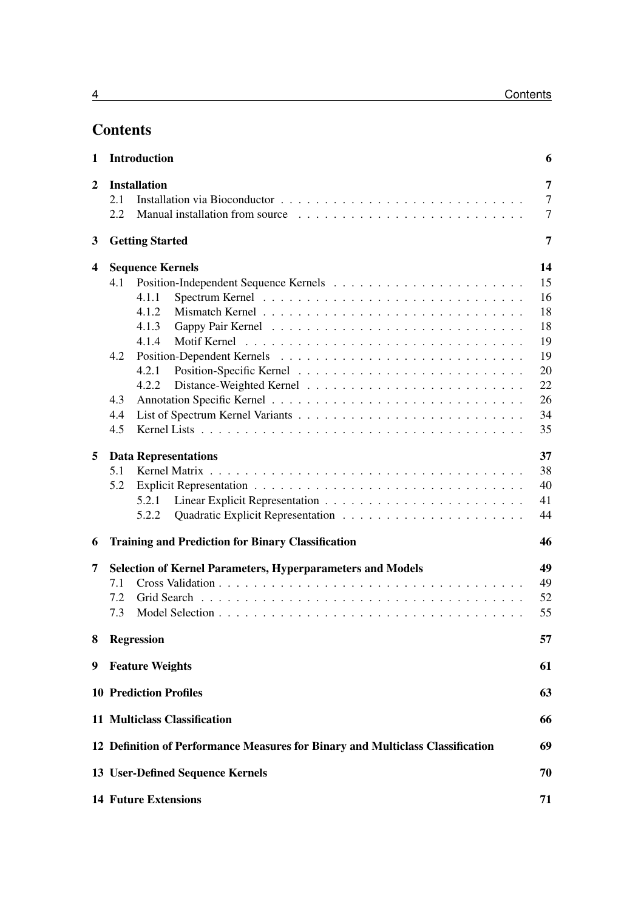## Contents

1 **Introduction** 6

2 **Installation** 7
- 2.1 Installation via Bioconductor 7
- 2.2 Manual installation from source 7

3 **Getting Started** 7

4 **Sequence Kernels** 14
- 4.1 Position-Independent Sequence Kernels 15
  - 4.1.1 Spectrum Kernel 16
  - 4.1.2 Mismatch Kernel 18
  - 4.1.3 Gappy Pair Kernel 18
  - 4.1.4 Motif Kernel 19
- 4.2 Position-Dependent Kernels 19
  - 4.2.1 Position-Specific Kernel 20
  - 4.2.2 Distance-Weighted Kernel 22
- 4.3 Annotation Specific Kernel 26
- 4.4 List of Spectrum Kernel Variants 34
- 4.5 Kernel Lists 35

5 **Data Representations** 37
- 5.1 Kernel Matrix 38
- 5.2 Explicit Representation 40
  - 5.2.1 Linear Explicit Representation 41
  - 5.2.2 Quadratic Explicit Representation 44

6 **Training and Prediction for Binary Classification** 46

7 **Selection of Kernel Parameters, Hyperparameters and Models** 49
- 7.1 Cross Validation 49
- 7.2 Grid Search 52
- 7.3 Model Selection 55

8 **Regression** 57

9 **Feature Weights** 61

10 **Prediction Profiles** 63

11 **Multiclass Classification** 66

12 **Definition of Performance Measures for Binary and Multiclass Classification** 69

13 **User-Defined Sequence Kernels** 70

14 **Future Extensions** 71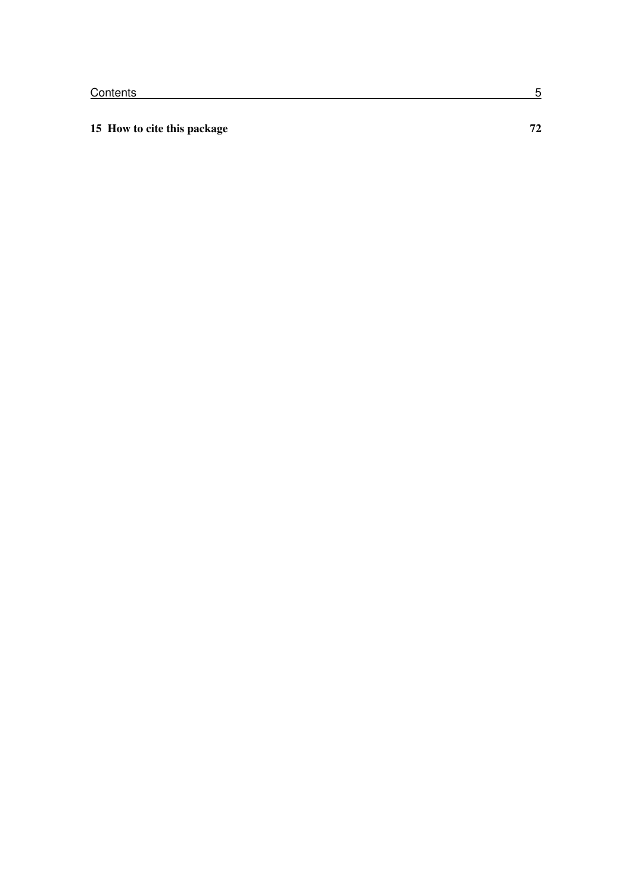**15 How to cite this package** **72**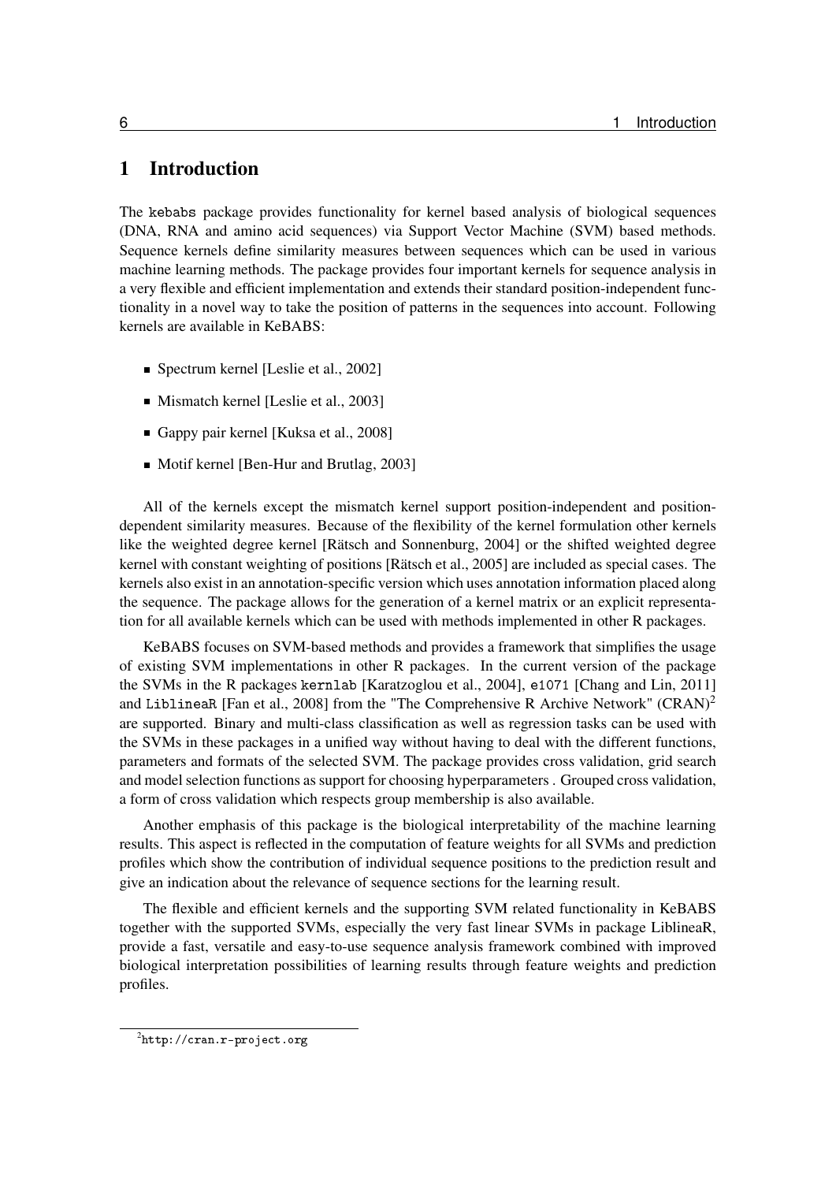# 1 Introduction

The kebabs package provides functionality for kernel based analysis of biological sequences (DNA, RNA and amino acid sequences) via Support Vector Machine (SVM) based methods. Sequence kernels define similarity measures between sequences which can be used in various machine learning methods. The package provides four important kernels for sequence analysis in a very flexible and efficient implementation and extends their standard position-independent functionality in a novel way to take the position of patterns in the sequences into account. Following kernels are available in KeBABS:

- Spectrum kernel [Leslie et al., 2002]
- Mismatch kernel [Leslie et al., 2003]
- Gappy pair kernel [Kuksa et al., 2008]
- Motif kernel [Ben-Hur and Brutlag, 2003]

All of the kernels except the mismatch kernel support position-independent and position-dependent similarity measures. Because of the flexibility of the kernel formulation other kernels like the weighted degree kernel [Rätsch and Sonnenburg, 2004] or the shifted weighted degree kernel with constant weighting of positions [Rätsch et al., 2005] are included as special cases. The kernels also exist in an annotation-specific version which uses annotation information placed along the sequence. The package allows for the generation of a kernel matrix or an explicit representation for all available kernels which can be used with methods implemented in other R packages.

KeBABS focuses on SVM-based methods and provides a framework that simplifies the usage of existing SVM implementations in other R packages. In the current version of the package the SVMs in the R packages kernlab [Karatzoglou et al., 2004], e1071 [Chang and Lin, 2011] and LiblineaR [Fan et al., 2008] from the "The Comprehensive R Archive Network" (CRAN)[2] are supported. Binary and multi-class classification as well as regression tasks can be used with the SVMs in these packages in a unified way without having to deal with the different functions, parameters and formats of the selected SVM. The package provides cross validation, grid search and model selection functions as support for choosing hyperparameters . Grouped cross validation, a form of cross validation which respects group membership is also available.

Another emphasis of this package is the biological interpretability of the machine learning results. This aspect is reflected in the computation of feature weights for all SVMs and prediction profiles which show the contribution of individual sequence positions to the prediction result and give an indication about the relevance of sequence sections for the learning result.

The flexible and efficient kernels and the supporting SVM related functionality in KeBABS together with the supported SVMs, especially the very fast linear SVMs in package LiblineaR, provide a fast, versatile and easy-to-use sequence analysis framework combined with improved biological interpretation possibilities of learning results through feature weights and prediction profiles.

[2] http://cran.r-project.org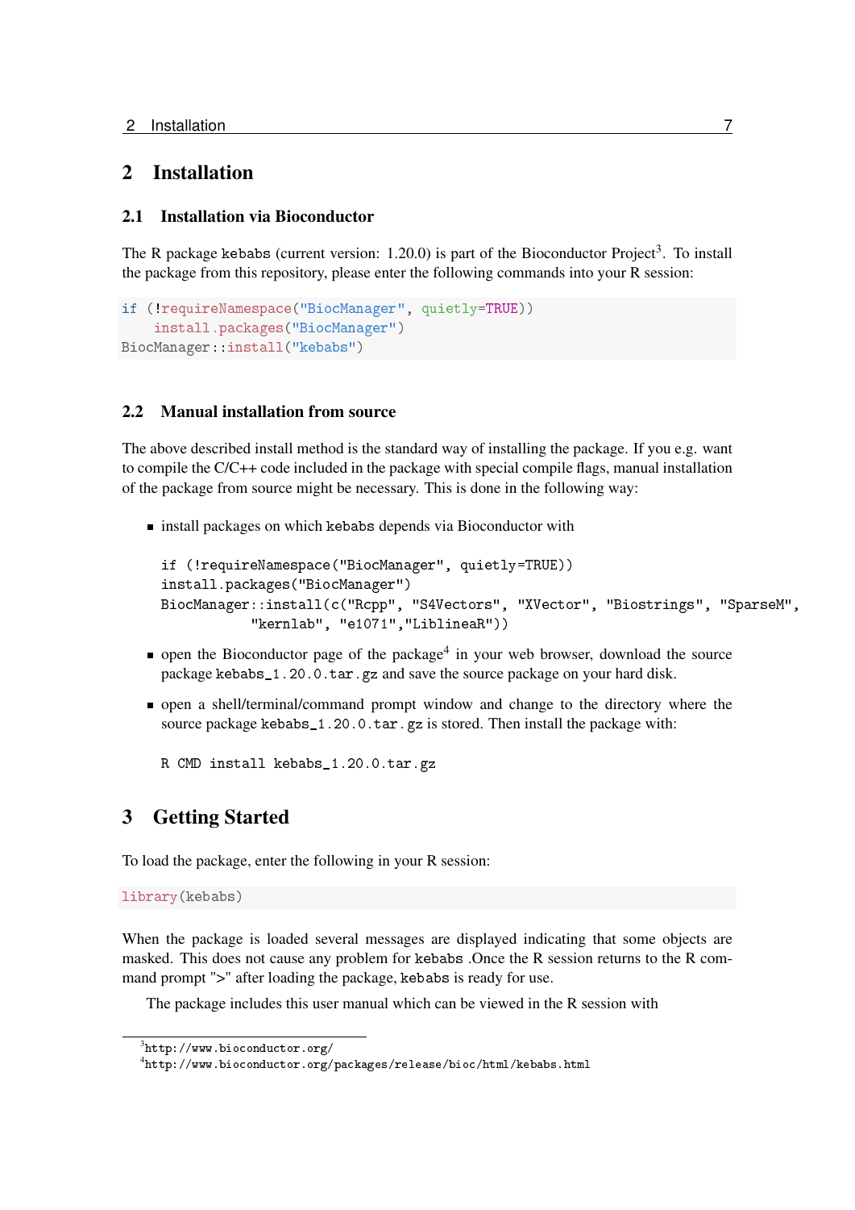# 2 Installation

## 2.1 Installation via Bioconductor

The R package kebabs (current version: 1.20.0) is part of the Bioconductor Project[3]. To install the package from this repository, please enter the following commands into your R session:

```
if (!requireNamespace("BiocManager", quietly=TRUE))
    install.packages("BiocManager")
BiocManager::install("kebabs")
```

## 2.2 Manual installation from source

The above described install method is the standard way of installing the package. If you e.g. want to compile the C/C++ code included in the package with special compile flags, manual installation of the package from source might be necessary. This is done in the following way:

- install packages on which kebabs depends via Bioconductor with

  ```
  if (!requireNamespace("BiocManager", quietly=TRUE))
  install.packages("BiocManager")
  BiocManager::install(c("Rcpp", "S4Vectors", "XVector", "Biostrings", "SparseM",
             "kernlab", "e1071","LiblineaR"))
  ```

- open the Bioconductor page of the package[4] in your web browser, download the source package kebabs_1.20.0.tar.gz and save the source package on your hard disk.
- open a shell/terminal/command prompt window and change to the directory where the source package kebabs_1.20.0.tar.gz is stored. Then install the package with:

  ```
  R CMD install kebabs_1.20.0.tar.gz
  ```

# 3 Getting Started

To load the package, enter the following in your R session:

```
library(kebabs)
```

When the package is loaded several messages are displayed indicating that some objects are masked. This does not cause any problem for kebabs .Once the R session returns to the R command prompt ">" after loading the package, kebabs is ready for use.

The package includes this user manual which can be viewed in the R session with

---

[3] http://www.bioconductor.org/

[4] http://www.bioconductor.org/packages/release/bioc/html/kebabs.html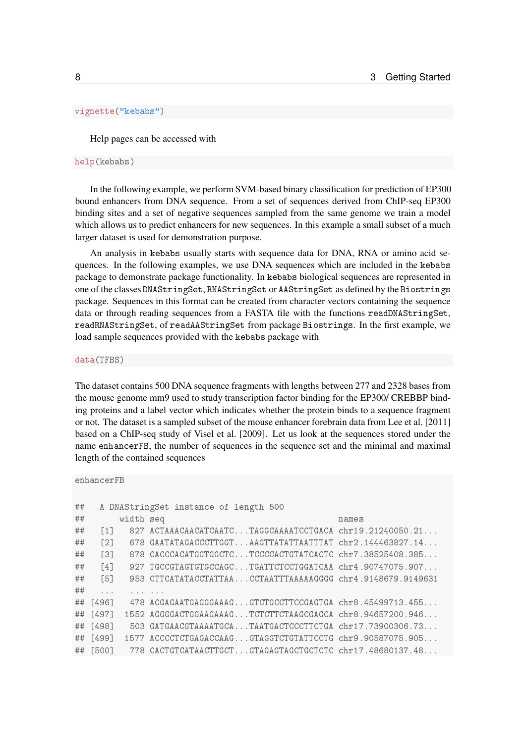```r
vignette("kebabs")
```

Help pages can be accessed with

```r
help(kebabs)
```

In the following example, we perform SVM-based binary classification for prediction of EP300 bound enhancers from DNA sequence. From a set of sequences derived from ChIP-seq EP300 binding sites and a set of negative sequences sampled from the same genome we train a model which allows us to predict enhancers for new sequences. In this example a small subset of a much larger dataset is used for demonstration purpose.

An analysis in `kebabs` usually starts with sequence data for DNA, RNA or amino acid sequences. In the following examples, we use DNA sequences which are included in the `kebabs` package to demonstrate package functionality. In `kebabs` biological sequences are represented in one of the classes `DNAStringSet`, `RNAStringSet` or `AAStringSet` as defined by the `Biostrings` package. Sequences in this format can be created from character vectors containing the sequence data or through reading sequences from a FASTA file with the functions `readDNAStringSet`, `readRNAStringSet`, of `readAAStringSet` from package `Biostrings`. In the first example, we load sample sequences provided with the `kebabs` package with

```r
data(TFBS)
```

The dataset contains 500 DNA sequence fragments with lengths between 277 and 2328 bases from the mouse genome mm9 used to study transcription factor binding for the EP300/ CREBBP binding proteins and a label vector which indicates whether the protein binds to a sequence fragment or not. The dataset is a sampled subset of the mouse enhancer forebrain data from Lee et al. [2011] based on a ChIP-seq study of Visel et al. [2009]. Let us look at the sequences stored under the name `enhancerFB`, the number of sequences in the sequence set and the minimal and maximal length of the contained sequences

```r
enhancerFB

##   A DNAStringSet instance of length 500
##       width seq                                  names
##   [1]   827 ACTAAACAACATCAATC...TAGGCAAAATCCTGACA chr19.21240050.21...
##   [2]   678 GAATATAGACCCTTGGT...AAGTTATATTAATTTAT chr2.144463827.14...
##   [3]   878 CACCCACATGGTGGCTC...TCCCCACTGTATCACTC chr7.38525408.385...
##   [4]   927 TGCCGTAGTGTGCCAGC...TGATTCTCCTGGATCAA chr4.90747075.907...
##   [5]   953 CTTCATATACCTATTAA...CCTAATTTAAAAAGGGG chr4.9148679.9149631
##   ...   ... ...
## [496]   478 ACGAGAATGAGGGAAAG...GTCTGCCTTCCGAGTGA chr8.45499713.455...
## [497]  1552 AGGGGACTGGAAGAAAG...TCTCTTCTAAGCGAGCA chr8.94657200.946...
## [498]   503 GATGAACGTAAAATGCA...TAATGACTCCCTTCTGA chr17.73900306.73...
## [499]  1577 ACCCCTCTGAGACCAAG...GTAGGTCTGTATTCCTG chr9.90587075.905...
## [500]   778 CACTGTCATAACTTGCT...GTAGAGTAGCTGCTCTC chr17.48680137.48...
```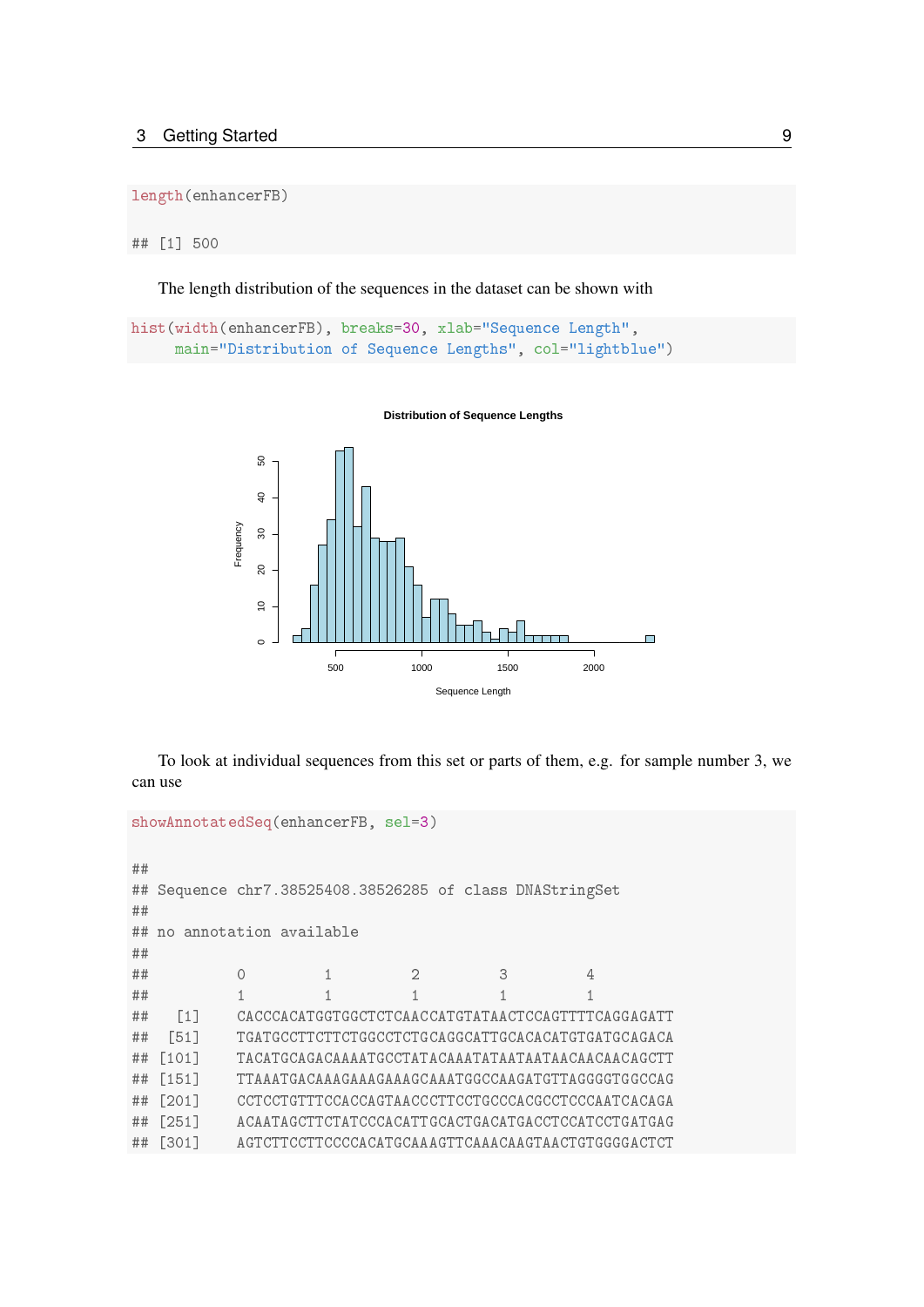```r
length(enhancerFB)

## [1] 500
```

The length distribution of the sequences in the dataset can be shown with

```r
hist(width(enhancerFB), breaks=30, xlab="Sequence Length",
     main="Distribution of Sequence Lengths", col="lightblue")
```

To look at individual sequences from this set or parts of them, e.g. for sample number 3, we can use

```r
showAnnotatedSeq(enhancerFB, sel=3)

##
## Sequence chr7.38525408.38526285 of class DNAStringSet
##
## no annotation available
##
##          0         1         2         3         4
##          1         1         1         1         1
##   [1]    CACCCACATGGTGGCTCTCAACCATGTATAACTCCAGTTTTCAGGAGATT
##  [51]    TGATGCCTTCTTCTGGCCTCTGCAGGCATTGCACACATGTGATGCAGACA
## [101]    TACATGCAGACAAAATGCCTATACAAATATAATAATAACAACAACAGCTT
## [151]    TTAAATGACAAAGAAAGAAAGCAAATGGCCAAGATGTTAGGGGTGGCCAG
## [201]    CCTCCTGTTTCCACCAGTAACCCTTCCTGCCCACGCCTCCCAATCACAGA
## [251]    ACAATAGCTTCTATCCCACATTGCACTGACATGACCTCCATCCTGATGAG
## [301]    AGTCTTCCTTCCCCACATGCAAAGTTCAAACAAGTAACTGTGGGGACTCT
```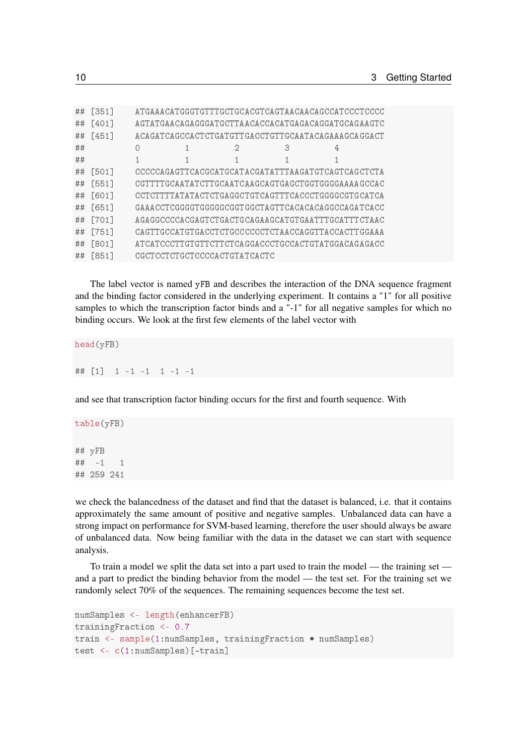```
## [351]     ATGAAACATGGGTGTTTGCTGCACGTCAGTAACAACAGCCATCCCTCCCC
## [401]     AGTATGAACAGAGGGATGCTTAACACCACATGAGACAGGATGCAGAAGTC
## [451]     ACAGATCAGCCACTCTGATGTTGACCTGTTGCAATACAGAAAGCAGGACT
##           0          1          2          3          4
##           1          1          1          1          1
## [501]     CCCCCAGAGTTCACGCATGCATACGATATTTAAGATGTCAGTCAGCTCTA
## [551]     CGTTTTGCAATATCTTGCAATCAAGCAGTGAGCTGGTGGGGAAAAGCCAC
## [601]     CCTCTTTTATATACTCTGAGGCTGTCAGTTTCACCCTGGGGCGTGCATCA
## [651]     GAAACCTCGGGGTGGGGGCGGTGGCTAGTTCACACACAGGCCAGATCACC
## [701]     AGAGGCCCCACGAGTCTGACTGCAGAAGCATGTGAATTTGCATTTCTAAC
## [751]     CAGTTGCCATGTGACCTCTGCCCCCCTCTAACCAGGTTACCACTTGGAAA
## [801]     ATCATCCCTTGTGTTCTTCTCAGGACCCTGCCACTGTATGGACAGAGACC
## [851]     CGCTCCTCTGCTCCCCACTGTATCACTC
```

The label vector is named yFB and describes the interaction of the DNA sequence fragment and the binding factor considered in the underlying experiment. It contains a "1" for all positive samples to which the transcription factor binds and a "-1" for all negative samples for which no binding occurs. We look at the first few elements of the label vector with

```
head(yFB)

## [1]  1 -1 -1  1 -1 -1
```

and see that transcription factor binding occurs for the first and fourth sequence. With

```
table(yFB)

## yFB
##  -1   1
## 259 241
```

we check the balancedness of the dataset and find that the dataset is balanced, i.e. that it contains approximately the same amount of positive and negative samples. Unbalanced data can have a strong impact on performance for SVM-based learning, therefore the user should always be aware of unbalanced data. Now being familiar with the data in the dataset we can start with sequence analysis.

To train a model we split the data set into a part used to train the model — the training set — and a part to predict the binding behavior from the model — the test set. For the training set we randomly select 70% of the sequences. The remaining sequences become the test set.

```
numSamples <- length(enhancerFB)
trainingFraction <- 0.7
train <- sample(1:numSamples, trainingFraction * numSamples)
test <- c(1:numSamples)[-train]
```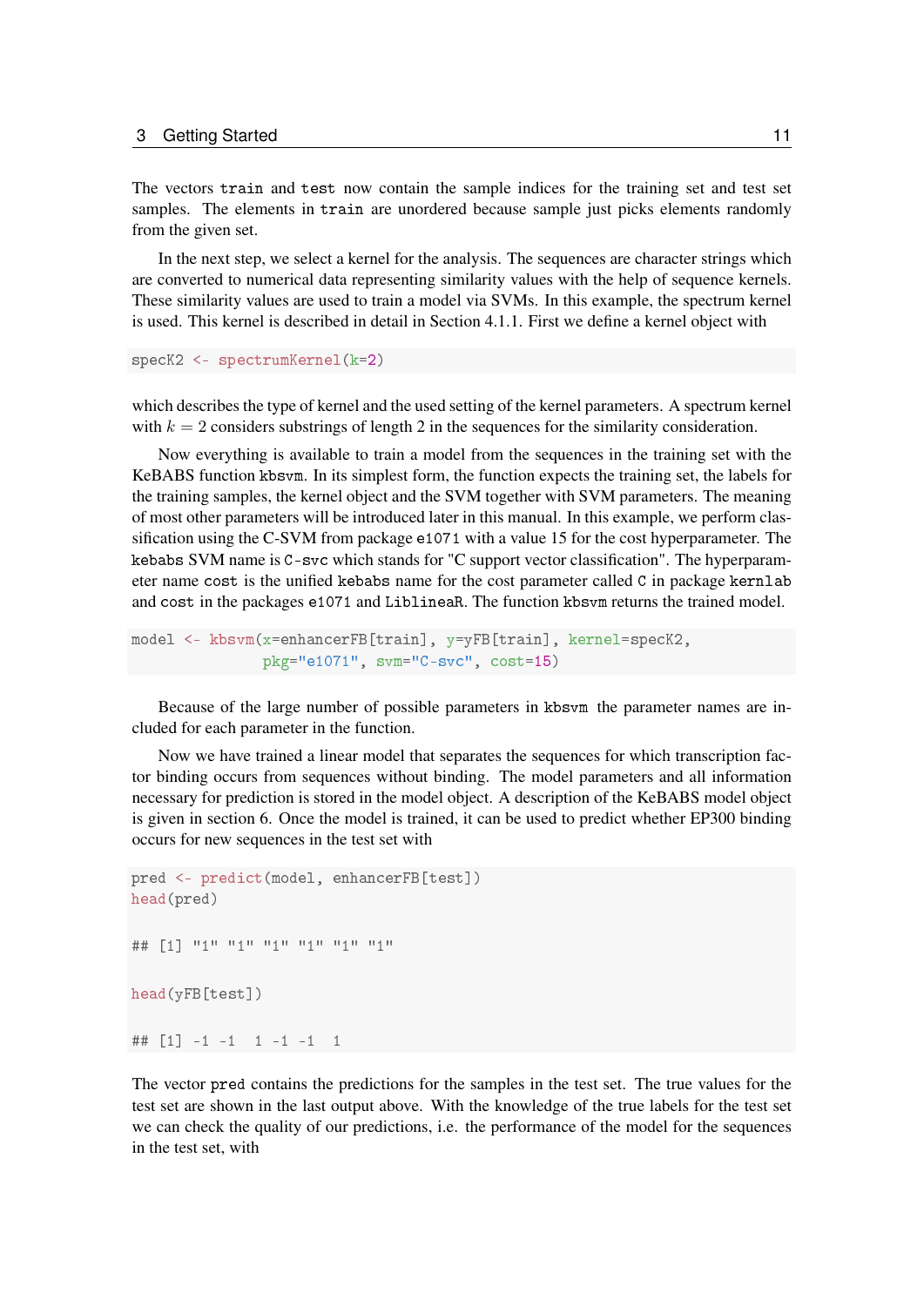The vectors `train` and `test` now contain the sample indices for the training set and test set samples. The elements in `train` are unordered because sample just picks elements randomly from the given set.

In the next step, we select a kernel for the analysis. The sequences are character strings which are converted to numerical data representing similarity values with the help of sequence kernels. These similarity values are used to train a model via SVMs. In this example, the spectrum kernel is used. This kernel is described in detail in Section 4.1.1. First we define a kernel object with

```
specK2 <- spectrumKernel(k=2)
```

which describes the type of kernel and the used setting of the kernel parameters. A spectrum kernel with $k = 2$ considers substrings of length 2 in the sequences for the similarity consideration.

Now everything is available to train a model from the sequences in the training set with the KeBABS function `kbsvm`. In its simplest form, the function expects the training set, the labels for the training samples, the kernel object and the SVM together with SVM parameters. The meaning of most other parameters will be introduced later in this manual. In this example, we perform classification using the C-SVM from package `e1071` with a value 15 for the cost hyperparameter. The `kebabs` SVM name is `C-svc` which stands for "C support vector classification". The hyperparameter name `cost` is the unified `kebabs` name for the cost parameter called `C` in package `kernlab` and `cost` in the packages `e1071` and `LiblineaR`. The function `kbsvm` returns the trained model.

```
model <- kbsvm(x=enhancerFB[train], y=yFB[train], kernel=specK2,
               pkg="e1071", svm="C-svc", cost=15)
```

Because of the large number of possible parameters in `kbsvm` the parameter names are included for each parameter in the function.

Now we have trained a linear model that separates the sequences for which transcription factor binding occurs from sequences without binding. The model parameters and all information necessary for prediction is stored in the model object. A description of the KeBABS model object is given in section 6. Once the model is trained, it can be used to predict whether EP300 binding occurs for new sequences in the test set with

```
pred <- predict(model, enhancerFB[test])
head(pred)

## [1] "1" "1" "1" "1" "1" "1"

head(yFB[test])

## [1] -1 -1  1 -1 -1  1
```

The vector `pred` contains the predictions for the samples in the test set. The true values for the test set are shown in the last output above. With the knowledge of the true labels for the test set we can check the quality of our predictions, i.e. the performance of the model for the sequences in the test set, with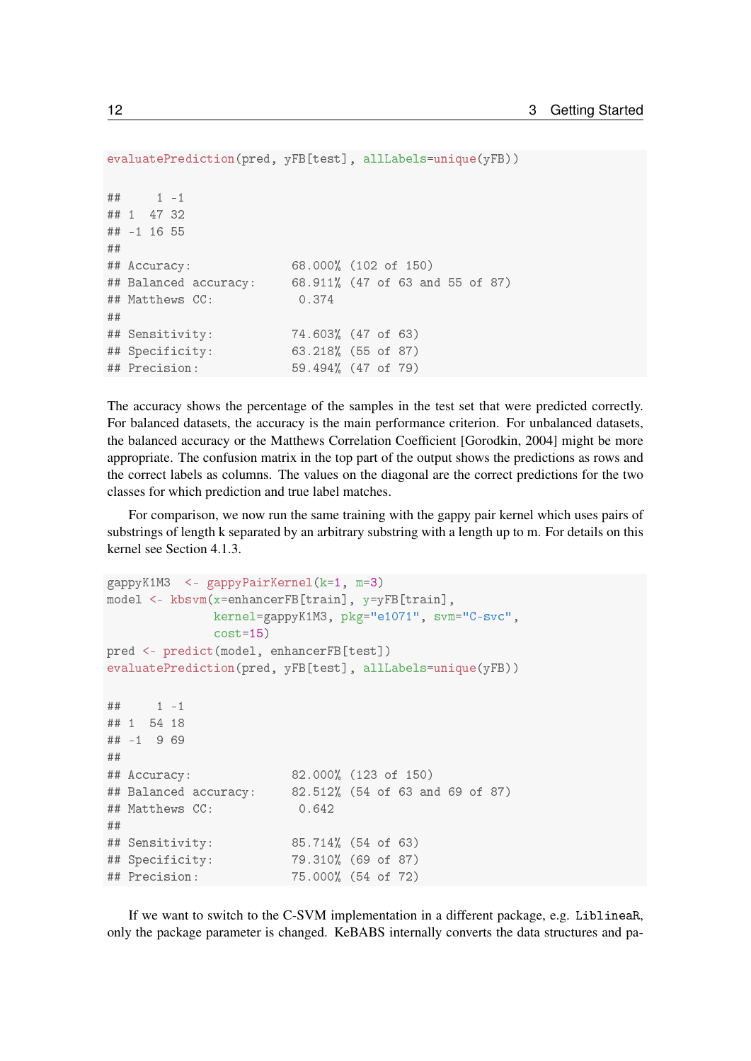```
evaluatePrediction(pred, yFB[test], allLabels=unique(yFB))

##      1 -1
## 1   47 32
## -1  16 55
##
## Accuracy:              68.000% (102 of 150)
## Balanced accuracy:     68.911% (47 of 63 and 55 of 87)
## Matthews CC:            0.374
##
## Sensitivity:           74.603% (47 of 63)
## Specificity:           63.218% (55 of 87)
## Precision:             59.494% (47 of 79)
```

The accuracy shows the percentage of the samples in the test set that were predicted correctly. For balanced datasets, the accuracy is the main performance criterion. For unbalanced datasets, the balanced accuracy or the Matthews Correlation Coefficient [Gorodkin, 2004] might be more appropriate. The confusion matrix in the top part of the output shows the predictions as rows and the correct labels as columns. The values on the diagonal are the correct predictions for the two classes for which prediction and true label matches.

For comparison, we now run the same training with the gappy pair kernel which uses pairs of substrings of length k separated by an arbitrary substring with a length up to m. For details on this kernel see Section 4.1.3.

```
gappyK1M3  <- gappyPairKernel(k=1, m=3)
model <- kbsvm(x=enhancerFB[train], y=yFB[train],
               kernel=gappyK1M3, pkg="e1071", svm="C-svc",
               cost=15)
pred <- predict(model, enhancerFB[test])
evaluatePrediction(pred, yFB[test], allLabels=unique(yFB))

##      1 -1
## 1   54 18
## -1   9 69
##
## Accuracy:              82.000% (123 of 150)
## Balanced accuracy:     82.512% (54 of 63 and 69 of 87)
## Matthews CC:            0.642
##
## Sensitivity:           85.714% (54 of 63)
## Specificity:           79.310% (69 of 87)
## Precision:             75.000% (54 of 72)
```

If we want to switch to the C-SVM implementation in a different package, e.g. LiblineaR, only the package parameter is changed. KeBABS internally converts the data structures and pa-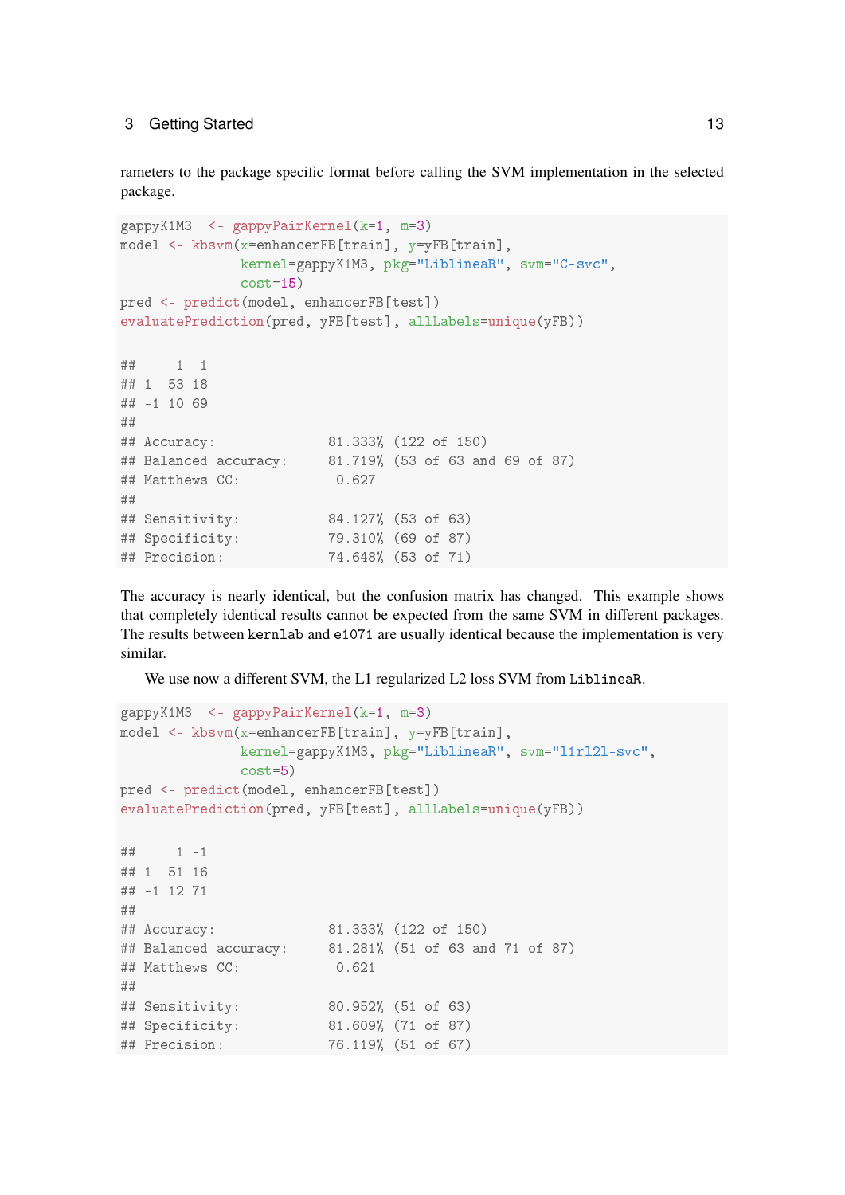rameters to the package specific format before calling the SVM implementation in the selected package.

```
gappyK1M3  <- gappyPairKernel(k=1, m=3)
model <- kbsvm(x=enhancerFB[train], y=yFB[train],
               kernel=gappyK1M3, pkg="LiblineaR", svm="C-svc",
               cost=15)
pred <- predict(model, enhancerFB[test])
evaluatePrediction(pred, yFB[test], allLabels=unique(yFB))
```

```
##     1 -1
## 1  53 18
## -1 10 69
##
## Accuracy:              81.333% (122 of 150)
## Balanced accuracy:     81.719% (53 of 63 and 69 of 87)
## Matthews CC:            0.627
##
## Sensitivity:           84.127% (53 of 63)
## Specificity:           79.310% (69 of 87)
## Precision:             74.648% (53 of 71)
```

The accuracy is nearly identical, but the confusion matrix has changed. This example shows that completely identical results cannot be expected from the same SVM in different packages. The results between `kernlab` and `e1071` are usually identical because the implementation is very similar.

We use now a different SVM, the L1 regularized L2 loss SVM from `LiblineaR`.

```
gappyK1M3  <- gappyPairKernel(k=1, m=3)
model <- kbsvm(x=enhancerFB[train], y=yFB[train],
               kernel=gappyK1M3, pkg="LiblineaR", svm="l1rl2l-svc",
               cost=5)
pred <- predict(model, enhancerFB[test])
evaluatePrediction(pred, yFB[test], allLabels=unique(yFB))
```

```
##     1 -1
## 1  51 16
## -1 12 71
##
## Accuracy:              81.333% (122 of 150)
## Balanced accuracy:     81.281% (51 of 63 and 71 of 87)
## Matthews CC:            0.621
##
## Sensitivity:           80.952% (51 of 63)
## Specificity:           81.609% (71 of 87)
## Precision:             76.119% (51 of 67)
```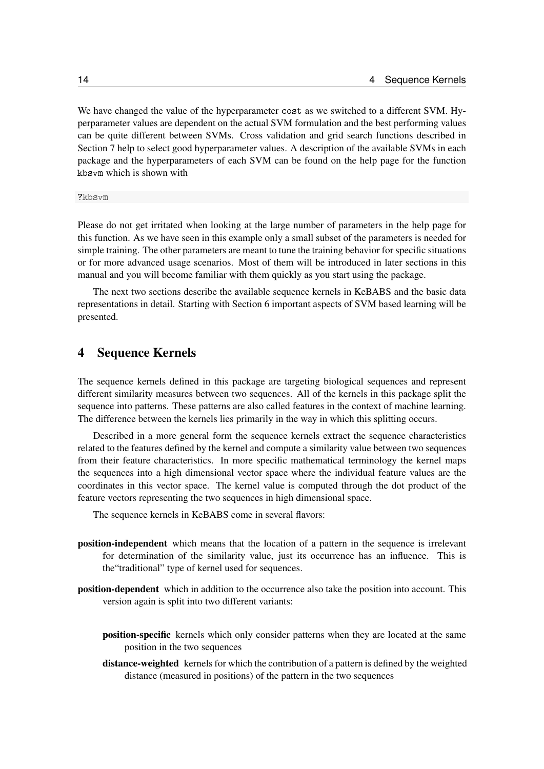We have changed the value of the hyperparameter `cost` as we switched to a different SVM. Hyperparameter values are dependent on the actual SVM formulation and the best performing values can be quite different between SVMs. Cross validation and grid search functions described in Section 7 help to select good hyperparameter values. A description of the available SVMs in each package and the hyperparameters of each SVM can be found on the help page for the function `kbsvm` which is shown with

```
?kbsvm
```

Please do not get irritated when looking at the large number of parameters in the help page for this function. As we have seen in this example only a small subset of the parameters is needed for simple training. The other parameters are meant to tune the training behavior for specific situations or for more advanced usage scenarios. Most of them will be introduced in later sections in this manual and you will become familiar with them quickly as you start using the package.

The next two sections describe the available sequence kernels in KeBABS and the basic data representations in detail. Starting with Section 6 important aspects of SVM based learning will be presented.

# 4 Sequence Kernels

The sequence kernels defined in this package are targeting biological sequences and represent different similarity measures between two sequences. All of the kernels in this package split the sequence into patterns. These patterns are also called features in the context of machine learning. The difference between the kernels lies primarily in the way in which this splitting occurs.

Described in a more general form the sequence kernels extract the sequence characteristics related to the features defined by the kernel and compute a similarity value between two sequences from their feature characteristics. In more specific mathematical terminology the kernel maps the sequences into a high dimensional vector space where the individual feature values are the coordinates in this vector space. The kernel value is computed through the dot product of the feature vectors representing the two sequences in high dimensional space.

The sequence kernels in KeBABS come in several flavors:

**position-independent** which means that the location of a pattern in the sequence is irrelevant for determination of the similarity value, just its occurrence has an influence. This is the"traditional" type of kernel used for sequences.

**position-dependent** which in addition to the occurrence also take the position into account. This version again is split into two different variants:

- **position-specific** kernels which only consider patterns when they are located at the same position in the two sequences
- **distance-weighted** kernels for which the contribution of a pattern is defined by the weighted distance (measured in positions) of the pattern in the two sequences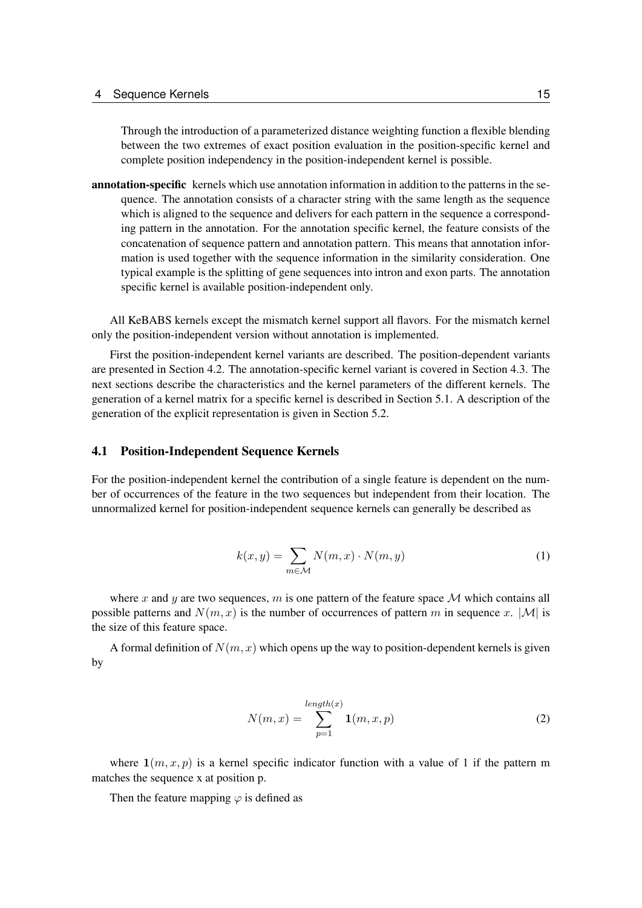Through the introduction of a parameterized distance weighting function a flexible blending between the two extremes of exact position evaluation in the position-specific kernel and complete position independency in the position-independent kernel is possible.

**annotation-specific** kernels which use annotation information in addition to the patterns in the sequence. The annotation consists of a character string with the same length as the sequence which is aligned to the sequence and delivers for each pattern in the sequence a corresponding pattern in the annotation. For the annotation specific kernel, the feature consists of the concatenation of sequence pattern and annotation pattern. This means that annotation information is used together with the sequence information in the similarity consideration. One typical example is the splitting of gene sequences into intron and exon parts. The annotation specific kernel is available position-independent only.

All KeBABS kernels except the mismatch kernel support all flavors. For the mismatch kernel only the position-independent version without annotation is implemented.

First the position-independent kernel variants are described. The position-dependent variants are presented in Section 4.2. The annotation-specific kernel variant is covered in Section 4.3. The next sections describe the characteristics and the kernel parameters of the different kernels. The generation of a kernel matrix for a specific kernel is described in Section 5.1. A description of the generation of the explicit representation is given in Section 5.2.

### 4.1 Position-Independent Sequence Kernels

For the position-independent kernel the contribution of a single feature is dependent on the number of occurrences of the feature in the two sequences but independent from their location. The unnormalized kernel for position-independent sequence kernels can generally be described as

$$k(x, y) = \sum_{m \in \mathcal{M}} N(m, x) \cdot N(m, y) \tag{1}$$

where $x$ and $y$ are two sequences, $m$ is one pattern of the feature space $\mathcal{M}$ which contains all possible patterns and $N(m, x)$ is the number of occurrences of pattern $m$ in sequence $x$. $|\mathcal{M}|$ is the size of this feature space.

A formal definition of $N(m, x)$ which opens up the way to position-dependent kernels is given by

$$N(m, x) = \sum_{p=1}^{length(x)} \mathbf{1}(m, x, p) \tag{2}$$

where $\mathbf{1}(m, x, p)$ is a kernel specific indicator function with a value of 1 if the pattern m matches the sequence x at position p.

Then the feature mapping $\varphi$ is defined as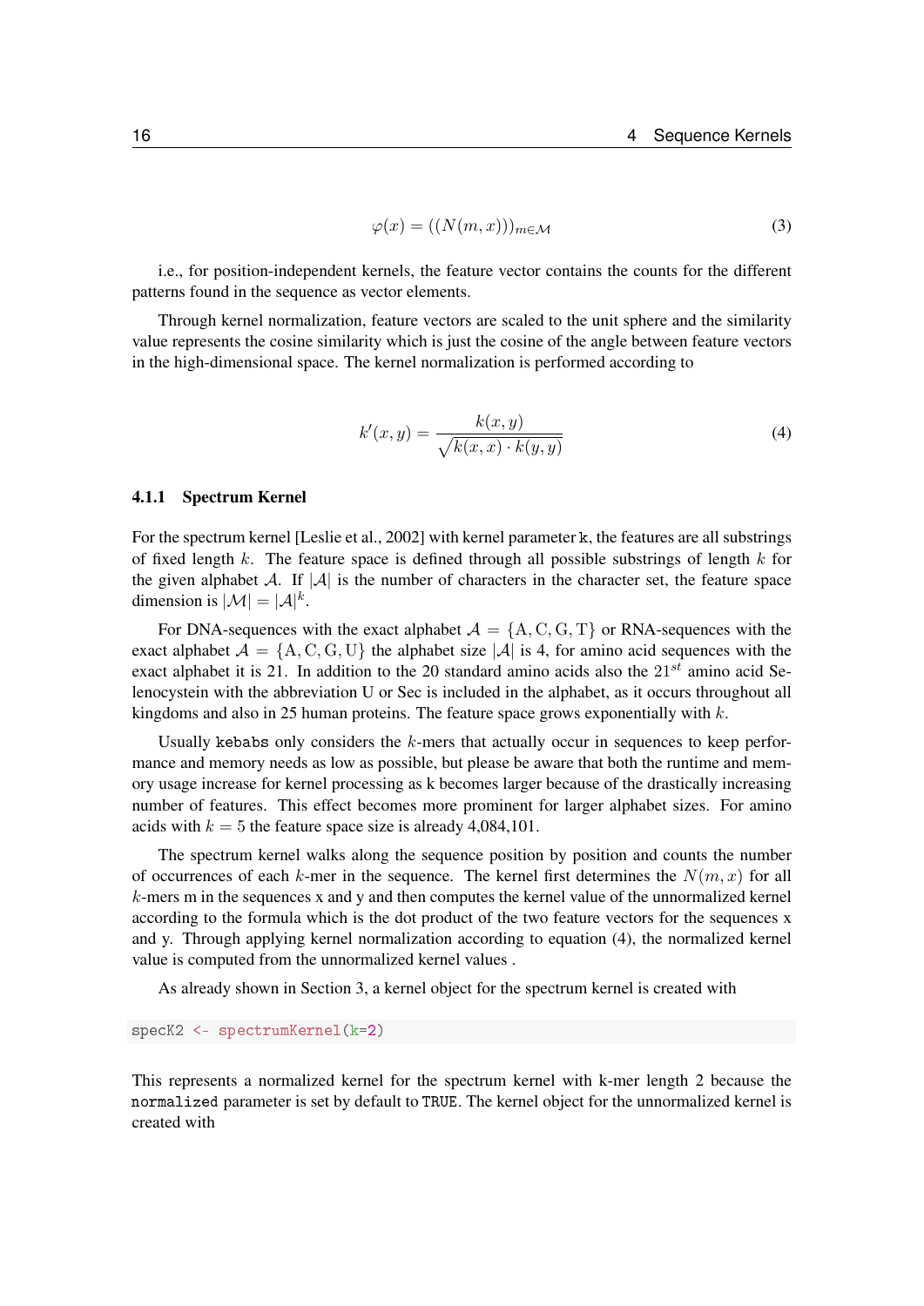$$\varphi(x) = ((N(m, x)))_{m \in \mathcal{M}} \tag{3}$$

i.e., for position-independent kernels, the feature vector contains the counts for the different patterns found in the sequence as vector elements.

Through kernel normalization, feature vectors are scaled to the unit sphere and the similarity value represents the cosine similarity which is just the cosine of the angle between feature vectors in the high-dimensional space. The kernel normalization is performed according to

$$k'(x, y) = \frac{k(x, y)}{\sqrt{k(x, x) \cdot k(y, y)}} \tag{4}$$

### 4.1.1 Spectrum Kernel

For the spectrum kernel [Leslie et al., 2002] with kernel parameter `k`, the features are all substrings of fixed length $k$. The feature space is defined through all possible substrings of length $k$ for the given alphabet $\mathcal{A}$. If $|\mathcal{A}|$ is the number of characters in the character set, the feature space dimension is $|\mathcal{M}| = |\mathcal{A}|^k$.

For DNA-sequences with the exact alphabet $\mathcal{A} = \{\mathrm{A}, \mathrm{C}, \mathrm{G}, \mathrm{T}\}$ or RNA-sequences with the exact alphabet $\mathcal{A} = \{\mathrm{A}, \mathrm{C}, \mathrm{G}, \mathrm{U}\}$ the alphabet size $|\mathcal{A}|$ is 4, for amino acid sequences with the exact alphabet it is 21. In addition to the 20 standard amino acids also the $21^{st}$ amino acid Selenocystein with the abbreviation U or Sec is included in the alphabet, as it occurs throughout all kingdoms and also in 25 human proteins. The feature space grows exponentially with $k$.

Usually `kebabs` only considers the $k$-mers that actually occur in sequences to keep performance and memory needs as low as possible, but please be aware that both the runtime and memory usage increase for kernel processing as k becomes larger because of the drastically increasing number of features. This effect becomes more prominent for larger alphabet sizes. For amino acids with $k = 5$ the feature space size is already 4,084,101.

The spectrum kernel walks along the sequence position by position and counts the number of occurrences of each $k$-mer in the sequence. The kernel first determines the $N(m, x)$ for all $k$-mers m in the sequences x and y and then computes the kernel value of the unnormalized kernel according to the formula which is the dot product of the two feature vectors for the sequences x and y. Through applying kernel normalization according to equation (4), the normalized kernel value is computed from the unnormalized kernel values .

As already shown in Section 3, a kernel object for the spectrum kernel is created with

```
specK2 <- spectrumKernel(k=2)
```

This represents a normalized kernel for the spectrum kernel with k-mer length 2 because the `normalized` parameter is set by default to `TRUE`. The kernel object for the unnormalized kernel is created with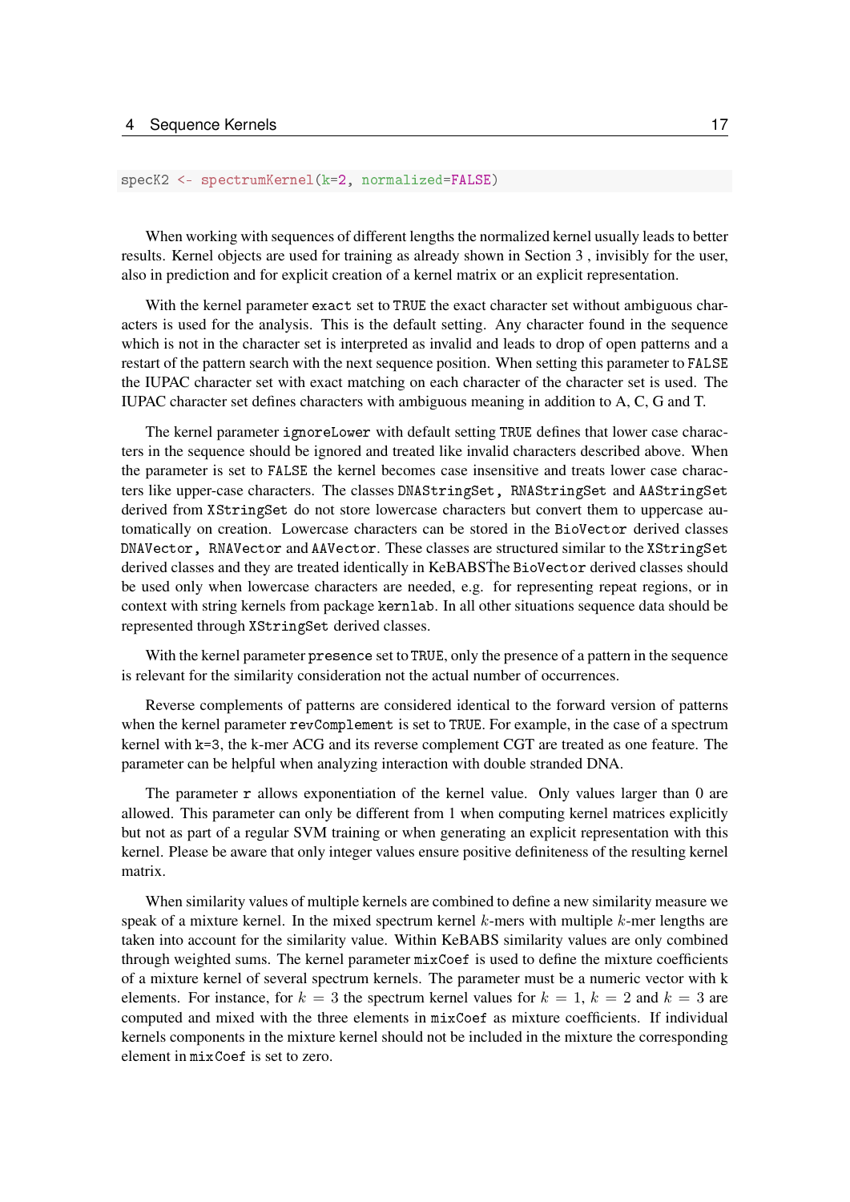```
specK2 <- spectrumKernel(k=2, normalized=FALSE)
```

When working with sequences of different lengths the normalized kernel usually leads to better results. Kernel objects are used for training as already shown in Section 3 , invisibly for the user, also in prediction and for explicit creation of a kernel matrix or an explicit representation.

With the kernel parameter `exact` set to `TRUE` the exact character set without ambiguous characters is used for the analysis. This is the default setting. Any character found in the sequence which is not in the character set is interpreted as invalid and leads to drop of open patterns and a restart of the pattern search with the next sequence position. When setting this parameter to `FALSE` the IUPAC character set with exact matching on each character of the character set is used. The IUPAC character set defines characters with ambiguous meaning in addition to A, C, G and T.

The kernel parameter `ignoreLower` with default setting `TRUE` defines that lower case characters in the sequence should be ignored and treated like invalid characters described above. When the parameter is set to `FALSE` the kernel becomes case insensitive and treats lower case characters like upper-case characters. The classes `DNAStringSet`, `RNAStringSet` and `AAStringSet` derived from `XStringSet` do not store lowercase characters but convert them to uppercase automatically on creation. Lowercase characters can be stored in the `BioVector` derived classes `DNAVector`, `RNAVector` and `AAVector`. These classes are structured similar to the `XStringSet` derived classes and they are treated identically in KeBABSThe `BioVector` derived classes should be used only when lowercase characters are needed, e.g. for representing repeat regions, or in context with string kernels from package `kernlab`. In all other situations sequence data should be represented through `XStringSet` derived classes.

With the kernel parameter `presence` set to `TRUE`, only the presence of a pattern in the sequence is relevant for the similarity consideration not the actual number of occurrences.

Reverse complements of patterns are considered identical to the forward version of patterns when the kernel parameter `revComplement` is set to `TRUE`. For example, in the case of a spectrum kernel with `k=3`, the k-mer ACG and its reverse complement CGT are treated as one feature. The parameter can be helpful when analyzing interaction with double stranded DNA.

The parameter `r` allows exponentiation of the kernel value. Only values larger than 0 are allowed. This parameter can only be different from 1 when computing kernel matrices explicitly but not as part of a regular SVM training or when generating an explicit representation with this kernel. Please be aware that only integer values ensure positive definiteness of the resulting kernel matrix.

When similarity values of multiple kernels are combined to define a new similarity measure we speak of a mixture kernel. In the mixed spectrum kernel $k$-mers with multiple $k$-mer lengths are taken into account for the similarity value. Within KeBABS similarity values are only combined through weighted sums. The kernel parameter `mixCoef` is used to define the mixture coefficients of a mixture kernel of several spectrum kernels. The parameter must be a numeric vector with k elements. For instance, for $k = 3$ the spectrum kernel values for $k = 1$, $k = 2$ and $k = 3$ are computed and mixed with the three elements in `mixCoef` as mixture coefficients. If individual kernels components in the mixture kernel should not be included in the mixture the corresponding element in `mixCoef` is set to zero.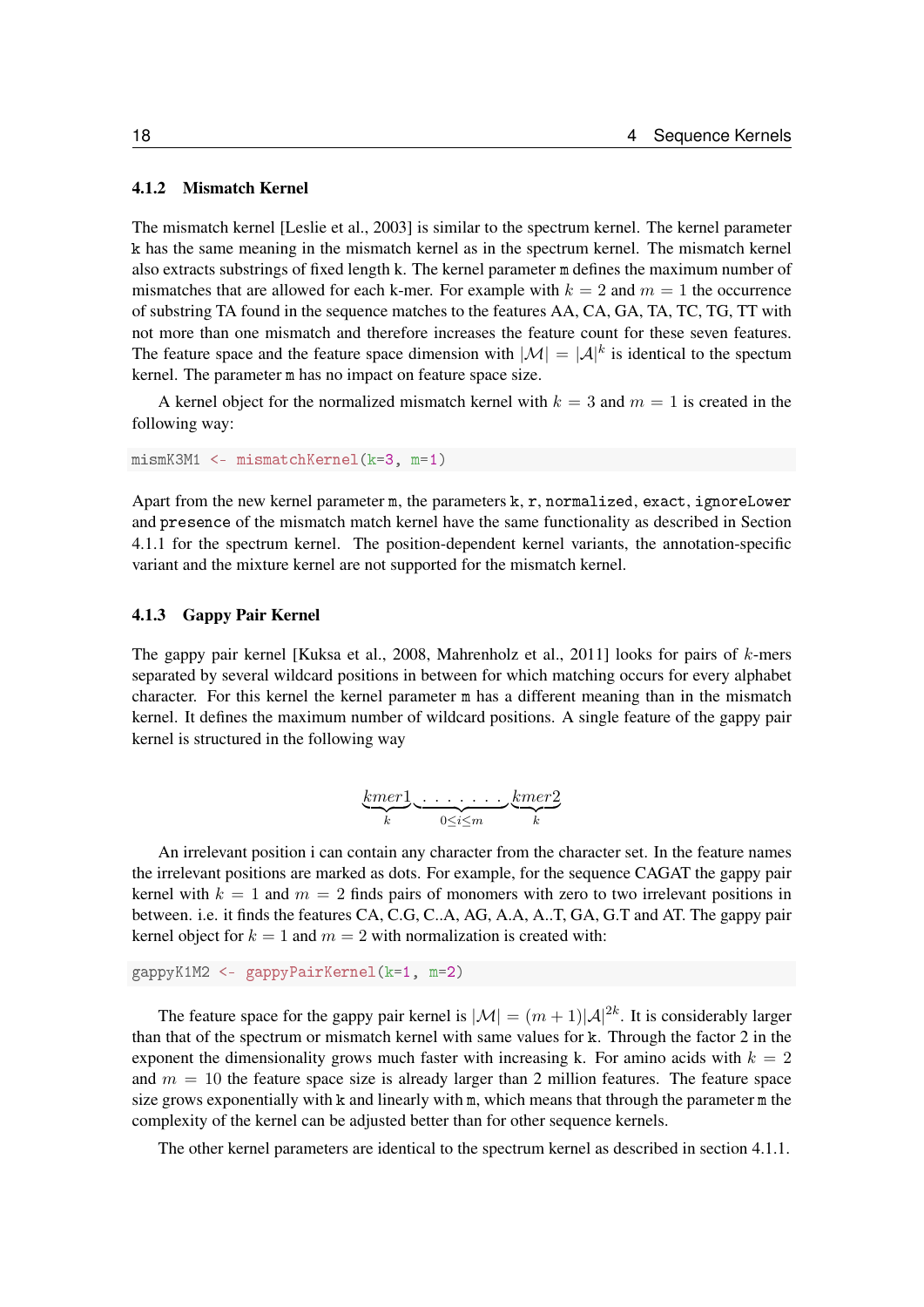### 4.1.2 Mismatch Kernel

The mismatch kernel [Leslie et al., 2003] is similar to the spectrum kernel. The kernel parameter `k` has the same meaning in the mismatch kernel as in the spectrum kernel. The mismatch kernel also extracts substrings of fixed length k. The kernel parameter `m` defines the maximum number of mismatches that are allowed for each k-mer. For example with $k = 2$ and $m = 1$ the occurrence of substring TA found in the sequence matches to the features AA, CA, GA, TA, TC, TG, TT with not more than one mismatch and therefore increases the feature count for these seven features. The feature space and the feature space dimension with $|\mathcal{M}| = |\mathcal{A}|^k$ is identical to the spectrum kernel. The parameter `m` has no impact on feature space size.

A kernel object for the normalized mismatch kernel with $k = 3$ and $m = 1$ is created in the following way:

```
mismK3M1 <- mismatchKernel(k=3, m=1)
```

Apart from the new kernel parameter `m`, the parameters `k`, `r`, `normalized`, `exact`, `ignoreLower` and `presence` of the mismatch match kernel have the same functionality as described in Section 4.1.1 for the spectrum kernel. The position-dependent kernel variants, the annotation-specific variant and the mixture kernel are not supported for the mismatch kernel.

### 4.1.3 Gappy Pair Kernel

The gappy pair kernel [Kuksa et al., 2008, Mahrenholz et al., 2011] looks for pairs of $k$-mers separated by several wildcard positions in between for which matching occurs for every alphabet character. For this kernel the kernel parameter `m` has a different meaning than in the mismatch kernel. It defines the maximum number of wildcard positions. A single feature of the gappy pair kernel is structured in the following way

$$\underbrace{kmer1}_{k}\underbrace{.\ .\ .\ .\ .\ .\ .\ .}_{0 \le i \le m}\underbrace{kmer2}_{k}$$

An irrelevant position i can contain any character from the character set. In the feature names the irrelevant positions are marked as dots. For example, for the sequence CAGAT the gappy pair kernel with $k = 1$ and $m = 2$ finds pairs of monomers with zero to two irrelevant positions in between. i.e. it finds the features CA, C.G, C..A, AG, A.A, A..T, GA, G.T and AT. The gappy pair kernel object for $k = 1$ and $m = 2$ with normalization is created with:

```
gappyK1M2 <- gappyPairKernel(k=1, m=2)
```

The feature space for the gappy pair kernel is $|\mathcal{M}| = (m + 1)|\mathcal{A}|^{2k}$. It is considerably larger than that of the spectrum or mismatch kernel with same values for `k`. Through the factor 2 in the exponent the dimensionality grows much faster with increasing k. For amino acids with $k = 2$ and $m = 10$ the feature space size is already larger than 2 million features. The feature space size grows exponentially with `k` and linearly with `m`, which means that through the parameter `m` the complexity of the kernel can be adjusted better than for other sequence kernels.

The other kernel parameters are identical to the spectrum kernel as described in section 4.1.1.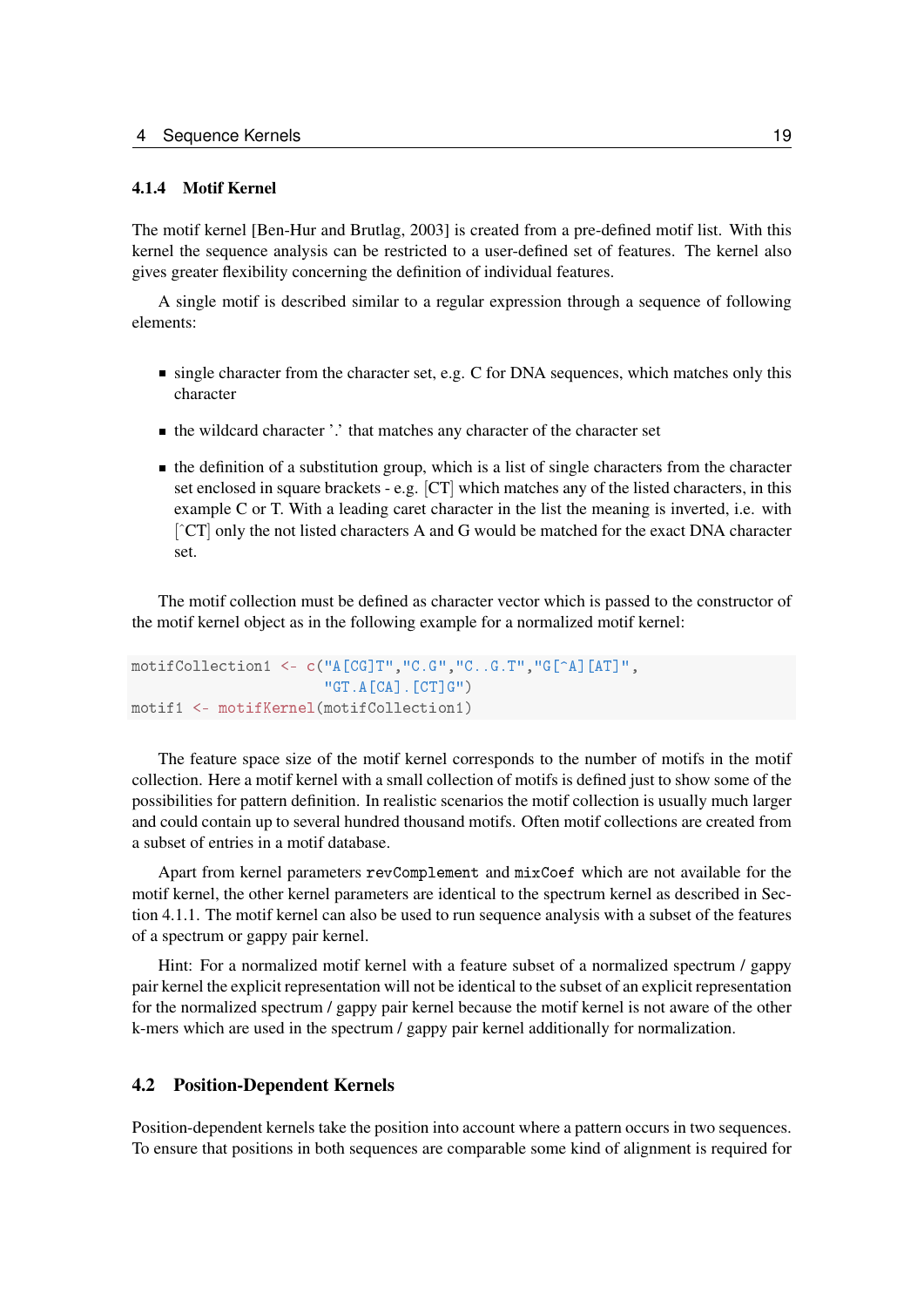### 4.1.4 Motif Kernel

The motif kernel [Ben-Hur and Brutlag, 2003] is created from a pre-defined motif list. With this kernel the sequence analysis can be restricted to a user-defined set of features. The kernel also gives greater flexibility concerning the definition of individual features.

A single motif is described similar to a regular expression through a sequence of following elements:

- single character from the character set, e.g. C for DNA sequences, which matches only this character
- the wildcard character '.' that matches any character of the character set
- the definition of a substitution group, which is a list of single characters from the character set enclosed in square brackets - e.g. [CT] which matches any of the listed characters, in this example C or T. With a leading caret character in the list the meaning is inverted, i.e. with [^CT] only the not listed characters A and G would be matched for the exact DNA character set.

The motif collection must be defined as character vector which is passed to the constructor of the motif kernel object as in the following example for a normalized motif kernel:

```
motifCollection1 <- c("A[CG]T","C.G","C..G.T","G[^A][AT]",
                      "GT.A[CA].[CT]G")
motif1 <- motifKernel(motifCollection1)
```

The feature space size of the motif kernel corresponds to the number of motifs in the motif collection. Here a motif kernel with a small collection of motifs is defined just to show some of the possibilities for pattern definition. In realistic scenarios the motif collection is usually much larger and could contain up to several hundred thousand motifs. Often motif collections are created from a subset of entries in a motif database.

Apart from kernel parameters `revComplement` and `mixCoef` which are not available for the motif kernel, the other kernel parameters are identical to the spectrum kernel as described in Section 4.1.1. The motif kernel can also be used to run sequence analysis with a subset of the features of a spectrum or gappy pair kernel.

Hint: For a normalized motif kernel with a feature subset of a normalized spectrum / gappy pair kernel the explicit representation will not be identical to the subset of an explicit representation for the normalized spectrum / gappy pair kernel because the motif kernel is not aware of the other k-mers which are used in the spectrum / gappy pair kernel additionally for normalization.

## 4.2 Position-Dependent Kernels

Position-dependent kernels take the position into account where a pattern occurs in two sequences. To ensure that positions in both sequences are comparable some kind of alignment is required for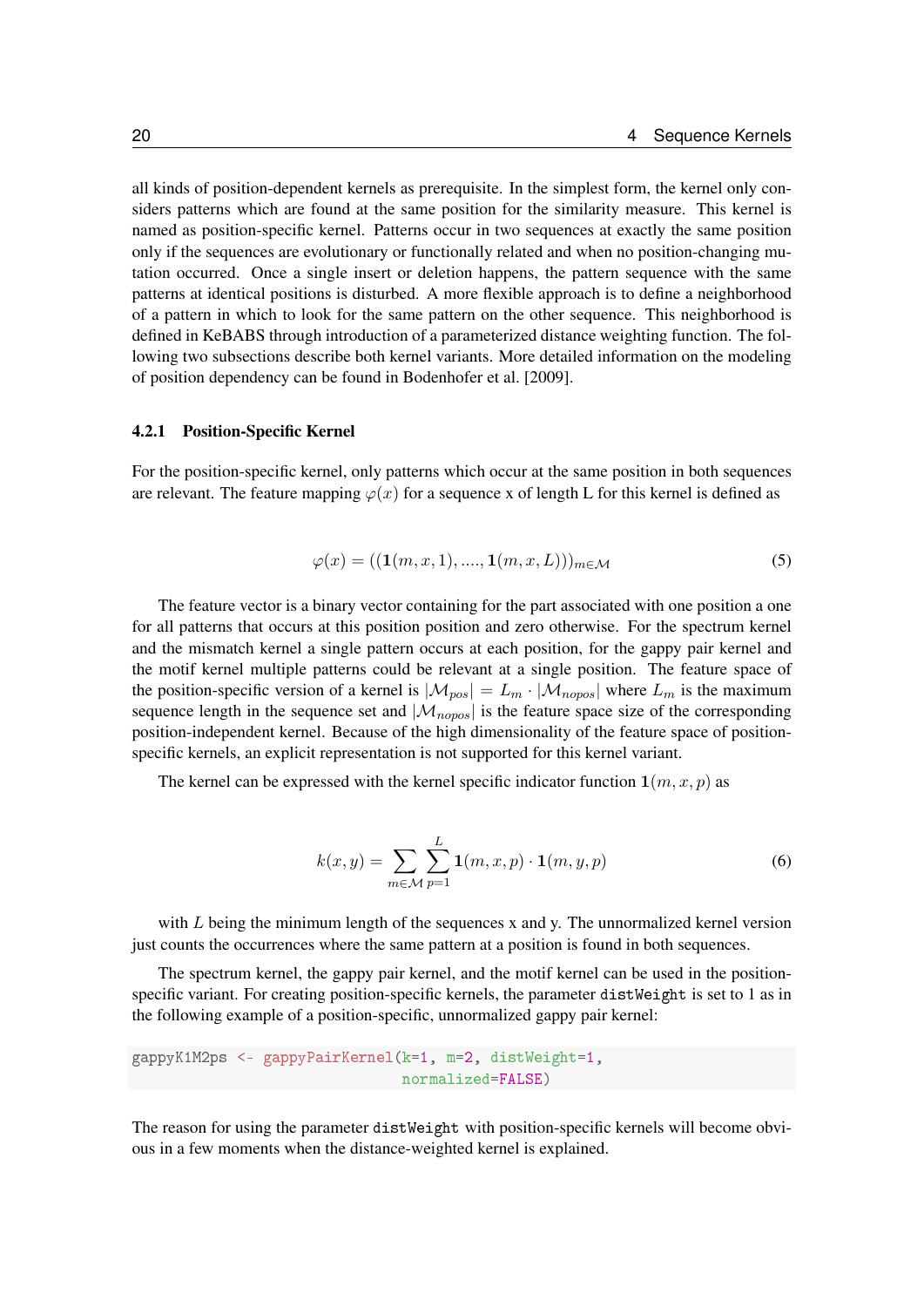all kinds of position-dependent kernels as prerequisite. In the simplest form, the kernel only considers patterns which are found at the same position for the similarity measure. This kernel is named as position-specific kernel. Patterns occur in two sequences at exactly the same position only if the sequences are evolutionary or functionally related and when no position-changing mutation occurred. Once a single insert or deletion happens, the pattern sequence with the same patterns at identical positions is disturbed. A more flexible approach is to define a neighborhood of a pattern in which to look for the same pattern on the other sequence. This neighborhood is defined in KeBABS through introduction of a parameterized distance weighting function. The following two subsections describe both kernel variants. More detailed information on the modeling of position dependency can be found in Bodenhofer et al. [2009].

### 4.2.1 Position-Specific Kernel

For the position-specific kernel, only patterns which occur at the same position in both sequences are relevant. The feature mapping $\varphi(x)$ for a sequence x of length L for this kernel is defined as

$$\varphi(x) = ((\mathbf{1}(m, x, 1), ...., \mathbf{1}(m, x, L)))_{m \in \mathcal{M}} \tag{5}$$

The feature vector is a binary vector containing for the part associated with one position a one for all patterns that occurs at this position position and zero otherwise. For the spectrum kernel and the mismatch kernel a single pattern occurs at each position, for the gappy pair kernel and the motif kernel multiple patterns could be relevant at a single position. The feature space of the position-specific version of a kernel is $|\mathcal{M}_{pos}| = L_m \cdot |\mathcal{M}_{nopos}|$ where $L_m$ is the maximum sequence length in the sequence set and $|\mathcal{M}_{nopos}|$ is the feature space size of the corresponding position-independent kernel. Because of the high dimensionality of the feature space of position-specific kernels, an explicit representation is not supported for this kernel variant.

The kernel can be expressed with the kernel specific indicator function $\mathbf{1}(m, x, p)$ as

$$k(x, y) = \sum_{m \in \mathcal{M}} \sum_{p=1}^{L} \mathbf{1}(m, x, p) \cdot \mathbf{1}(m, y, p) \tag{6}$$

with $L$ being the minimum length of the sequences x and y. The unnormalized kernel version just counts the occurrences where the same pattern at a position is found in both sequences.

The spectrum kernel, the gappy pair kernel, and the motif kernel can be used in the position-specific variant. For creating position-specific kernels, the parameter `distWeight` is set to 1 as in the following example of a position-specific, unnormalized gappy pair kernel:

```
gappyK1M2ps <- gappyPairKernel(k=1, m=2, distWeight=1,
                               normalized=FALSE)
```

The reason for using the parameter `distWeight` with position-specific kernels will become obvious in a few moments when the distance-weighted kernel is explained.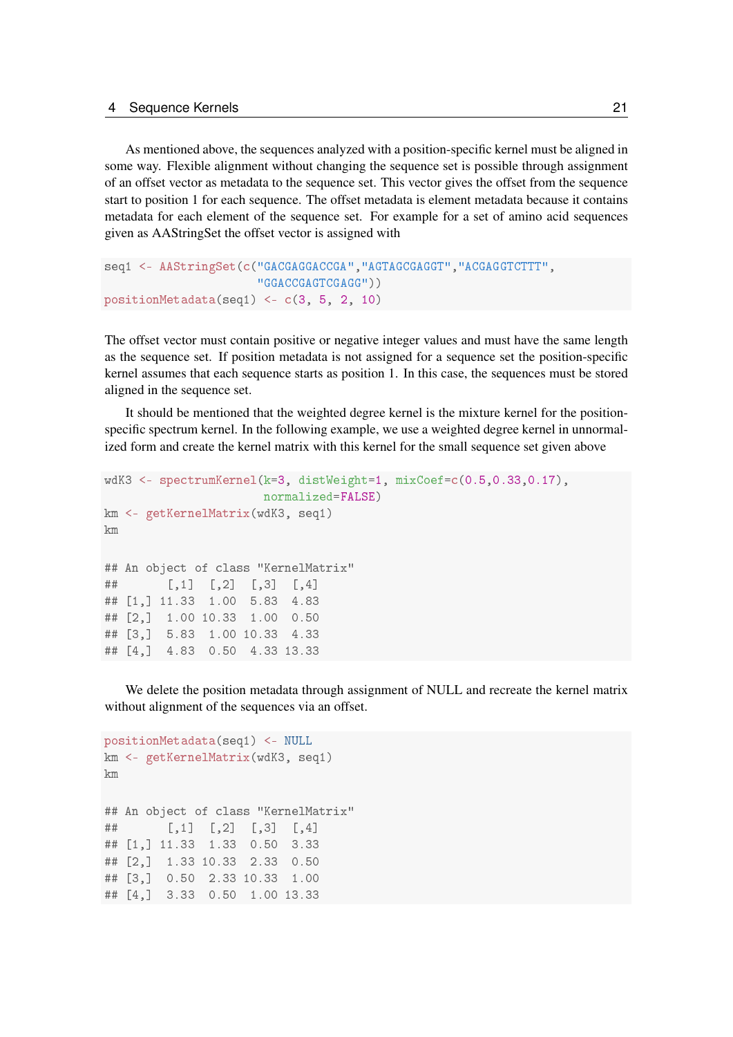As mentioned above, the sequences analyzed with a position-specific kernel must be aligned in some way. Flexible alignment without changing the sequence set is possible through assignment of an offset vector as metadata to the sequence set. This vector gives the offset from the sequence start to position 1 for each sequence. The offset metadata is element metadata because it contains metadata for each element of the sequence set. For example for a set of amino acid sequences given as AAStringSet the offset vector is assigned with

```
seq1 <- AAStringSet(c("GACGAGGACCGA","AGTAGCGAGGT","ACGAGGTCTTT",
                      "GGACCGAGTCGAGG"))
positionMetadata(seq1) <- c(3, 5, 2, 10)
```

The offset vector must contain positive or negative integer values and must have the same length as the sequence set. If position metadata is not assigned for a sequence set the position-specific kernel assumes that each sequence starts as position 1. In this case, the sequences must be stored aligned in the sequence set.

It should be mentioned that the weighted degree kernel is the mixture kernel for the position-specific spectrum kernel. In the following example, we use a weighted degree kernel in unnormalized form and create the kernel matrix with this kernel for the small sequence set given above

```
wdK3 <- spectrumKernel(k=3, distWeight=1, mixCoef=c(0.5,0.33,0.17),
                       normalized=FALSE)
km <- getKernelMatrix(wdK3, seq1)
km

## An object of class "KernelMatrix"
##       [,1]  [,2]  [,3]  [,4]
## [1,] 11.33  1.00  5.83  4.83
## [2,]  1.00 10.33  1.00  0.50
## [3,]  5.83  1.00 10.33  4.33
## [4,]  4.83  0.50  4.33 13.33
```

We delete the position metadata through assignment of NULL and recreate the kernel matrix without alignment of the sequences via an offset.

```
positionMetadata(seq1) <- NULL
km <- getKernelMatrix(wdK3, seq1)
km

## An object of class "KernelMatrix"
##       [,1]  [,2]  [,3]  [,4]
## [1,] 11.33  1.33  0.50  3.33
## [2,]  1.33 10.33  2.33  0.50
## [3,]  0.50  2.33 10.33  1.00
## [4,]  3.33  0.50  1.00 13.33
```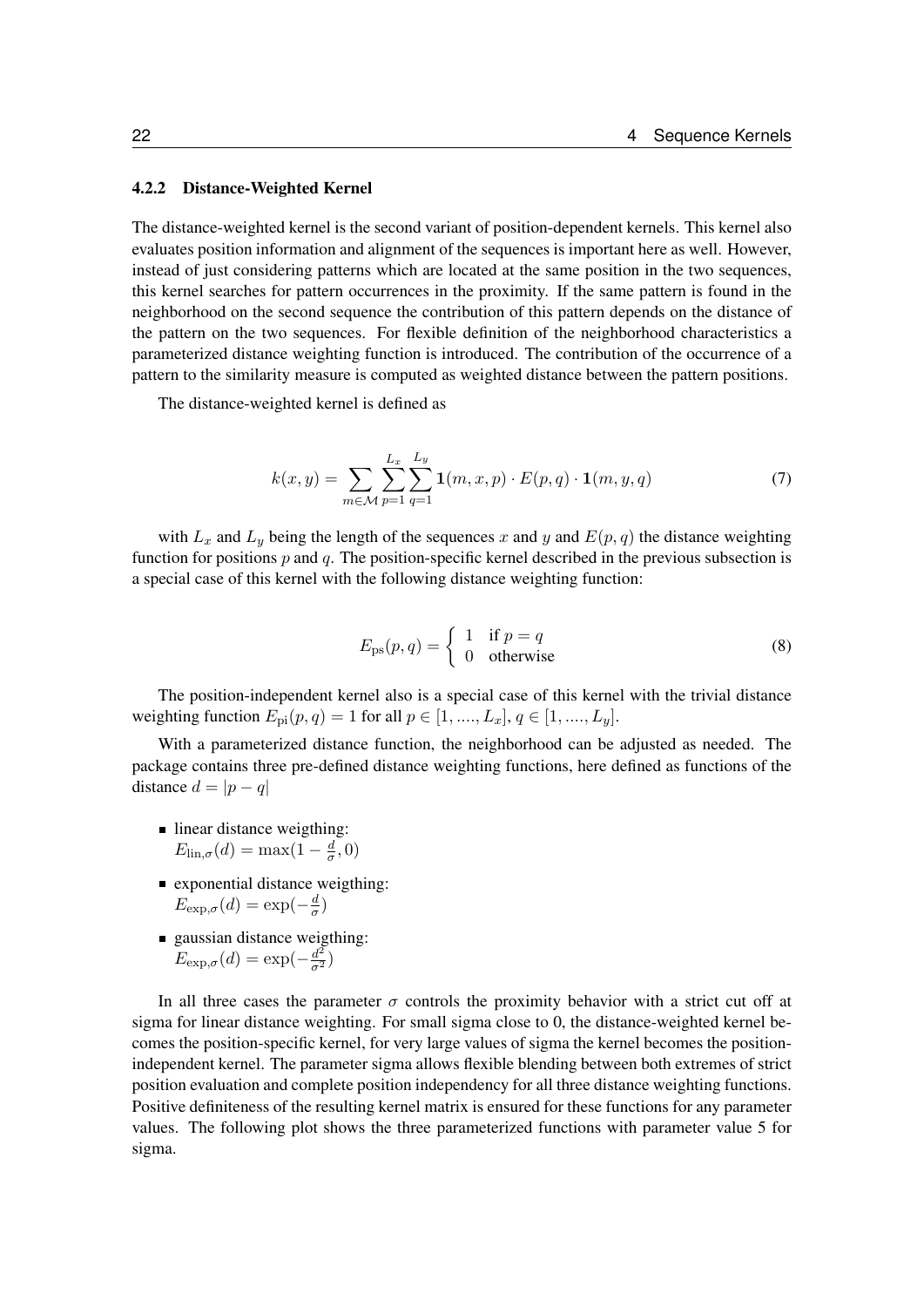#### 4.2.2 Distance-Weighted Kernel

The distance-weighted kernel is the second variant of position-dependent kernels. This kernel also evaluates position information and alignment of the sequences is important here as well. However, instead of just considering patterns which are located at the same position in the two sequences, this kernel searches for pattern occurrences in the proximity. If the same pattern is found in the neighborhood on the second sequence the contribution of this pattern depends on the distance of the pattern on the two sequences. For flexible definition of the neighborhood characteristics a parameterized distance weighting function is introduced. The contribution of the occurrence of a pattern to the similarity measure is computed as weighted distance between the pattern positions.

The distance-weighted kernel is defined as

$$k(x,y) = \sum_{m \in \mathcal{M}} \sum_{p=1}^{L_x} \sum_{q=1}^{L_y} \mathbf{1}(m,x,p) \cdot E(p,q) \cdot \mathbf{1}(m,y,q) \tag{7}$$

with $L_x$ and $L_y$ being the length of the sequences $x$ and $y$ and $E(p,q)$ the distance weighting function for positions $p$ and $q$. The position-specific kernel described in the previous subsection is a special case of this kernel with the following distance weighting function:

$$E_{\mathrm{ps}}(p,q) = \begin{cases} 1 & \text{if } p = q \\ 0 & \text{otherwise} \end{cases} \tag{8}$$

The position-independent kernel also is a special case of this kernel with the trivial distance weighting function $E_{\mathrm{pi}}(p,q) = 1$ for all $p \in [1, ...., L_x]$, $q \in [1, ...., L_y]$.

With a parameterized distance function, the neighborhood can be adjusted as needed. The package contains three pre-defined distance weighting functions, here defined as functions of the distance $d = |p - q|$

- linear distance weigthing:
  $E_{\mathrm{lin},\sigma}(d) = \max(1 - \frac{d}{\sigma}, 0)$
- exponential distance weigthing:
  $E_{\mathrm{exp},\sigma}(d) = \exp(-\frac{d}{\sigma})$
- gaussian distance weigthing:
  $E_{\mathrm{exp},\sigma}(d) = \exp(-\frac{d^2}{\sigma^2})$

In all three cases the parameter $\sigma$ controls the proximity behavior with a strict cut off at sigma for linear distance weighting. For small sigma close to 0, the distance-weighted kernel becomes the position-specific kernel, for very large values of sigma the kernel becomes the position-independent kernel. The parameter sigma allows flexible blending between both extremes of strict position evaluation and complete position independency for all three distance weighting functions. Positive definiteness of the resulting kernel matrix is ensured for these functions for any parameter values. The following plot shows the three parameterized functions with parameter value 5 for sigma.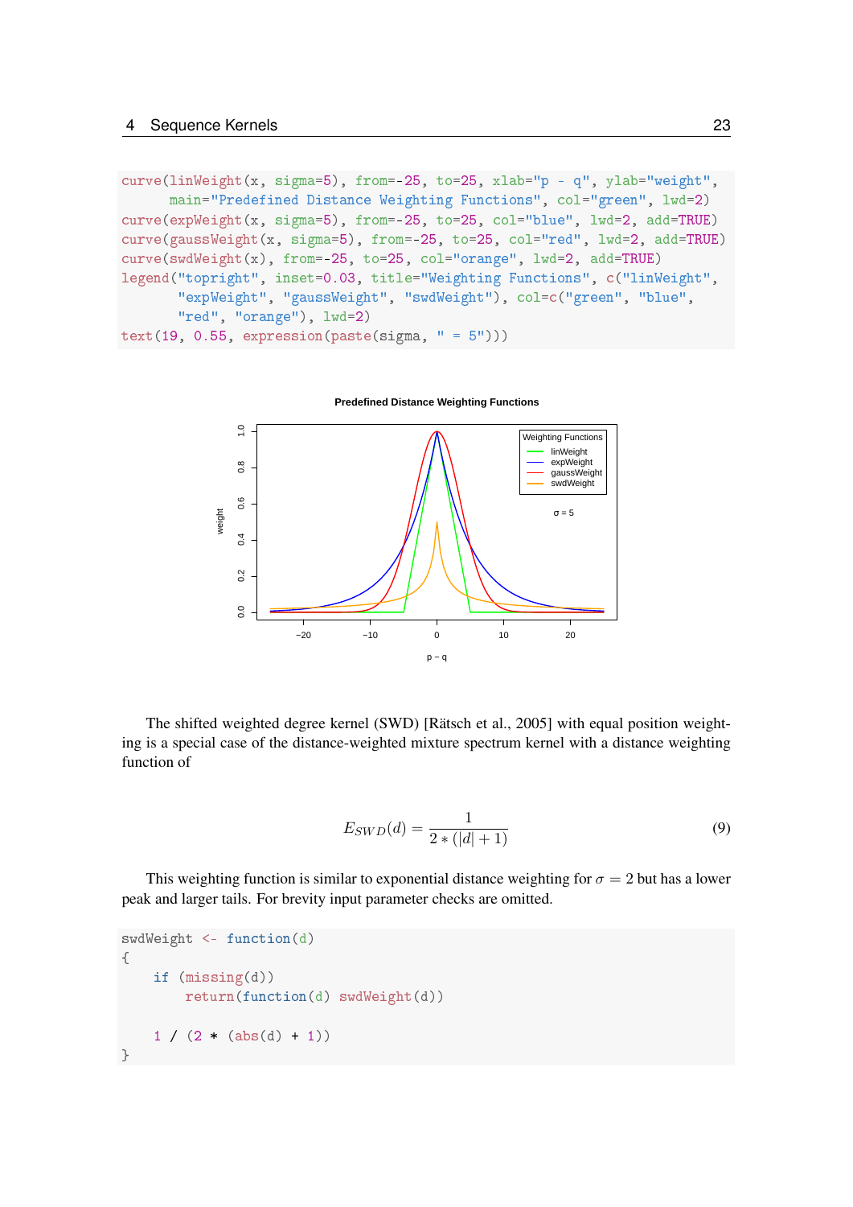```
curve(linWeight(x, sigma=5), from=-25, to=25, xlab="p - q", ylab="weight",
      main="Predefined Distance Weighting Functions", col="green", lwd=2)
curve(expWeight(x, sigma=5), from=-25, to=25, col="blue", lwd=2, add=TRUE)
curve(gaussWeight(x, sigma=5), from=-25, to=25, col="red", lwd=2, add=TRUE)
curve(swdWeight(x), from=-25, to=25, col="orange", lwd=2, add=TRUE)
legend("topright", inset=0.03, title="Weighting Functions", c("linWeight",
       "expWeight", "gaussWeight", "swdWeight"), col=c("green", "blue",
       "red", "orange"), lwd=2)
text(19, 0.55, expression(paste(sigma, " = 5")))
```

The shifted weighted degree kernel (SWD) [Rätsch et al., 2005] with equal position weighting is a special case of the distance-weighted mixture spectrum kernel with a distance weighting function of

$$E_{SWD}(d) = \frac{1}{2 * (|d| + 1)} \tag{9}$$

This weighting function is similar to exponential distance weighting for $\sigma = 2$ but has a lower peak and larger tails. For brevity input parameter checks are omitted.

```
swdWeight <- function(d)
{
    if (missing(d))
        return(function(d) swdWeight(d))

    1 / (2 * (abs(d) + 1))
}
```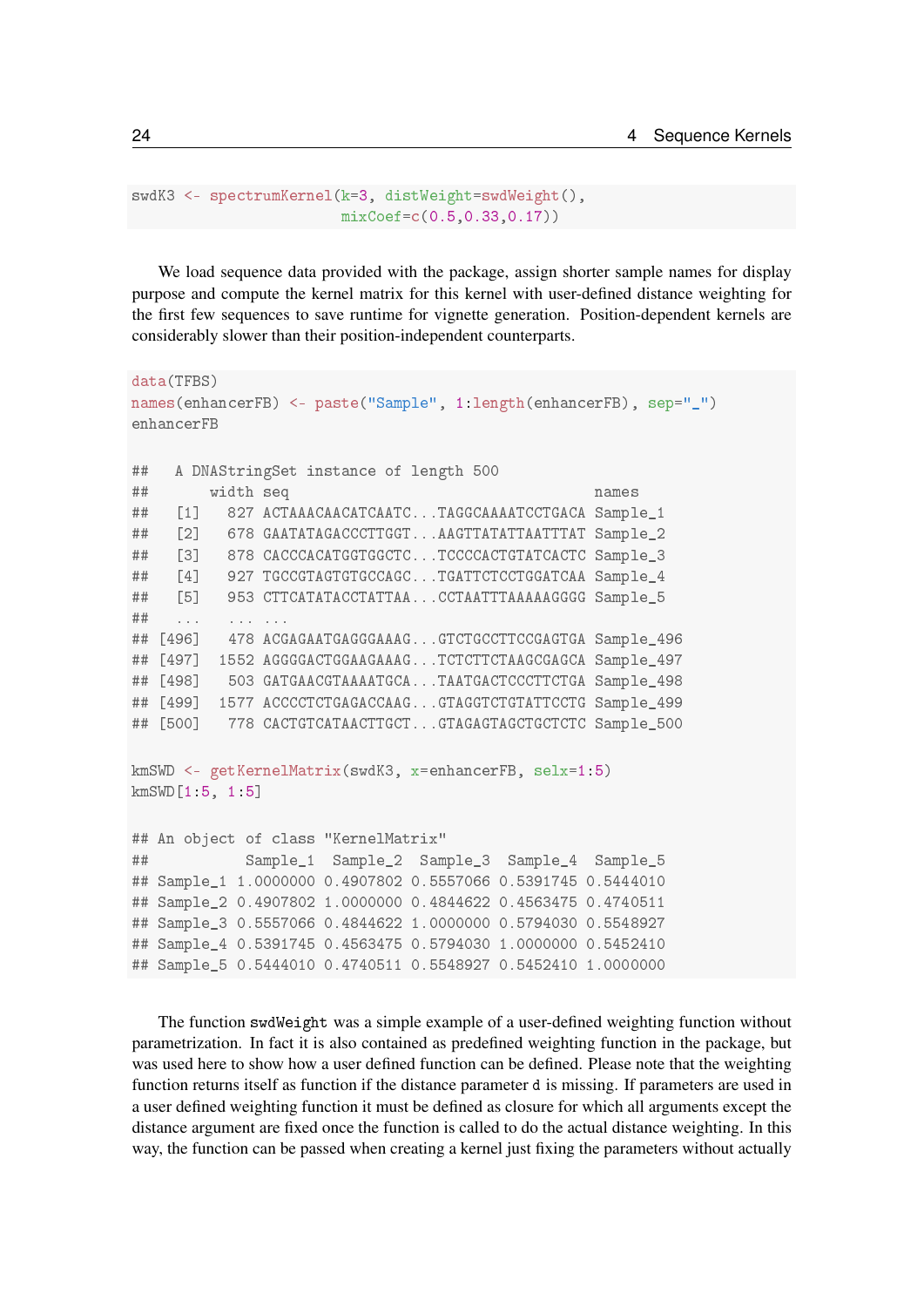```
swdK3 <- spectrumKernel(k=3, distWeight=swdWeight(),
                        mixCoef=c(0.5,0.33,0.17))
```

We load sequence data provided with the package, assign shorter sample names for display purpose and compute the kernel matrix for this kernel with user-defined distance weighting for the first few sequences to save runtime for vignette generation. Position-dependent kernels are considerably slower than their position-independent counterparts.

```
data(TFBS)
names(enhancerFB) <- paste("Sample", 1:length(enhancerFB), sep="_")
enhancerFB

##   A DNAStringSet instance of length 500
##       width seq                                   names
##   [1]   827 ACTAAACAACATCAATC...TAGGCAAAATCCTGACA Sample_1
##   [2]   678 GAATATAGACCCTTGGT...AAGTTATATTAATTTAT Sample_2
##   [3]   878 CACCCACATGGTGGCTC...TCCCCACTGTATCACTC Sample_3
##   [4]   927 TGCCGTAGTGTGCCAGC...TGATTCTCCTGGATCAA Sample_4
##   [5]   953 CTTCATATACCTATTAA...CCTAATTTAAAAAGGGG Sample_5
##   ...   ... ...
## [496]   478 ACGAGAATGAGGGAAAG...GTCTGCCTTCCGAGTGA Sample_496
## [497]  1552 AGGGGACTGGAAGAAAG...TCTCTTCTAAGCGAGCA Sample_497
## [498]   503 GATGAACGTAAAATGCA...TAATGACTCCCTTCTGA Sample_498
## [499]  1577 ACCCCTCTGAGACCAAG...GTAGGTCTGTATTCCTG Sample_499
## [500]   778 CACTGTCATAACTTGCT...GTAGAGTAGCTGCTCTC Sample_500

kmSWD <- getKernelMatrix(swdK3, x=enhancerFB, selx=1:5)
kmSWD[1:5, 1:5]

## An object of class "KernelMatrix"
##           Sample_1  Sample_2  Sample_3  Sample_4  Sample_5
## Sample_1 1.0000000 0.4907802 0.5557066 0.5391745 0.5444010
## Sample_2 0.4907802 1.0000000 0.4844622 0.4563475 0.4740511
## Sample_3 0.5557066 0.4844622 1.0000000 0.5794030 0.5548927
## Sample_4 0.5391745 0.4563475 0.5794030 1.0000000 0.5452410
## Sample_5 0.5444010 0.4740511 0.5548927 0.5452410 1.0000000
```

The function `swdWeight` was a simple example of a user-defined weighting function without parametrization. In fact it is also contained as predefined weighting function in the package, but was used here to show how a user defined function can be defined. Please note that the weighting function returns itself as function if the distance parameter `d` is missing. If parameters are used in a user defined weighting function it must be defined as closure for which all arguments except the distance argument are fixed once the function is called to do the actual distance weighting. In this way, the function can be passed when creating a kernel just fixing the parameters without actually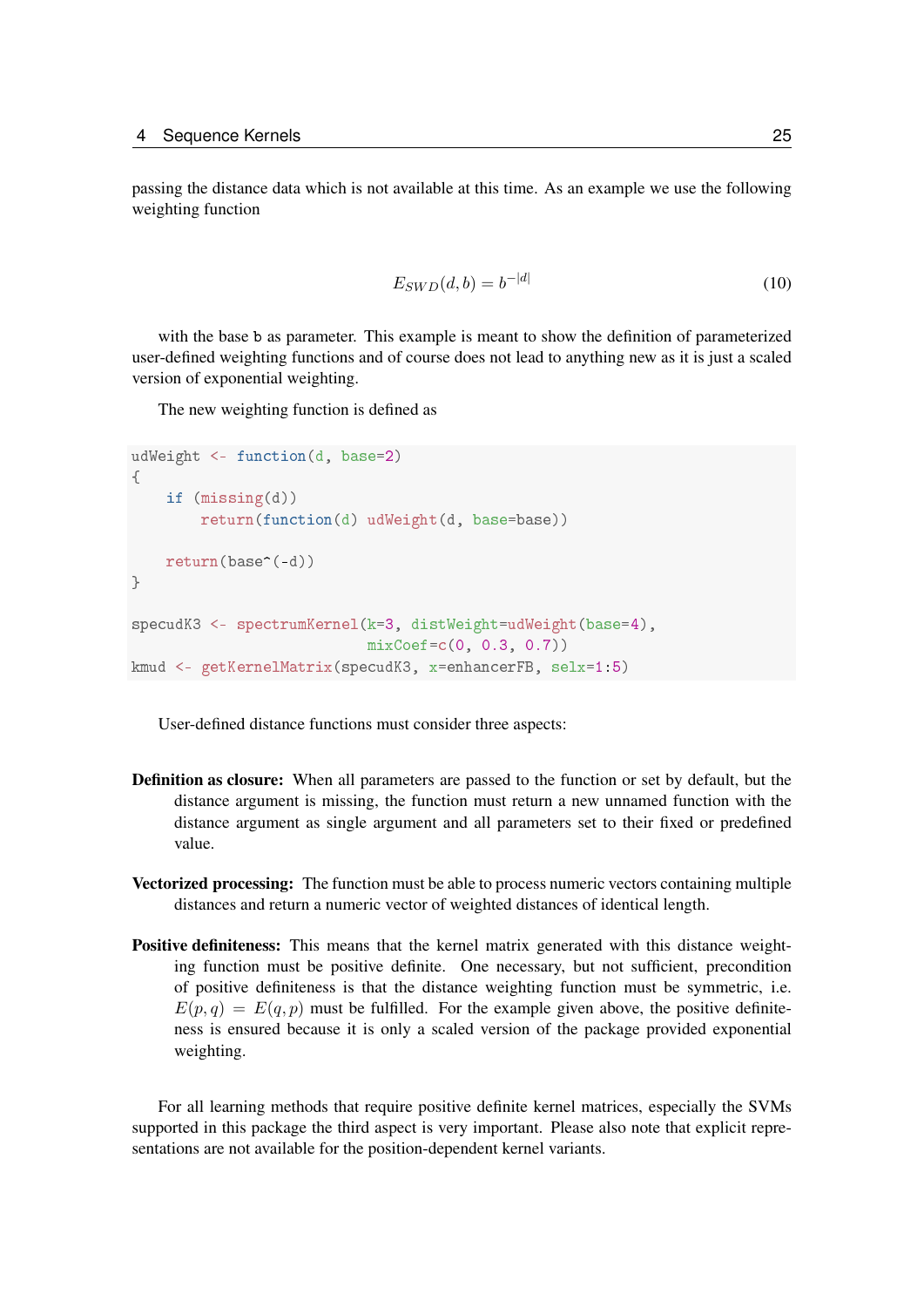passing the distance data which is not available at this time. As an example we use the following weighting function

$$E_{SWD}(d, b) = b^{-|d|} \tag{10}$$

with the base `b` as parameter. This example is meant to show the definition of parameterized user-defined weighting functions and of course does not lead to anything new as it is just a scaled version of exponential weighting.

The new weighting function is defined as

```
udWeight <- function(d, base=2)
{
    if (missing(d))
        return(function(d) udWeight(d, base=base))

    return(base^(-d))
}

specudK3 <- spectrumKernel(k=3, distWeight=udWeight(base=4),
                           mixCoef=c(0, 0.3, 0.7))
kmud <- getKernelMatrix(specudK3, x=enhancerFB, selx=1:5)
```

User-defined distance functions must consider three aspects:

**Definition as closure:** When all parameters are passed to the function or set by default, but the distance argument is missing, the function must return a new unnamed function with the distance argument as single argument and all parameters set to their fixed or predefined value.

**Vectorized processing:** The function must be able to process numeric vectors containing multiple distances and return a numeric vector of weighted distances of identical length.

**Positive definiteness:** This means that the kernel matrix generated with this distance weighting function must be positive definite. One necessary, but not sufficient, precondition of positive definiteness is that the distance weighting function must be symmetric, i.e. $E(p, q) = E(q, p)$ must be fulfilled. For the example given above, the positive definiteness is ensured because it is only a scaled version of the package provided exponential weighting.

For all learning methods that require positive definite kernel matrices, especially the SVMs supported in this package the third aspect is very important. Please also note that explicit representations are not available for the position-dependent kernel variants.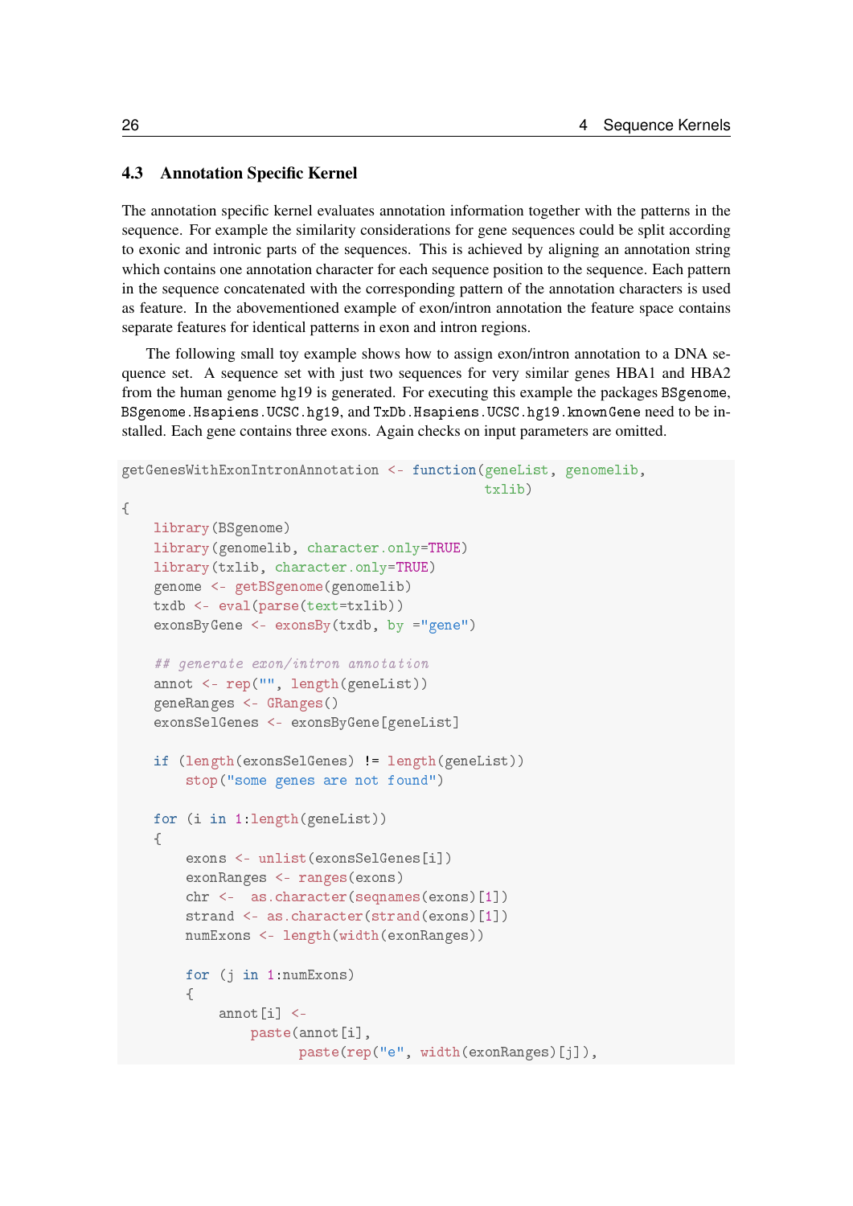## 4.3 Annotation Specific Kernel

The annotation specific kernel evaluates annotation information together with the patterns in the sequence. For example the similarity considerations for gene sequences could be split according to exonic and intronic parts of the sequences. This is achieved by aligning an annotation string which contains one annotation character for each sequence position to the sequence. Each pattern in the sequence concatenated with the corresponding pattern of the annotation characters is used as feature. In the abovementioned example of exon/intron annotation the feature space contains separate features for identical patterns in exon and intron regions.

The following small toy example shows how to assign exon/intron annotation to a DNA sequence set. A sequence set with just two sequences for very similar genes HBA1 and HBA2 from the human genome hg19 is generated. For executing this example the packages `BSgenome`, `BSgenome.Hsapiens.UCSC.hg19`, and `TxDb.Hsapiens.UCSC.hg19.knownGene` need to be installed. Each gene contains three exons. Again checks on input parameters are omitted.

```
getGenesWithExonIntronAnnotation <- function(geneList, genomelib,
                                             txlib)
{
    library(BSgenome)
    library(genomelib, character.only=TRUE)
    library(txlib, character.only=TRUE)
    genome <- getBSgenome(genomelib)
    txdb <- eval(parse(text=txlib))
    exonsByGene <- exonsBy(txdb, by ="gene")

    ## generate exon/intron annotation
    annot <- rep("", length(geneList))
    geneRanges <- GRanges()
    exonsSelGenes <- exonsByGene[geneList]

    if (length(exonsSelGenes) != length(geneList))
        stop("some genes are not found")

    for (i in 1:length(geneList))
    {
        exons <- unlist(exonsSelGenes[i])
        exonRanges <- ranges(exons)
        chr <-  as.character(seqnames(exons)[1])
        strand <- as.character(strand(exons)[1])
        numExons <- length(width(exonRanges))

        for (j in 1:numExons)
        {
            annot[i] <-
                paste(annot[i],
                      paste(rep("e", width(exonRanges)[j]),
```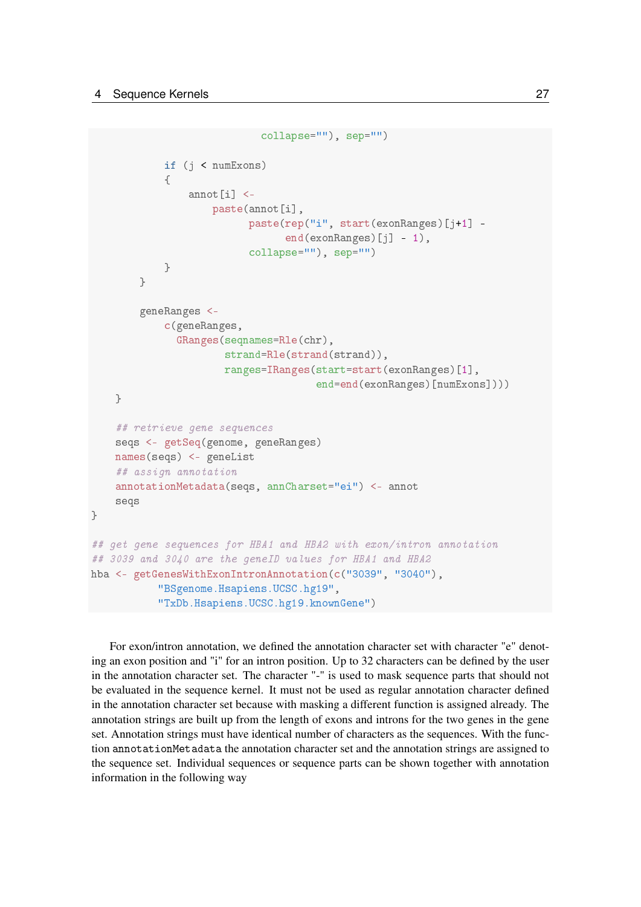```
                                collapse=""), sep="")

            if (j < numExons)
            {
                annot[i] <-
                    paste(annot[i],
                          paste(rep("i", start(exonRanges)[j+1] -
                                end(exonRanges)[j] - 1),
                          collapse=""), sep="")
            }
        }

        geneRanges <-
            c(geneRanges,
              GRanges(seqnames=Rle(chr),
                      strand=Rle(strand(strand)),
                      ranges=IRanges(start=start(exonRanges)[1],
                                     end=end(exonRanges)[numExons])))
    }

    ## retrieve gene sequences
    seqs <- getSeq(genome, geneRanges)
    names(seqs) <- geneList
    ## assign annotation
    annotationMetadata(seqs, annCharset="ei") <- annot
    seqs
}

## get gene sequences for HBA1 and HBA2 with exon/intron annotation
## 3039 and 3040 are the geneID values for HBA1 and HBA2
hba <- getGenesWithExonIntronAnnotation(c("3039", "3040"),
           "BSgenome.Hsapiens.UCSC.hg19",
           "TxDb.Hsapiens.UCSC.hg19.knownGene")
```

For exon/intron annotation, we defined the annotation character set with character "e" denoting an exon position and "i" for an intron position. Up to 32 characters can be defined by the user in the annotation character set. The character "-" is used to mask sequence parts that should not be evaluated in the sequence kernel. It must not be used as regular annotation character defined in the annotation character set because with masking a different function is assigned already. The annotation strings are built up from the length of exons and introns for the two genes in the gene set. Annotation strings must have identical number of characters as the sequences. With the function `annotationMetadata` the annotation character set and the annotation strings are assigned to the sequence set. Individual sequences or sequence parts can be shown together with annotation information in the following way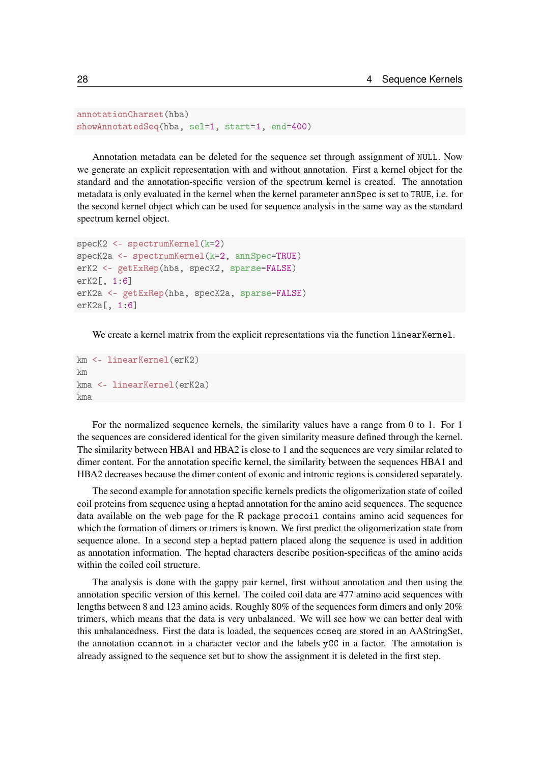```
annotationCharset(hba)
showAnnotatedSeq(hba, sel=1, start=1, end=400)
```

Annotation metadata can be deleted for the sequence set through assignment of NULL. Now we generate an explicit representation with and without annotation. First a kernel object for the standard and the annotation-specific version of the spectrum kernel is created. The annotation metadata is only evaluated in the kernel when the kernel parameter annSpec is set to TRUE, i.e. for the second kernel object which can be used for sequence analysis in the same way as the standard spectrum kernel object.

```
specK2 <- spectrumKernel(k=2)
specK2a <- spectrumKernel(k=2, annSpec=TRUE)
erK2 <- getExRep(hba, specK2, sparse=FALSE)
erK2[, 1:6]
erK2a <- getExRep(hba, specK2a, sparse=FALSE)
erK2a[, 1:6]
```

We create a kernel matrix from the explicit representations via the function linearKernel.

```
km <- linearKernel(erK2)
km
kma <- linearKernel(erK2a)
kma
```

For the normalized sequence kernels, the similarity values have a range from 0 to 1. For 1 the sequences are considered identical for the given similarity measure defined through the kernel. The similarity between HBA1 and HBA2 is close to 1 and the sequences are very similar related to dimer content. For the annotation specific kernel, the similarity between the sequences HBA1 and HBA2 decreases because the dimer content of exonic and intronic regions is considered separately.

The second example for annotation specific kernels predicts the oligomerization state of coiled coil proteins from sequence using a heptad annotation for the amino acid sequences. The sequence data available on the web page for the R package procoil contains amino acid sequences for which the formation of dimers or trimers is known. We first predict the oligomerization state from sequence alone. In a second step a heptad pattern placed along the sequence is used in addition as annotation information. The heptad characters describe position-specificas of the amino acids within the coiled coil structure.

The analysis is done with the gappy pair kernel, first without annotation and then using the annotation specific version of this kernel. The coiled coil data are 477 amino acid sequences with lengths between 8 and 123 amino acids. Roughly 80% of the sequences form dimers and only 20% trimers, which means that the data is very unbalanced. We will see how we can better deal with this unbalancedness. First the data is loaded, the sequences ccseq are stored in an AAStringSet, the annotation ccannot in a character vector and the labels yCC in a factor. The annotation is already assigned to the sequence set but to show the assignment it is deleted in the first step.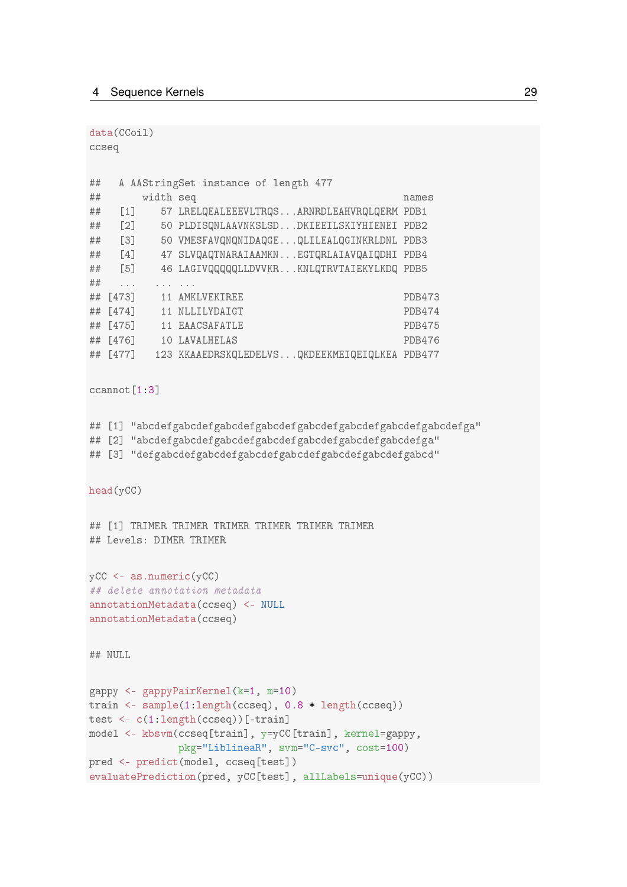```
data(CCoil)
ccseq
```

```
##   A AAStringSet instance of length 477
##       width seq                                names
##   [1]    57 LRELQEALEEEVLTRQS...ARNRDLEAHVRQLQERM PDB1
##   [2]    50 PLDISQNLAAVNKSLSD...DKIEEILSKIYHIENEI PDB2
##   [3]    50 VMESFAVQNQNIDAQGE...QLILEALQGINKRLDNL PDB3
##   [4]    47 SLVQAQTNARAIAAMKN...EGTQRLAIAVQAIQDHI PDB4
##   [5]    46 LAGIVQQQQQLLDVVKR...KNLQTRVTAIEKYLKDQ PDB5
##   ...   ... ...
## [473]    11 AMKLVEKIREE                        PDB473
## [474]    11 NLLILYDAIGT                        PDB474
## [475]    11 EAACSAFATLE                        PDB475
## [476]    10 LAVALHELAS                         PDB476
## [477]   123 KKAAEDRSKQLEDELVS...QKDEEKMEIQEIQLKEA PDB477
```

```
ccannot[1:3]
```

```
## [1] "abcdefgabcdefgabcdefgabcdefgabcdefgabcdefgabcdefgabcdefga"
## [2] "abcdefgabcdefgabcdefgabcdefgabcdefgabcdefgabcdefga"
## [3] "defgabcdefgabcdefgabcdefgabcdefgabcdefgabcdefgabcd"
```

```
head(yCC)
```

```
## [1] TRIMER TRIMER TRIMER TRIMER TRIMER TRIMER
## Levels: DIMER TRIMER
```

```
yCC <- as.numeric(yCC)
## delete annotation metadata
annotationMetadata(ccseq) <- NULL
annotationMetadata(ccseq)
```

```
## NULL
```

```
gappy <- gappyPairKernel(k=1, m=10)
train <- sample(1:length(ccseq), 0.8 * length(ccseq))
test <- c(1:length(ccseq))[-train]
model <- kbsvm(ccseq[train], y=yCC[train], kernel=gappy,
               pkg="LiblineaR", svm="C-svc", cost=100)
pred <- predict(model, ccseq[test])
evaluatePrediction(pred, yCC[test], allLabels=unique(yCC))
```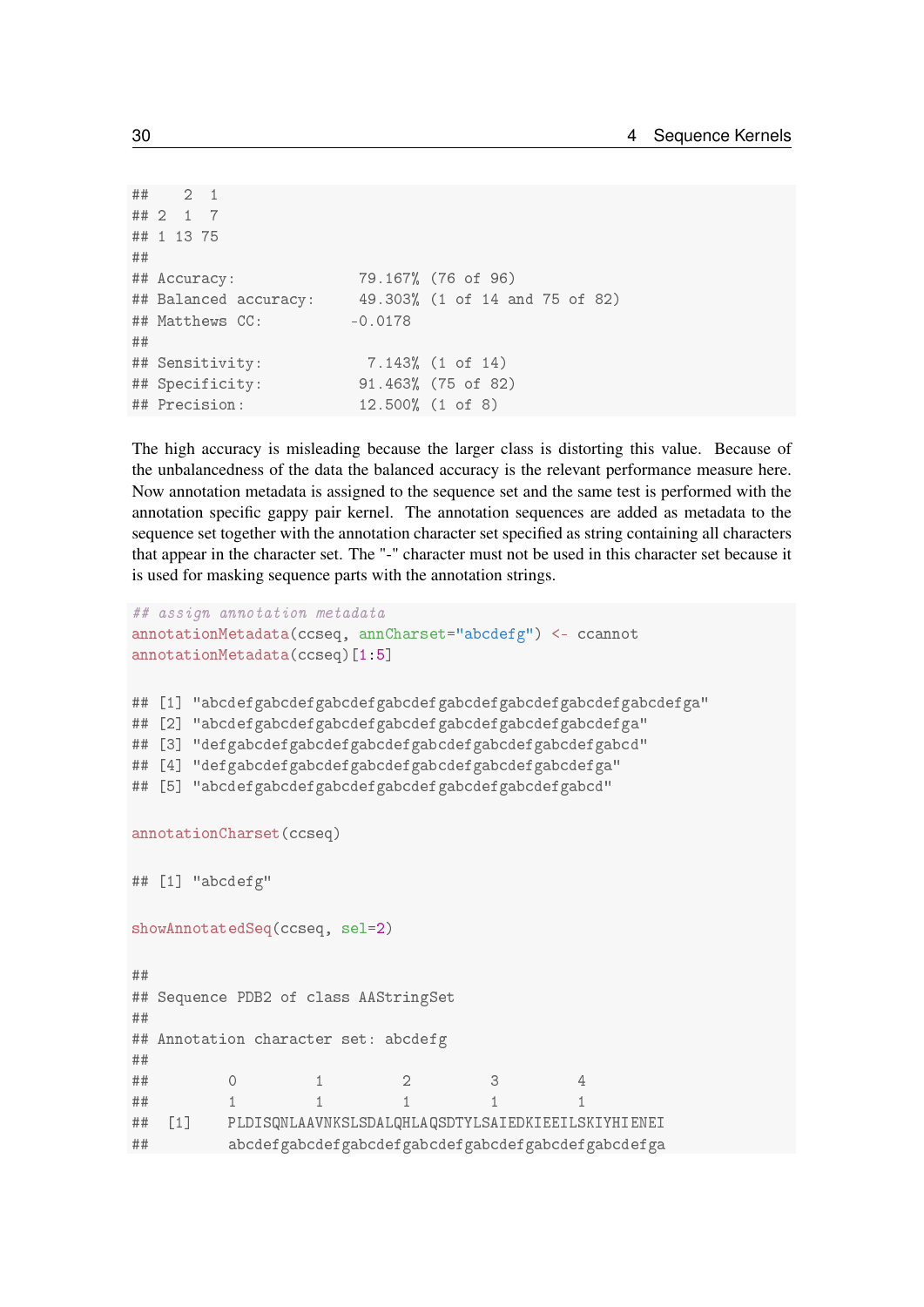```
##    2  1
## 2  1  7
## 1 13 75
##
## Accuracy:             79.167% (76 of 96)
## Balanced accuracy:    49.303% (1 of 14 and 75 of 82)
## Matthews CC:         -0.0178
##
## Sensitivity:           7.143% (1 of 14)
## Specificity:          91.463% (75 of 82)
## Precision:            12.500% (1 of 8)
```

The high accuracy is misleading because the larger class is distorting this value. Because of the unbalancedness of the data the balanced accuracy is the relevant performance measure here. Now annotation metadata is assigned to the sequence set and the same test is performed with the annotation specific gappy pair kernel. The annotation sequences are added as metadata to the sequence set together with the annotation character set specified as string containing all characters that appear in the character set. The "-" character must not be used in this character set because it is used for masking sequence parts with the annotation strings.

```
## assign annotation metadata
annotationMetadata(ccseq, annCharset="abcdefg") <- ccannot
annotationMetadata(ccseq)[1:5]

## [1] "abcdefgabcdefgabcdefgabcdefgabcdefgabcdefgabcdefgabcdefga"
## [2] "abcdefgabcdefgabcdefgabcdefgabcdefgabcdefgabcdefga"
## [3] "defgabcdefgabcdefgabcdefgabcdefgabcdefgabcdefgabcd"
## [4] "defgabcdefgabcdefgabcdefgabcdefgabcdefgabcdefga"
## [5] "abcdefgabcdefgabcdefgabcdefgabcdefgabcdefgabcd"

annotationCharset(ccseq)

## [1] "abcdefg"

showAnnotatedSeq(ccseq, sel=2)

##
## Sequence PDB2 of class AAStringSet
##
## Annotation character set: abcdefg
##
##          0         1         2         3         4
##          1         1         1         1         1
##   [1]    PLDISQNLAAVNKSLSDALQHLAQSDTYLSAIEDKIEEILSKIYHIENEI
##          abcdefgabcdefgabcdefgabcdefgabcdefgabcdefgabcdefga
```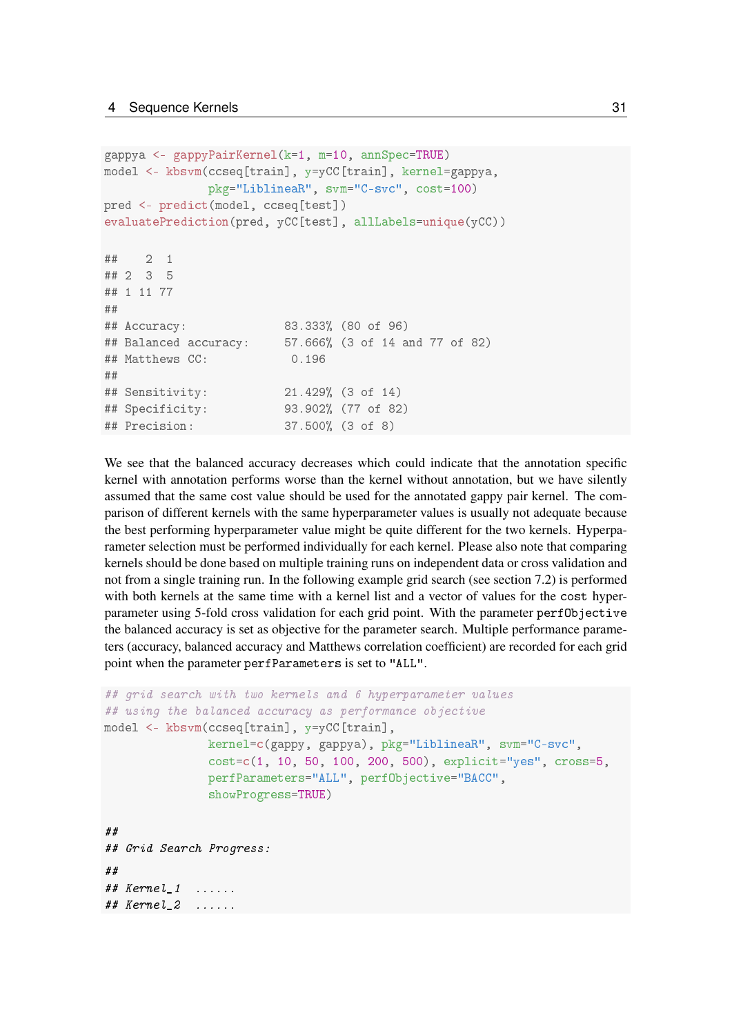```
gappya <- gappyPairKernel(k=1, m=10, annSpec=TRUE)
model <- kbsvm(ccseq[train], y=yCC[train], kernel=gappya,
               pkg="LiblineaR", svm="C-svc", cost=100)
pred <- predict(model, ccseq[test])
evaluatePrediction(pred, yCC[test], allLabels=unique(yCC))

##    2  1
## 2  3  5
## 1 11 77
##
## Accuracy:              83.333% (80 of 96)
## Balanced accuracy:     57.666% (3 of 14 and 77 of 82)
## Matthews CC:            0.196
##
## Sensitivity:           21.429% (3 of 14)
## Specificity:           93.902% (77 of 82)
## Precision:             37.500% (3 of 8)
```

We see that the balanced accuracy decreases which could indicate that the annotation specific kernel with annotation performs worse than the kernel without annotation, but we have silently assumed that the same cost value should be used for the annotated gappy pair kernel. The comparison of different kernels with the same hyperparameter values is usually not adequate because the best performing hyperparameter value might be quite different for the two kernels. Hyperparameter selection must be performed individually for each kernel. Please also note that comparing kernels should be done based on multiple training runs on independent data or cross validation and not from a single training run. In the following example grid search (see section 7.2) is performed with both kernels at the same time with a kernel list and a vector of values for the `cost` hyperparameter using 5-fold cross validation for each grid point. With the parameter `perfObjective` the balanced accuracy is set as objective for the parameter search. Multiple performance parameters (accuracy, balanced accuracy and Matthews correlation coefficient) are recorded for each grid point when the parameter `perfParameters` is set to `"ALL"`.

```
## grid search with two kernels and 6 hyperparameter values
## using the balanced accuracy as performance objective
model <- kbsvm(ccseq[train], y=yCC[train],
               kernel=c(gappy, gappya), pkg="LiblineaR", svm="C-svc",
               cost=c(1, 10, 50, 100, 200, 500), explicit="yes", cross=5,
               perfParameters="ALL", perfObjective="BACC",
               showProgress=TRUE)

##
## Grid Search Progress:
##
## Kernel_1  ......
## Kernel_2  ......
```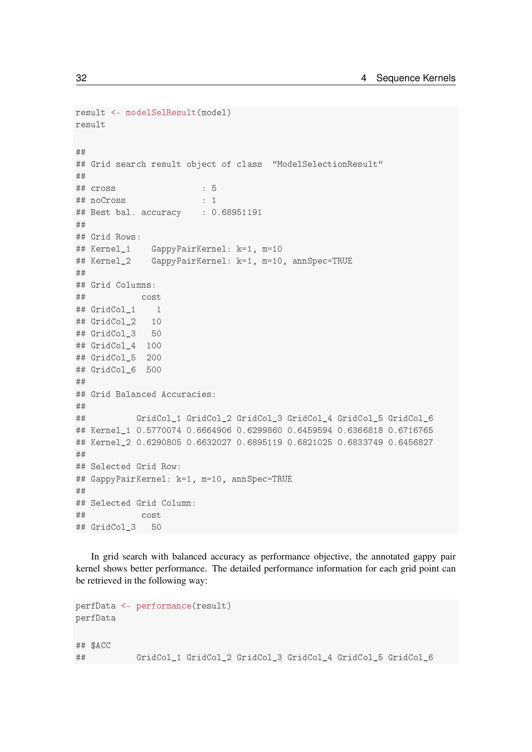```
result <- modelSelResult(model)
result

##
## Grid search result object of class  "ModelSelectionResult"
##
## cross                 : 5
## noCross               : 1
## Best bal. accuracy    : 0.68951191
##
## Grid Rows:
## Kernel_1    GappyPairKernel: k=1, m=10
## Kernel_2    GappyPairKernel: k=1, m=10, annSpec=TRUE
##
## Grid Columns:
##           cost
## GridCol_1    1
## GridCol_2   10
## GridCol_3   50
## GridCol_4  100
## GridCol_5  200
## GridCol_6  500
##
## Grid Balanced Accuracies:
##
##          GridCol_1 GridCol_2 GridCol_3 GridCol_4 GridCol_5 GridCol_6
## Kernel_1 0.5770074 0.6664906 0.6299860 0.6459594 0.6366818 0.6716765
## Kernel_2 0.6290805 0.6632027 0.6895119 0.6821025 0.6833749 0.6456827
##
## Selected Grid Row:
## GappyPairKernel: k=1, m=10, annSpec=TRUE
##
## Selected Grid Column:
##           cost
## GridCol_3   50
```

In grid search with balanced accuracy as performance objective, the annotated gappy pair kernel shows better performance. The detailed performance information for each grid point can be retrieved in the following way:

```
perfData <- performance(result)
perfData

## $ACC
##          GridCol_1 GridCol_2 GridCol_3 GridCol_4 GridCol_5 GridCol_6
```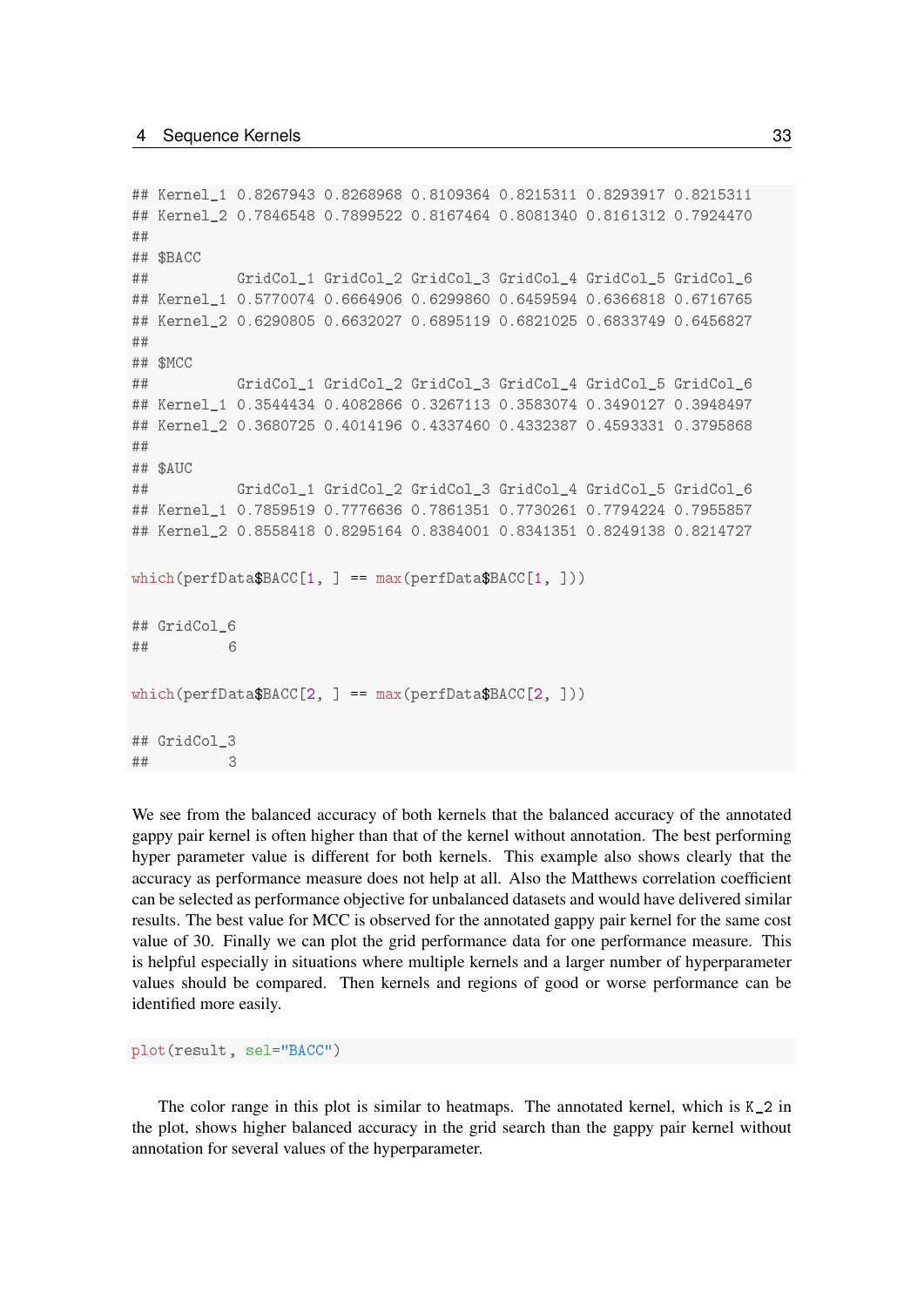```
## Kernel_1 0.8267943 0.8268968 0.8109364 0.8215311 0.8293917 0.8215311
## Kernel_2 0.7846548 0.7899522 0.8167464 0.8081340 0.8161312 0.7924470
##
## $BACC
##          GridCol_1 GridCol_2 GridCol_3 GridCol_4 GridCol_5 GridCol_6
## Kernel_1 0.5770074 0.6664906 0.6299860 0.6459594 0.6366818 0.6716765
## Kernel_2 0.6290805 0.6632027 0.6895119 0.6821025 0.6833749 0.6456827
##
## $MCC
##          GridCol_1 GridCol_2 GridCol_3 GridCol_4 GridCol_5 GridCol_6
## Kernel_1 0.3544434 0.4082866 0.3267113 0.3583074 0.3490127 0.3948497
## Kernel_2 0.3680725 0.4014196 0.4337460 0.4332387 0.4593331 0.3795868
##
## $AUC
##          GridCol_1 GridCol_2 GridCol_3 GridCol_4 GridCol_5 GridCol_6
## Kernel_1 0.7859519 0.7776636 0.7861351 0.7730261 0.7794224 0.7955857
## Kernel_2 0.8558418 0.8295164 0.8384001 0.8341351 0.8249138 0.8214727

which(perfData$BACC[1, ] == max(perfData$BACC[1, ]))

## GridCol_6
##         6

which(perfData$BACC[2, ] == max(perfData$BACC[2, ]))

## GridCol_3
##         3
```

We see from the balanced accuracy of both kernels that the balanced accuracy of the annotated gappy pair kernel is often higher than that of the kernel without annotation. The best performing hyper parameter value is different for both kernels. This example also shows clearly that the accuracy as performance measure does not help at all. Also the Matthews correlation coefficient can be selected as performance objective for unbalanced datasets and would have delivered similar results. The best value for MCC is observed for the annotated gappy pair kernel for the same cost value of 30. Finally we can plot the grid performance data for one performance measure. This is helpful especially in situations where multiple kernels and a larger number of hyperparameter values should be compared. Then kernels and regions of good or worse performance can be identified more easily.

```
plot(result, sel="BACC")
```

The color range in this plot is similar to heatmaps. The annotated kernel, which is `K_2` in the plot, shows higher balanced accuracy in the grid search than the gappy pair kernel without annotation for several values of the hyperparameter.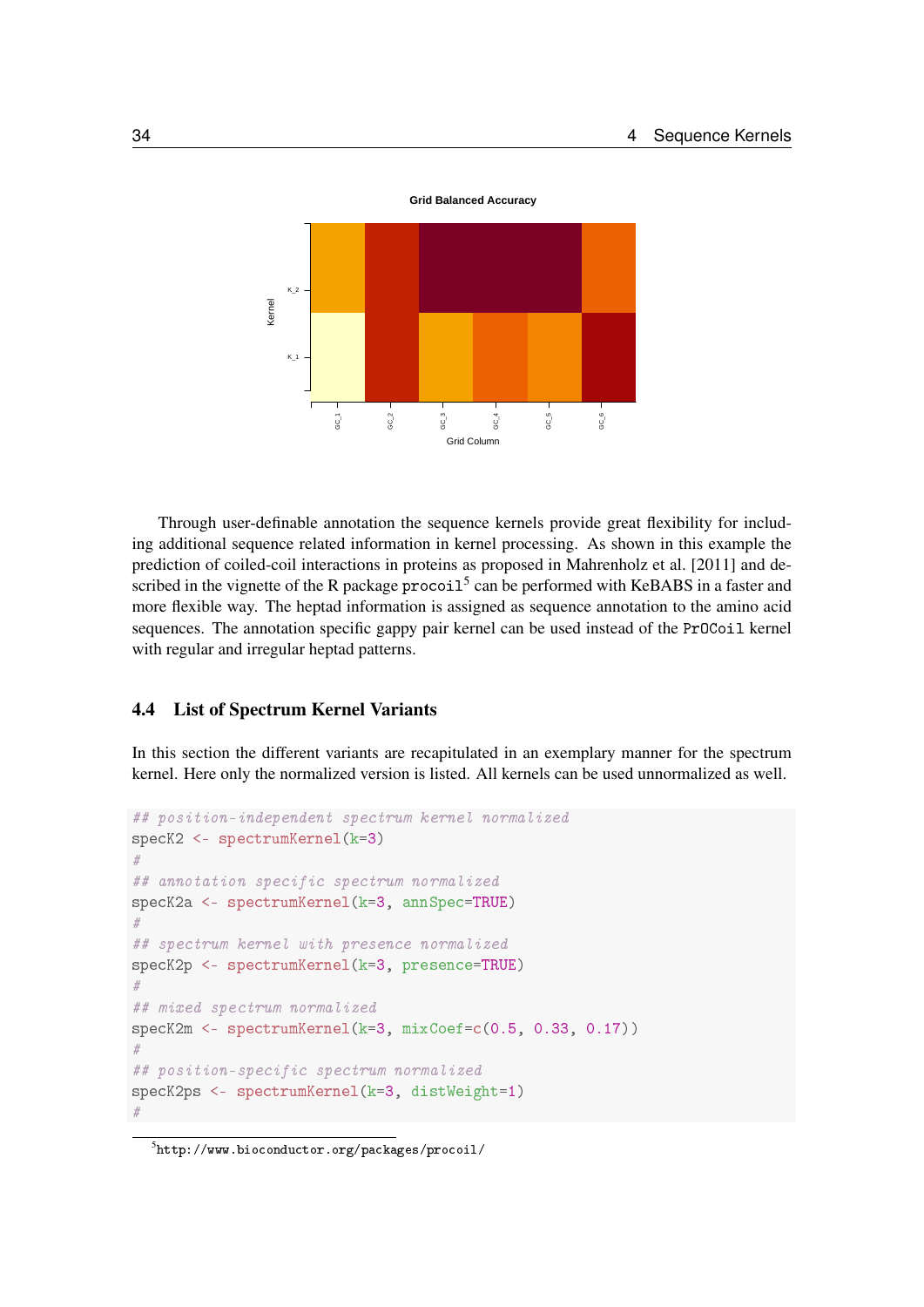Through user-definable annotation the sequence kernels provide great flexibility for including additional sequence related information in kernel processing. As shown in this example the prediction of coiled-coil interactions in proteins as proposed in Mahrenholz et al. [2011] and described in the vignette of the R package `procoil`[5] can be performed with KeBABS in a faster and more flexible way. The heptad information is assigned as sequence annotation to the amino acid sequences. The annotation specific gappy pair kernel can be used instead of the `PrOCoil` kernel with regular and irregular heptad patterns.

## 4.4 List of Spectrum Kernel Variants

In this section the different variants are recapitulated in an exemplary manner for the spectrum kernel. Here only the normalized version is listed. All kernels can be used unnormalized as well.

```
## position-independent spectrum kernel normalized
specK2 <- spectrumKernel(k=3)
#
## annotation specific spectrum normalized
specK2a <- spectrumKernel(k=3, annSpec=TRUE)
#
## spectrum kernel with presence normalized
specK2p <- spectrumKernel(k=3, presence=TRUE)
#
## mixed spectrum normalized
specK2m <- spectrumKernel(k=3, mixCoef=c(0.5, 0.33, 0.17))
#
## position-specific spectrum normalized
specK2ps <- spectrumKernel(k=3, distWeight=1)
#
```

[5] http://www.bioconductor.org/packages/procoil/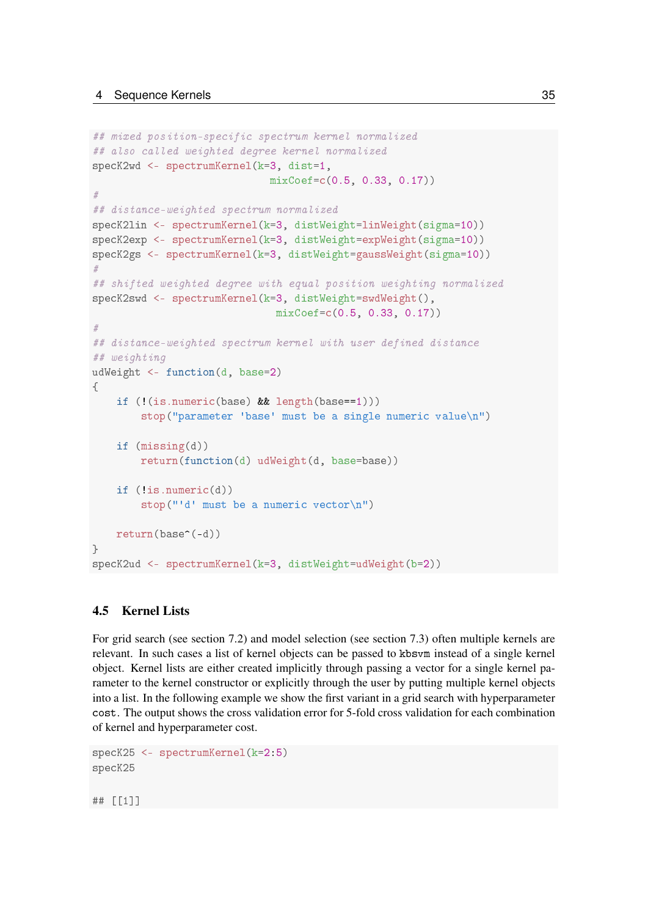```r
## mixed position-specific spectrum kernel normalized
## also called weighted degree kernel normalized
specK2wd <- spectrumKernel(k=3, dist=1,
                           mixCoef=c(0.5, 0.33, 0.17))
#
## distance-weighted spectrum normalized
specK2lin <- spectrumKernel(k=3, distWeight=linWeight(sigma=10))
specK2exp <- spectrumKernel(k=3, distWeight=expWeight(sigma=10))
specK2gs <- spectrumKernel(k=3, distWeight=gaussWeight(sigma=10))
#
## shifted weighted degree with equal position weighting normalized
specK2swd <- spectrumKernel(k=3, distWeight=swdWeight(),
                            mixCoef=c(0.5, 0.33, 0.17))
#
## distance-weighted spectrum kernel with user defined distance
## weighting
udWeight <- function(d, base=2)
{
    if (!(is.numeric(base) && length(base==1)))
        stop("parameter 'base' must be a single numeric value\n")

    if (missing(d))
        return(function(d) udWeight(d, base=base))

    if (!is.numeric(d))
        stop("'d' must be a numeric vector\n")

    return(base^(-d))
}
specK2ud <- spectrumKernel(k=3, distWeight=udWeight(b=2))
```

### 4.5 Kernel Lists

For grid search (see section 7.2) and model selection (see section 7.3) often multiple kernels are relevant. In such cases a list of kernel objects can be passed to `kbsvm` instead of a single kernel object. Kernel lists are either created implicitly through passing a vector for a single kernel parameter to the kernel constructor or explicitly through the user by putting multiple kernel objects into a list. In the following example we show the first variant in a grid search with hyperparameter `cost`. The output shows the cross validation error for 5-fold cross validation for each combination of kernel and hyperparameter cost.

```r
specK25 <- spectrumKernel(k=2:5)
specK25

## [[1]]
```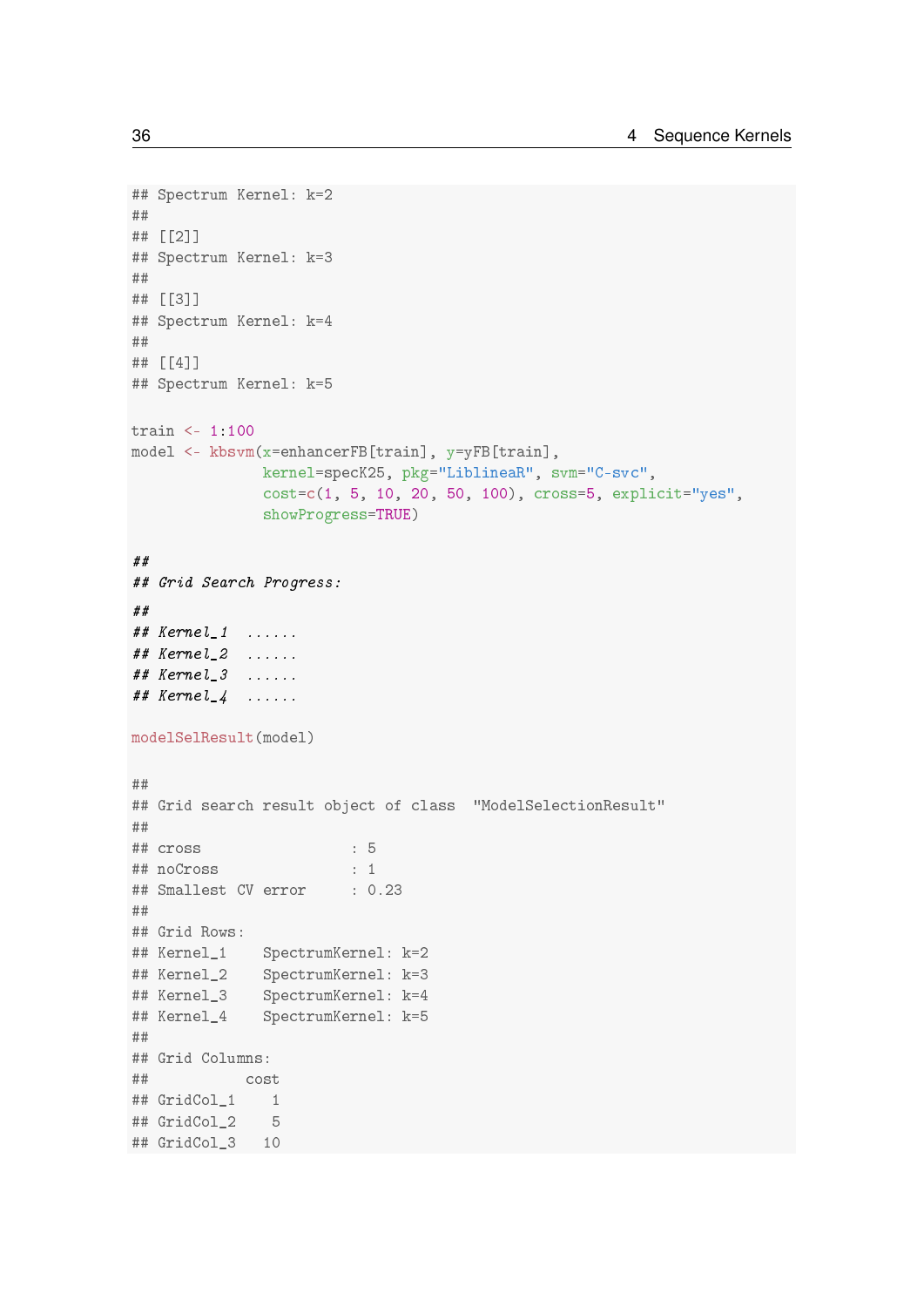```
## Spectrum Kernel: k=2
##
## [[2]]
## Spectrum Kernel: k=3
##
## [[3]]
## Spectrum Kernel: k=4
##
## [[4]]
## Spectrum Kernel: k=5

train <- 1:100
model <- kbsvm(x=enhancerFB[train], y=yFB[train],
               kernel=specK25, pkg="LiblineaR", svm="C-svc",
               cost=c(1, 5, 10, 20, 50, 100), cross=5, explicit="yes",
               showProgress=TRUE)

##
## Grid Search Progress:
##
## Kernel_1  ......
## Kernel_2  ......
## Kernel_3  ......
## Kernel_4  ......

modelSelResult(model)

##
## Grid search result object of class  "ModelSelectionResult"
##
## cross                 : 5
## noCross               : 1
## Smallest CV error     : 0.23
##
## Grid Rows:
## Kernel_1    SpectrumKernel: k=2
## Kernel_2    SpectrumKernel: k=3
## Kernel_3    SpectrumKernel: k=4
## Kernel_4    SpectrumKernel: k=5
##
## Grid Columns:
##           cost
## GridCol_1    1
## GridCol_2    5
## GridCol_3   10
```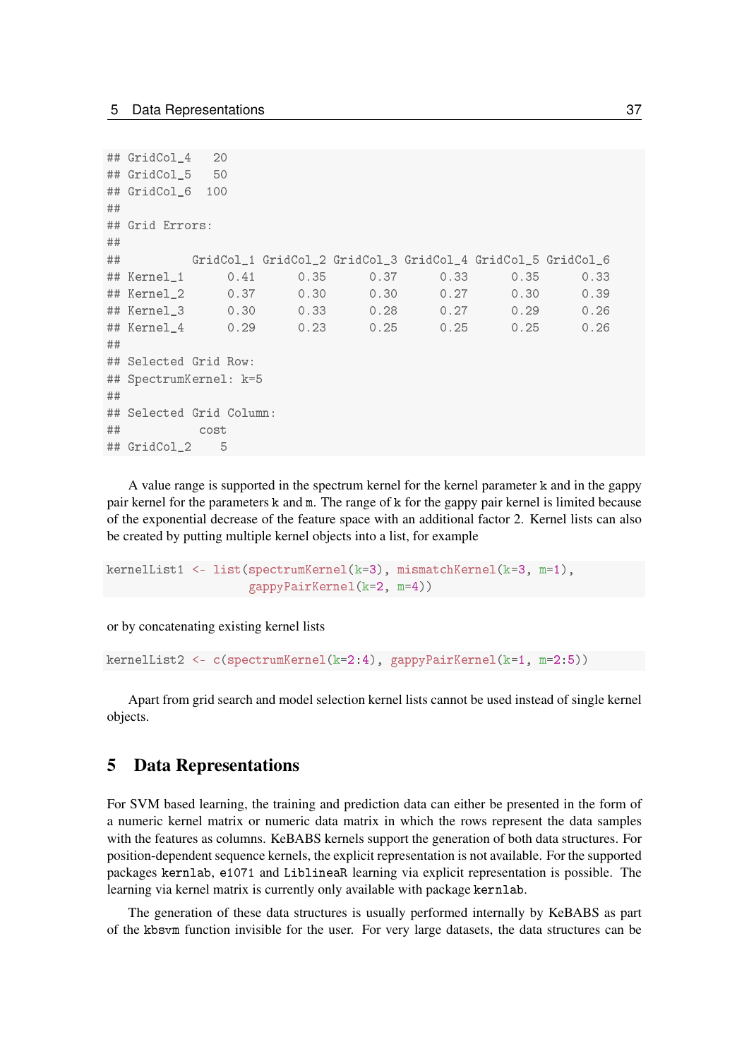```
## GridCol_4   20
## GridCol_5   50
## GridCol_6  100
##
## Grid Errors:
##
##          GridCol_1 GridCol_2 GridCol_3 GridCol_4 GridCol_5 GridCol_6
## Kernel_1      0.41      0.35      0.37      0.33      0.35      0.33
## Kernel_2      0.37      0.30      0.30      0.27      0.30      0.39
## Kernel_3      0.30      0.33      0.28      0.27      0.29      0.26
## Kernel_4      0.29      0.23      0.25      0.25      0.25      0.26
##
## Selected Grid Row:
## SpectrumKernel: k=5
##
## Selected Grid Column:
##           cost
## GridCol_2    5
```

A value range is supported in the spectrum kernel for the kernel parameter k and in the gappy pair kernel for the parameters k and m. The range of k for the gappy pair kernel is limited because of the exponential decrease of the feature space with an additional factor 2. Kernel lists can also be created by putting multiple kernel objects into a list, for example

```
kernelList1 <- list(spectrumKernel(k=3), mismatchKernel(k=3, m=1),
                    gappyPairKernel(k=2, m=4))
```

or by concatenating existing kernel lists

```
kernelList2 <- c(spectrumKernel(k=2:4), gappyPairKernel(k=1, m=2:5))
```

Apart from grid search and model selection kernel lists cannot be used instead of single kernel objects.

# 5 Data Representations

For SVM based learning, the training and prediction data can either be presented in the form of a numeric kernel matrix or numeric data matrix in which the rows represent the data samples with the features as columns. KeBABS kernels support the generation of both data structures. For position-dependent sequence kernels, the explicit representation is not available. For the supported packages kernlab, e1071 and LiblineaR learning via explicit representation is possible. The learning via kernel matrix is currently only available with package kernlab.

The generation of these data structures is usually performed internally by KeBABS as part of the kbsvm function invisible for the user. For very large datasets, the data structures can be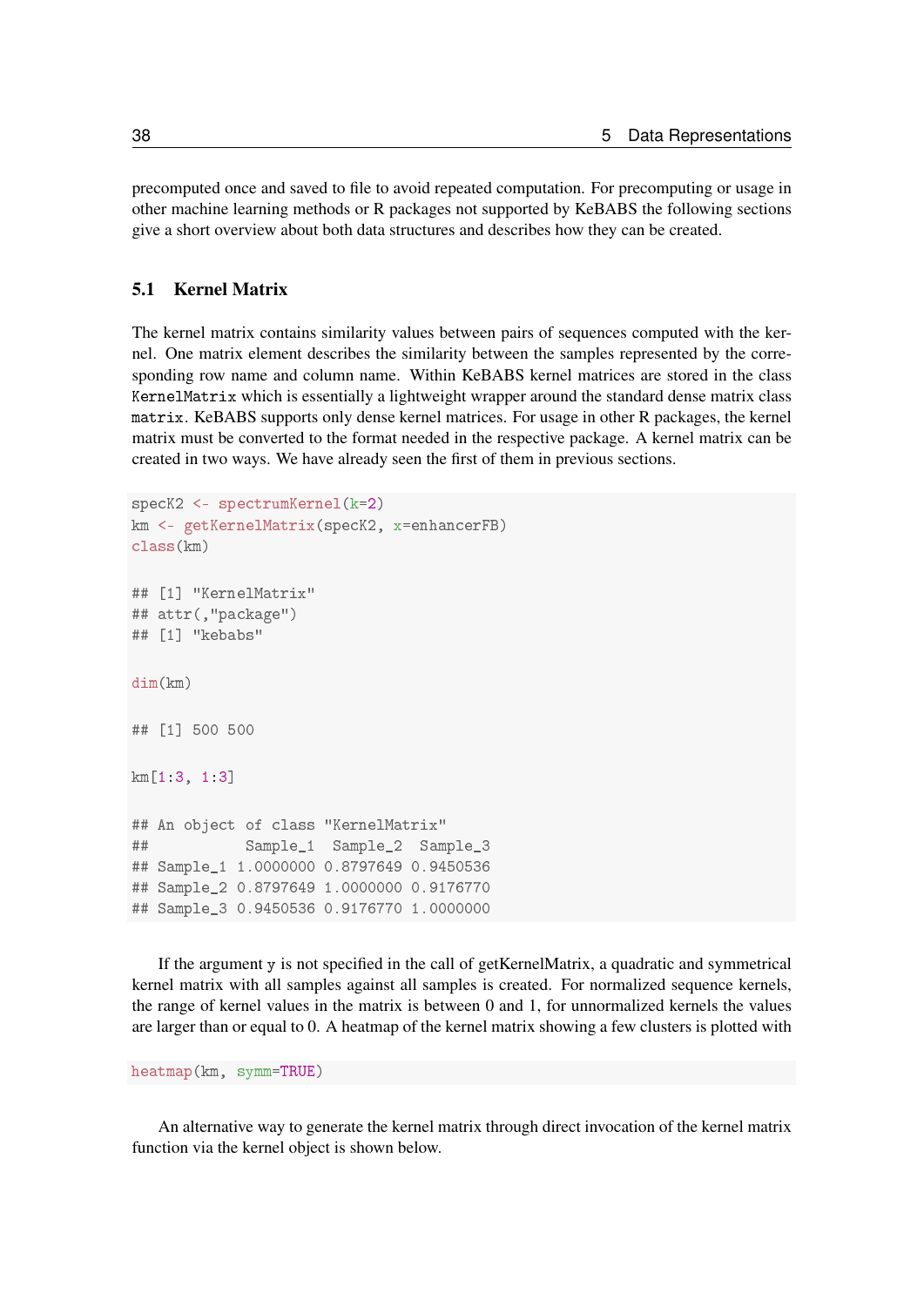precomputed once and saved to file to avoid repeated computation. For precomputing or usage in other machine learning methods or R packages not supported by KeBABS the following sections give a short overview about both data structures and describes how they can be created.

## 5.1 Kernel Matrix

The kernel matrix contains similarity values between pairs of sequences computed with the kernel. One matrix element describes the similarity between the samples represented by the corresponding row name and column name. Within KeBABS kernel matrices are stored in the class `KernelMatrix` which is essentially a lightweight wrapper around the standard dense matrix class `matrix`. KeBABS supports only dense kernel matrices. For usage in other R packages, the kernel matrix must be converted to the format needed in the respective package. A kernel matrix can be created in two ways. We have already seen the first of them in previous sections.

```
specK2 <- spectrumKernel(k=2)
km <- getKernelMatrix(specK2, x=enhancerFB)
class(km)

## [1] "KernelMatrix"
## attr(,"package")
## [1] "kebabs"

dim(km)

## [1] 500 500

km[1:3, 1:3]

## An object of class "KernelMatrix"
##           Sample_1  Sample_2  Sample_3
## Sample_1 1.0000000 0.8797649 0.9450536
## Sample_2 0.8797649 1.0000000 0.9176770
## Sample_3 0.9450536 0.9176770 1.0000000
```

If the argument `y` is not specified in the call of getKernelMatrix, a quadratic and symmetrical kernel matrix with all samples against all samples is created. For normalized sequence kernels, the range of kernel values in the matrix is between 0 and 1, for unnormalized kernels the values are larger than or equal to 0. A heatmap of the kernel matrix showing a few clusters is plotted with

```
heatmap(km, symm=TRUE)
```

An alternative way to generate the kernel matrix through direct invocation of the kernel matrix function via the kernel object is shown below.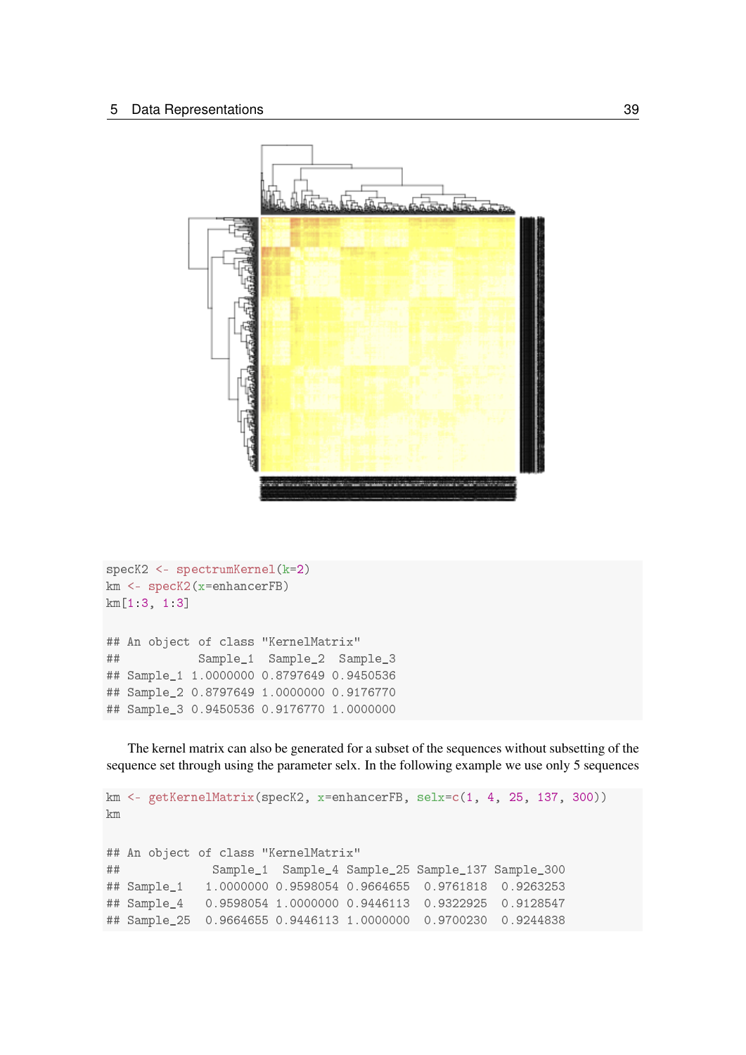```r
specK2 <- spectrumKernel(k=2)
km <- specK2(x=enhancerFB)
km[1:3, 1:3]

## An object of class "KernelMatrix"
##           Sample_1  Sample_2  Sample_3
## Sample_1 1.0000000 0.8797649 0.9450536
## Sample_2 0.8797649 1.0000000 0.9176770
## Sample_3 0.9450536 0.9176770 1.0000000
```

The kernel matrix can also be generated for a subset of the sequences without subsetting of the sequence set through using the parameter selx. In the following example we use only 5 sequences

```r
km <- getKernelMatrix(specK2, x=enhancerFB, selx=c(1, 4, 25, 137, 300))
km

## An object of class "KernelMatrix"
##             Sample_1  Sample_4 Sample_25 Sample_137 Sample_300
## Sample_1   1.0000000 0.9598054 0.9664655  0.9761818  0.9263253
## Sample_4   0.9598054 1.0000000 0.9446113  0.9322925  0.9128547
## Sample_25  0.9664655 0.9446113 1.0000000  0.9700230  0.9244838
```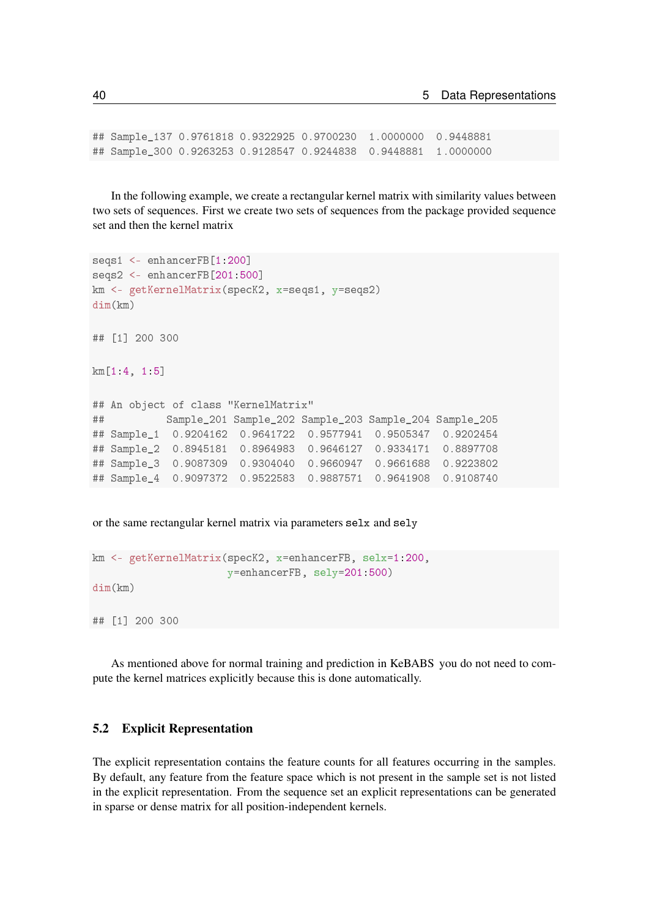```
## Sample_137 0.9761818 0.9322925 0.9700230  1.0000000  0.9448881
## Sample_300 0.9263253 0.9128547 0.9244838  0.9448881  1.0000000
```

In the following example, we create a rectangular kernel matrix with similarity values between two sets of sequences. First we create two sets of sequences from the package provided sequence set and then the kernel matrix

```
seqs1 <- enhancerFB[1:200]
seqs2 <- enhancerFB[201:500]
km <- getKernelMatrix(specK2, x=seqs1, y=seqs2)
dim(km)

## [1] 200 300

km[1:4, 1:5]

## An object of class "KernelMatrix"
##          Sample_201 Sample_202 Sample_203 Sample_204 Sample_205
## Sample_1  0.9204162  0.9641722  0.9577941  0.9505347  0.9202454
## Sample_2  0.8945181  0.8964983  0.9646127  0.9334171  0.8897708
## Sample_3  0.9087309  0.9304040  0.9660947  0.9661688  0.9223802
## Sample_4  0.9097372  0.9522583  0.9887571  0.9641908  0.9108740
```

or the same rectangular kernel matrix via parameters `selx` and `sely`

```
km <- getKernelMatrix(specK2, x=enhancerFB, selx=1:200,
                      y=enhancerFB, sely=201:500)
dim(km)

## [1] 200 300
```

As mentioned above for normal training and prediction in KeBABS you do not need to compute the kernel matrices explicitly because this is done automatically.

## 5.2 Explicit Representation

The explicit representation contains the feature counts for all features occurring in the samples. By default, any feature from the feature space which is not present in the sample set is not listed in the explicit representation. From the sequence set an explicit representations can be generated in sparse or dense matrix for all position-independent kernels.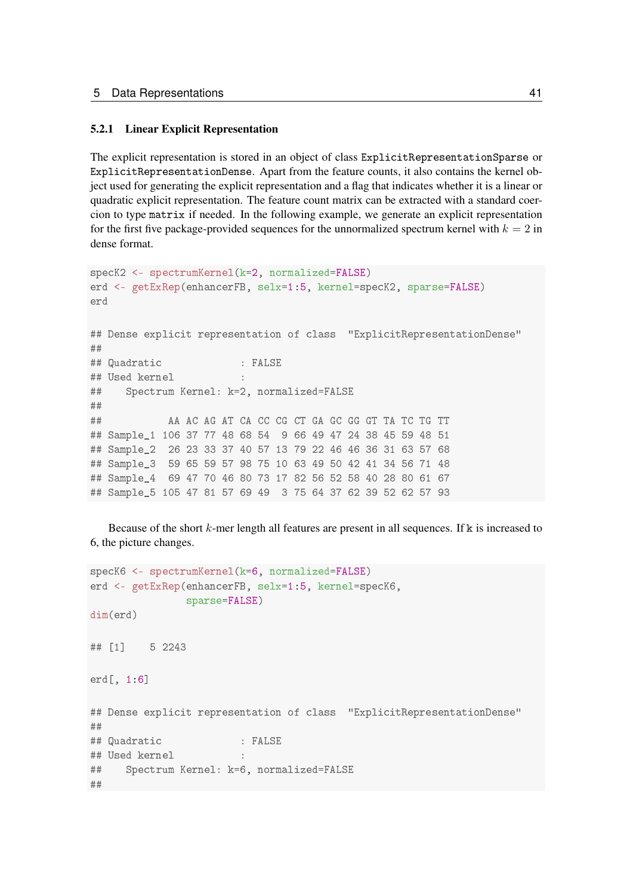### 5.2.1 Linear Explicit Representation

The explicit representation is stored in an object of class `ExplicitRepresentationSparse` or `ExplicitRepresentationDense`. Apart from the feature counts, it also contains the kernel object used for generating the explicit representation and a flag that indicates whether it is a linear or quadratic explicit representation. The feature count matrix can be extracted with a standard coercion to type `matrix` if needed. In the following example, we generate an explicit representation for the first five package-provided sequences for the unnormalized spectrum kernel with $k = 2$ in dense format.

```
specK2 <- spectrumKernel(k=2, normalized=FALSE)
erd <- getExRep(enhancerFB, selx=1:5, kernel=specK2, sparse=FALSE)
erd

## Dense explicit representation of class  "ExplicitRepresentationDense"
##
## Quadratic             : FALSE
## Used kernel           :
##    Spectrum Kernel: k=2, normalized=FALSE
##
##           AA AC AG AT CA CC CG CT GA GC GG GT TA TC TG TT
## Sample_1 106 37 77 48 68 54  9 66 49 47 24 38 45 59 48 51
## Sample_2  26 23 33 37 40 57 13 79 22 46 46 36 31 63 57 68
## Sample_3  59 65 59 57 98 75 10 63 49 50 42 41 34 56 71 48
## Sample_4  69 47 70 46 80 73 17 82 56 52 58 40 28 80 61 67
## Sample_5 105 47 81 57 69 49  3 75 64 37 62 39 52 62 57 93
```

Because of the short $k$-mer length all features are present in all sequences. If `k` is increased to 6, the picture changes.

```
specK6 <- spectrumKernel(k=6, normalized=FALSE)
erd <- getExRep(enhancerFB, selx=1:5, kernel=specK6,
                sparse=FALSE)
dim(erd)

## [1]    5 2243

erd[, 1:6]

## Dense explicit representation of class  "ExplicitRepresentationDense"
##
## Quadratic             : FALSE
## Used kernel           :
##    Spectrum Kernel: k=6, normalized=FALSE
##
```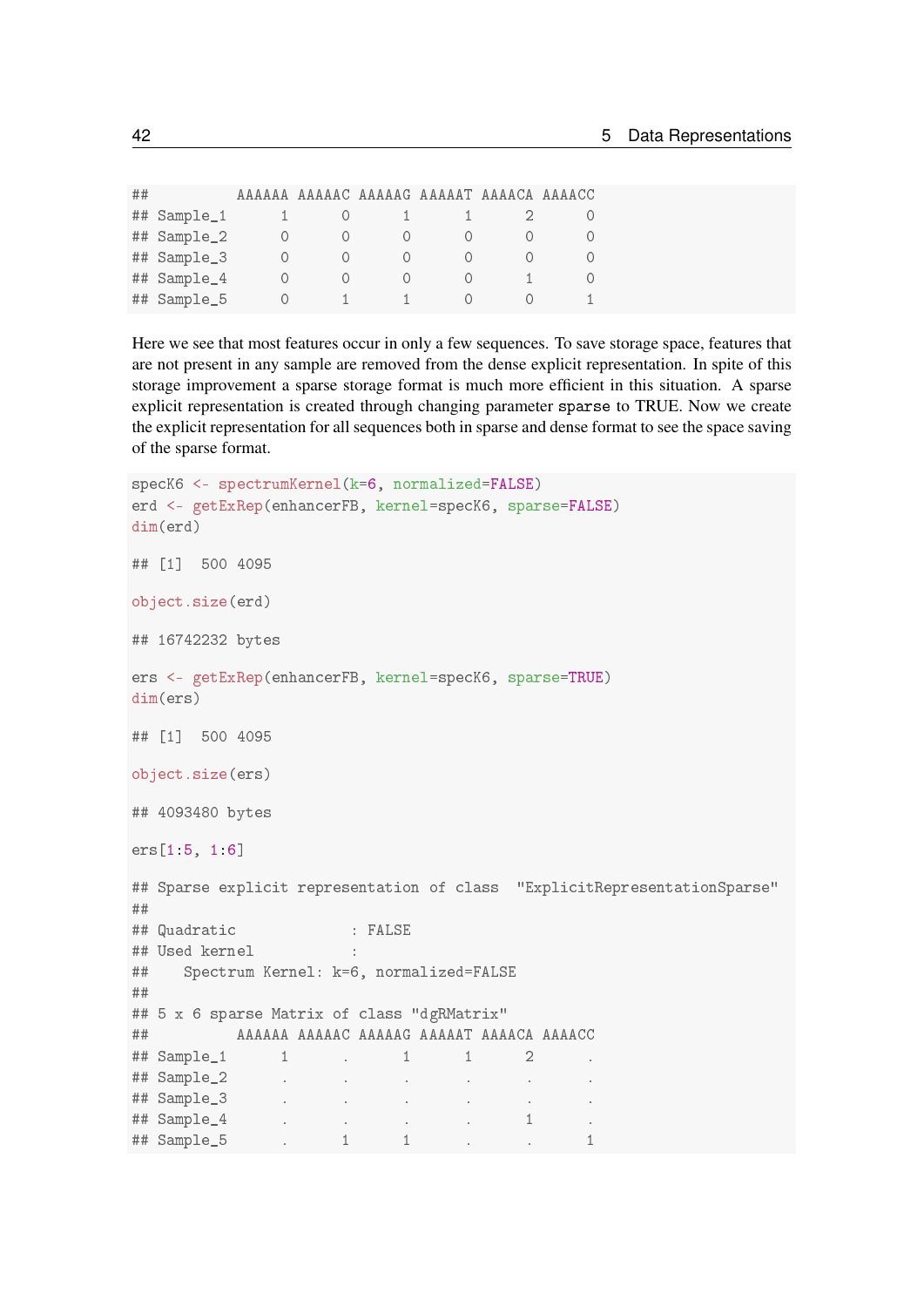```
##          AAAAAA AAAAAC AAAAAG AAAAAT AAAACA AAAACC
## Sample_1      1      0      1      1      2      0
## Sample_2      0      0      0      0      0      0
## Sample_3      0      0      0      0      0      0
## Sample_4      0      0      0      0      1      0
## Sample_5      0      1      1      0      0      1
```

Here we see that most features occur in only a few sequences. To save storage space, features that are not present in any sample are removed from the dense explicit representation. In spite of this storage improvement a sparse storage format is much more efficient in this situation. A sparse explicit representation is created through changing parameter `sparse` to TRUE. Now we create the explicit representation for all sequences both in sparse and dense format to see the space saving of the sparse format.

```
specK6 <- spectrumKernel(k=6, normalized=FALSE)
erd <- getExRep(enhancerFB, kernel=specK6, sparse=FALSE)
dim(erd)

## [1]  500 4095

object.size(erd)

## 16742232 bytes

ers <- getExRep(enhancerFB, kernel=specK6, sparse=TRUE)
dim(ers)

## [1]  500 4095

object.size(ers)

## 4093480 bytes

ers[1:5, 1:6]

## Sparse explicit representation of class  "ExplicitRepresentationSparse"
##
## Quadratic             : FALSE
## Used kernel           :
##    Spectrum Kernel: k=6, normalized=FALSE
##
## 5 x 6 sparse Matrix of class "dgRMatrix"
##          AAAAAA AAAAAC AAAAAG AAAAAT AAAACA AAAACC
## Sample_1      1      .      1      1      2      .
## Sample_2      .      .      .      .      .      .
## Sample_3      .      .      .      .      .      .
## Sample_4      .      .      .      .      1      .
## Sample_5      .      1      1      .      .      1
```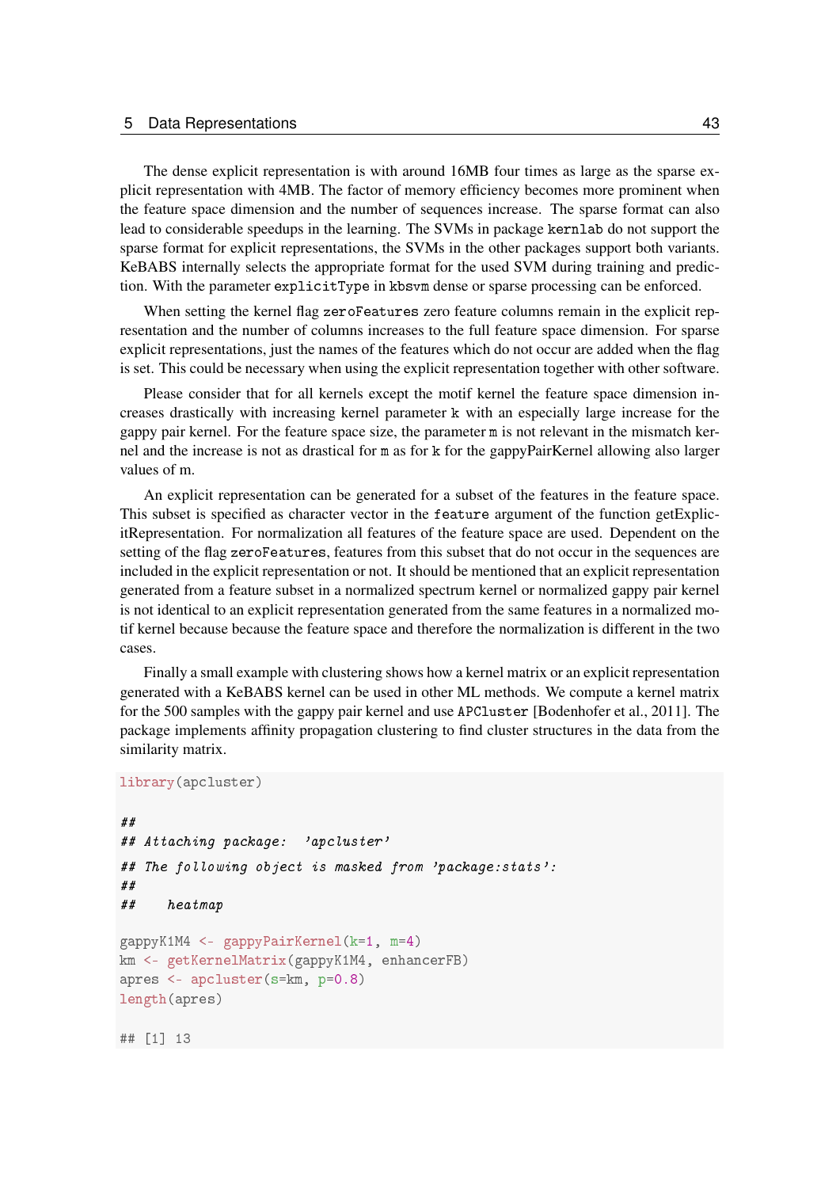The dense explicit representation is with around 16MB four times as large as the sparse explicit representation with 4MB. The factor of memory efficiency becomes more prominent when the feature space dimension and the number of sequences increase. The sparse format can also lead to considerable speedups in the learning. The SVMs in package `kernlab` do not support the sparse format for explicit representations, the SVMs in the other packages support both variants. KeBABS internally selects the appropriate format for the used SVM during training and prediction. With the parameter `explicitType` in `kbsvm` dense or sparse processing can be enforced.

When setting the kernel flag `zeroFeatures` zero feature columns remain in the explicit representation and the number of columns increases to the full feature space dimension. For sparse explicit representations, just the names of the features which do not occur are added when the flag is set. This could be necessary when using the explicit representation together with other software.

Please consider that for all kernels except the motif kernel the feature space dimension increases drastically with increasing kernel parameter `k` with an especially large increase for the gappy pair kernel. For the feature space size, the parameter `m` is not relevant in the mismatch kernel and the increase is not as drastical for `m` as for `k` for the gappyPairKernel allowing also larger values of m.

An explicit representation can be generated for a subset of the features in the feature space. This subset is specified as character vector in the `feature` argument of the function getExplicitRepresentation. For normalization all features of the feature space are used. Dependent on the setting of the flag `zeroFeatures`, features from this subset that do not occur in the sequences are included in the explicit representation or not. It should be mentioned that an explicit representation generated from a feature subset in a normalized spectrum kernel or normalized gappy pair kernel is not identical to an explicit representation generated from the same features in a normalized motif kernel because because the feature space and therefore the normalization is different in the two cases.

Finally a small example with clustering shows how a kernel matrix or an explicit representation generated with a KeBABS kernel can be used in other ML methods. We compute a kernel matrix for the 500 samples with the gappy pair kernel and use `APCluster` [Bodenhofer et al., 2011]. The package implements affinity propagation clustering to find cluster structures in the data from the similarity matrix.

```
library(apcluster)

##
## Attaching package:  'apcluster'
## The following object is masked from 'package:stats':
##
##     heatmap

gappyK1M4 <- gappyPairKernel(k=1, m=4)
km <- getKernelMatrix(gappyK1M4, enhancerFB)
apres <- apcluster(s=km, p=0.8)
length(apres)

## [1] 13
```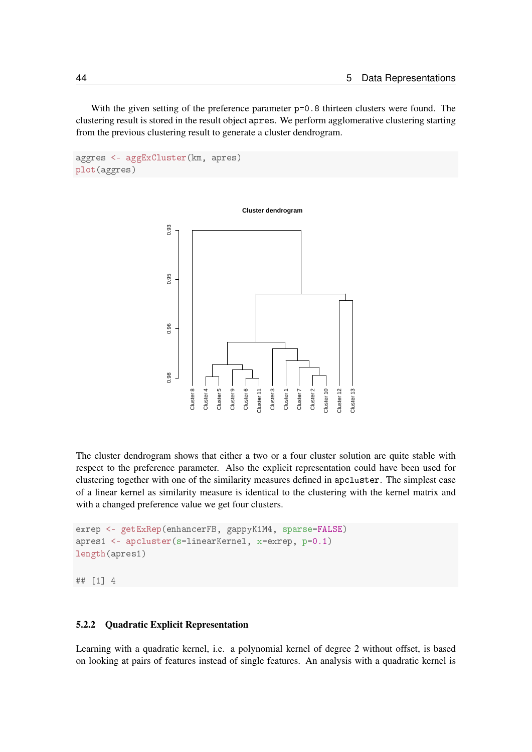With the given setting of the preference parameter p=0.8 thirteen clusters were found. The clustering result is stored in the result object apres. We perform agglomerative clustering starting from the previous clustering result to generate a cluster dendrogram.

```
aggres <- aggExCluster(km, apres)
plot(aggres)
```

The cluster dendrogram shows that either a two or a four cluster solution are quite stable with respect to the preference parameter. Also the explicit representation could have been used for clustering together with one of the similarity measures defined in apcluster. The simplest case of a linear kernel as similarity measure is identical to the clustering with the kernel matrix and with a changed preference value we get four clusters.

```
exrep <- getExRep(enhancerFB, gappyK1M4, sparse=FALSE)
apres1 <- apcluster(s=linearKernel, x=exrep, p=0.1)
length(apres1)

## [1] 4
```

### 5.2.2 Quadratic Explicit Representation

Learning with a quadratic kernel, i.e. a polynomial kernel of degree 2 without offset, is based on looking at pairs of features instead of single features. An analysis with a quadratic kernel is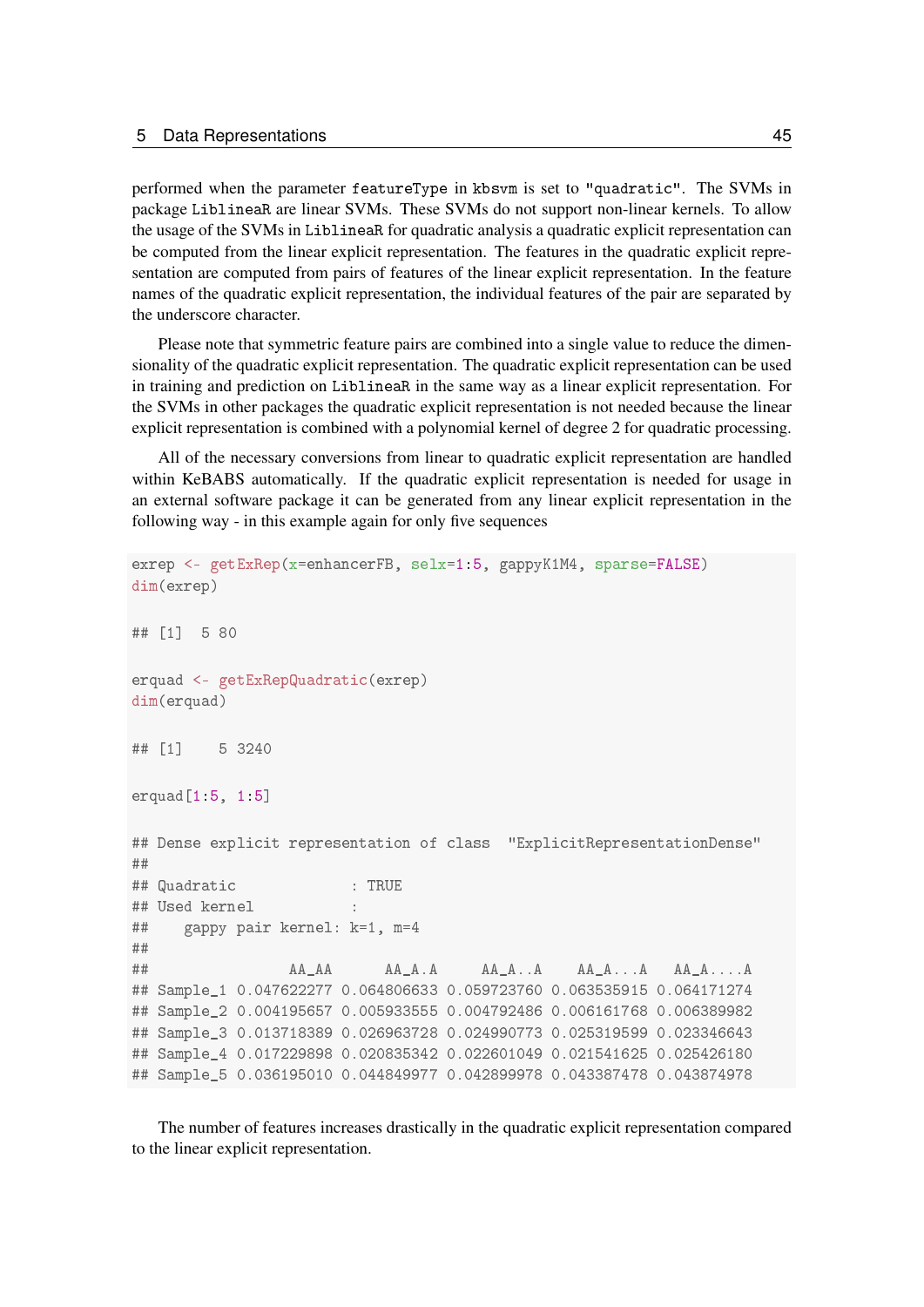performed when the parameter `featureType` in `kbsvm` is set to `"quadratic"`. The SVMs in package `LiblineaR` are linear SVMs. These SVMs do not support non-linear kernels. To allow the usage of the SVMs in `LiblineaR` for quadratic analysis a quadratic explicit representation can be computed from the linear explicit representation. The features in the quadratic explicit representation are computed from pairs of features of the linear explicit representation. In the feature names of the quadratic explicit representation, the individual features of the pair are separated by the underscore character.

Please note that symmetric feature pairs are combined into a single value to reduce the dimensionality of the quadratic explicit representation. The quadratic explicit representation can be used in training and prediction on `LiblineaR` in the same way as a linear explicit representation. For the SVMs in other packages the quadratic explicit representation is not needed because the linear explicit representation is combined with a polynomial kernel of degree 2 for quadratic processing.

All of the necessary conversions from linear to quadratic explicit representation are handled within KeBABS automatically. If the quadratic explicit representation is needed for usage in an external software package it can be generated from any linear explicit representation in the following way - in this example again for only five sequences

```
exrep <- getExRep(x=enhancerFB, selx=1:5, gappyK1M4, sparse=FALSE)
dim(exrep)

## [1]  5 80

erquad <- getExRepQuadratic(exrep)
dim(erquad)

## [1]    5 3240

erquad[1:5, 1:5]

## Dense explicit representation of class  "ExplicitRepresentationDense"
##
## Quadratic             : TRUE
## Used kernel           :
##    gappy pair kernel: k=1, m=4
##
##                AA_AA      AA_A.A     AA_A..A    AA_A...A   AA_A....A
## Sample_1 0.047622277 0.064806633 0.059723760 0.063535915 0.064171274
## Sample_2 0.004195657 0.005933555 0.004792486 0.006161768 0.006389982
## Sample_3 0.013718389 0.026963728 0.024990773 0.025319599 0.023346643
## Sample_4 0.017229898 0.020835342 0.022601049 0.021541625 0.025426180
## Sample_5 0.036195010 0.044849977 0.042899978 0.043387478 0.043874978
```

The number of features increases drastically in the quadratic explicit representation compared to the linear explicit representation.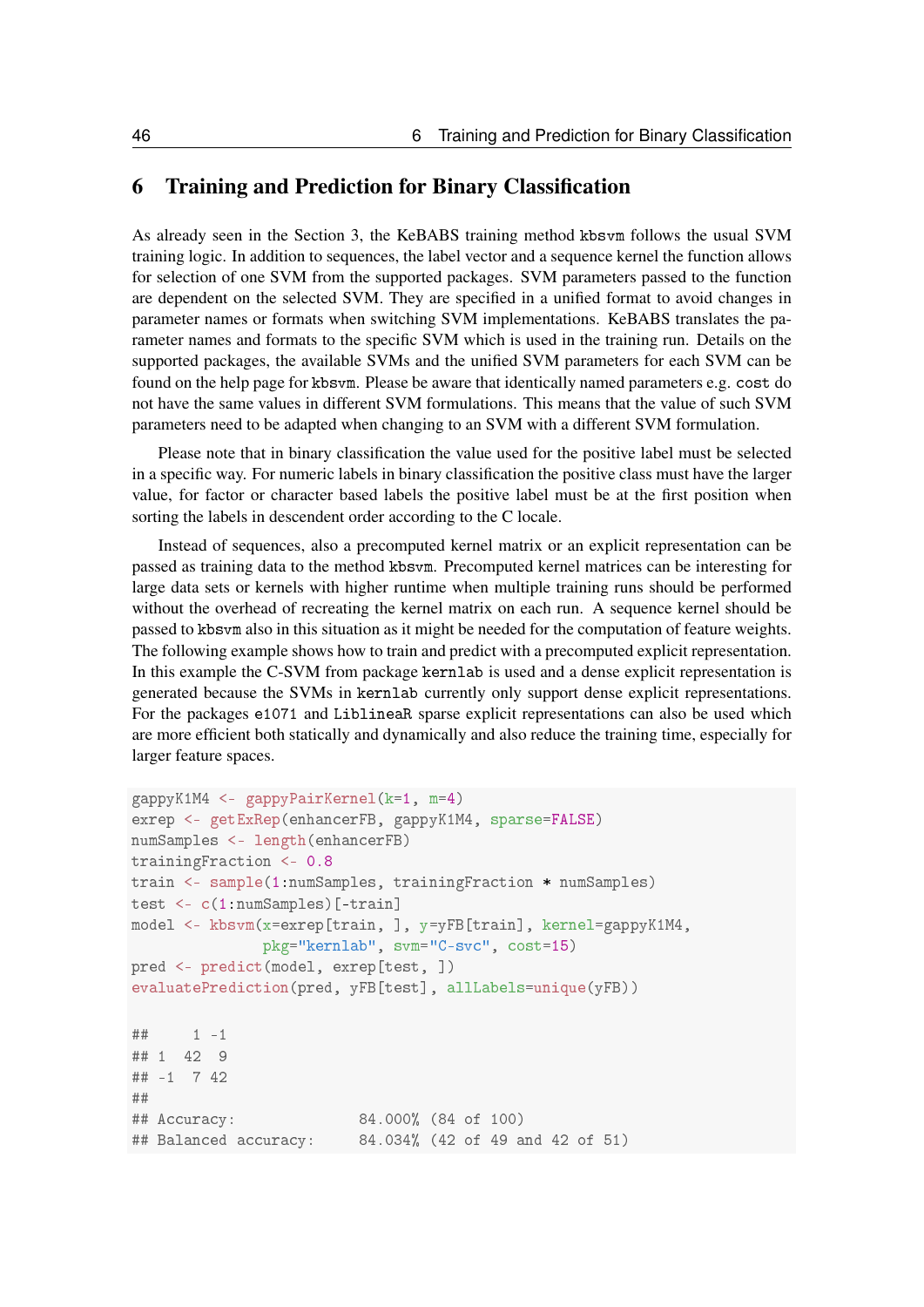# 6 Training and Prediction for Binary Classification

As already seen in the Section 3, the KeBABS training method kbsvm follows the usual SVM training logic. In addition to sequences, the label vector and a sequence kernel the function allows for selection of one SVM from the supported packages. SVM parameters passed to the function are dependent on the selected SVM. They are specified in a unified format to avoid changes in parameter names or formats when switching SVM implementations. KeBABS translates the parameter names and formats to the specific SVM which is used in the training run. Details on the supported packages, the available SVMs and the unified SVM parameters for each SVM can be found on the help page for kbsvm. Please be aware that identically named parameters e.g. cost do not have the same values in different SVM formulations. This means that the value of such SVM parameters need to be adapted when changing to an SVM with a different SVM formulation.

Please note that in binary classification the value used for the positive label must be selected in a specific way. For numeric labels in binary classification the positive class must have the larger value, for factor or character based labels the positive label must be at the first position when sorting the labels in descendent order according to the C locale.

Instead of sequences, also a precomputed kernel matrix or an explicit representation can be passed as training data to the method kbsvm. Precomputed kernel matrices can be interesting for large data sets or kernels with higher runtime when multiple training runs should be performed without the overhead of recreating the kernel matrix on each run. A sequence kernel should be passed to kbsvm also in this situation as it might be needed for the computation of feature weights. The following example shows how to train and predict with a precomputed explicit representation. In this example the C-SVM from package kernlab is used and a dense explicit representation is generated because the SVMs in kernlab currently only support dense explicit representations. For the packages e1071 and LiblineaR sparse explicit representations can also be used which are more efficient both statically and dynamically and also reduce the training time, especially for larger feature spaces.

```
gappyK1M4 <- gappyPairKernel(k=1, m=4)
exrep <- getExRep(enhancerFB, gappyK1M4, sparse=FALSE)
numSamples <- length(enhancerFB)
trainingFraction <- 0.8
train <- sample(1:numSamples, trainingFraction * numSamples)
test <- c(1:numSamples)[-train]
model <- kbsvm(x=exrep[train, ], y=yFB[train], kernel=gappyK1M4,
               pkg="kernlab", svm="C-svc", cost=15)
pred <- predict(model, exrep[test, ])
evaluatePrediction(pred, yFB[test], allLabels=unique(yFB))

##     1 -1
## 1  42  9
## -1  7 42
##
## Accuracy:              84.000% (84 of 100)
## Balanced accuracy:     84.034% (42 of 49 and 42 of 51)
```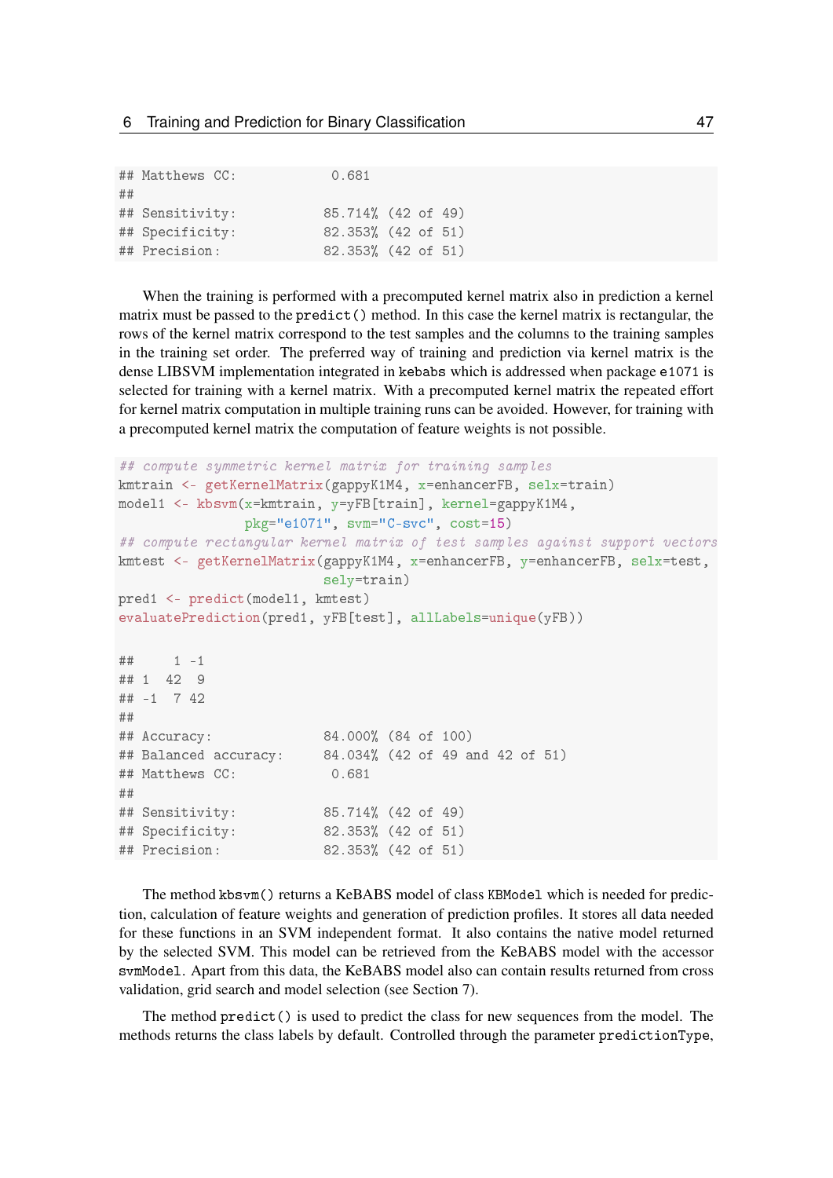```
## Matthews CC:            0.681
##
## Sensitivity:           85.714% (42 of 49)
## Specificity:           82.353% (42 of 51)
## Precision:             82.353% (42 of 51)
```

When the training is performed with a precomputed kernel matrix also in prediction a kernel matrix must be passed to the `predict()` method. In this case the kernel matrix is rectangular, the rows of the kernel matrix correspond to the test samples and the columns to the training samples in the training set order. The preferred way of training and prediction via kernel matrix is the dense LIBSVM implementation integrated in `kebabs` which is addressed when package `e1071` is selected for training with a kernel matrix. With a precomputed kernel matrix the repeated effort for kernel matrix computation in multiple training runs can be avoided. However, for training with a precomputed kernel matrix the computation of feature weights is not possible.

```
## compute symmetric kernel matrix for training samples
kmtrain <- getKernelMatrix(gappyK1M4, x=enhancerFB, selx=train)
model1 <- kbsvm(x=kmtrain, y=yFB[train], kernel=gappyK1M4,
                pkg="e1071", svm="C-svc", cost=15)
## compute rectangular kernel matrix of test samples against support vectors
kmtest <- getKernelMatrix(gappyK1M4, x=enhancerFB, y=enhancerFB, selx=test,
                          sely=train)
pred1 <- predict(model1, kmtest)
evaluatePrediction(pred1, yFB[test], allLabels=unique(yFB))

##     1 -1
## 1  42  9
## -1  7 42
##
## Accuracy:              84.000% (84 of 100)
## Balanced accuracy:     84.034% (42 of 49 and 42 of 51)
## Matthews CC:            0.681
##
## Sensitivity:           85.714% (42 of 49)
## Specificity:           82.353% (42 of 51)
## Precision:             82.353% (42 of 51)
```

The method `kbsvm()` returns a KeBABS model of class `KBModel` which is needed for prediction, calculation of feature weights and generation of prediction profiles. It stores all data needed for these functions in an SVM independent format. It also contains the native model returned by the selected SVM. This model can be retrieved from the KeBABS model with the accessor `svmModel`. Apart from this data, the KeBABS model also can contain results returned from cross validation, grid search and model selection (see Section 7).

The method `predict()` is used to predict the class for new sequences from the model. The methods returns the class labels by default. Controlled through the parameter `predictionType`,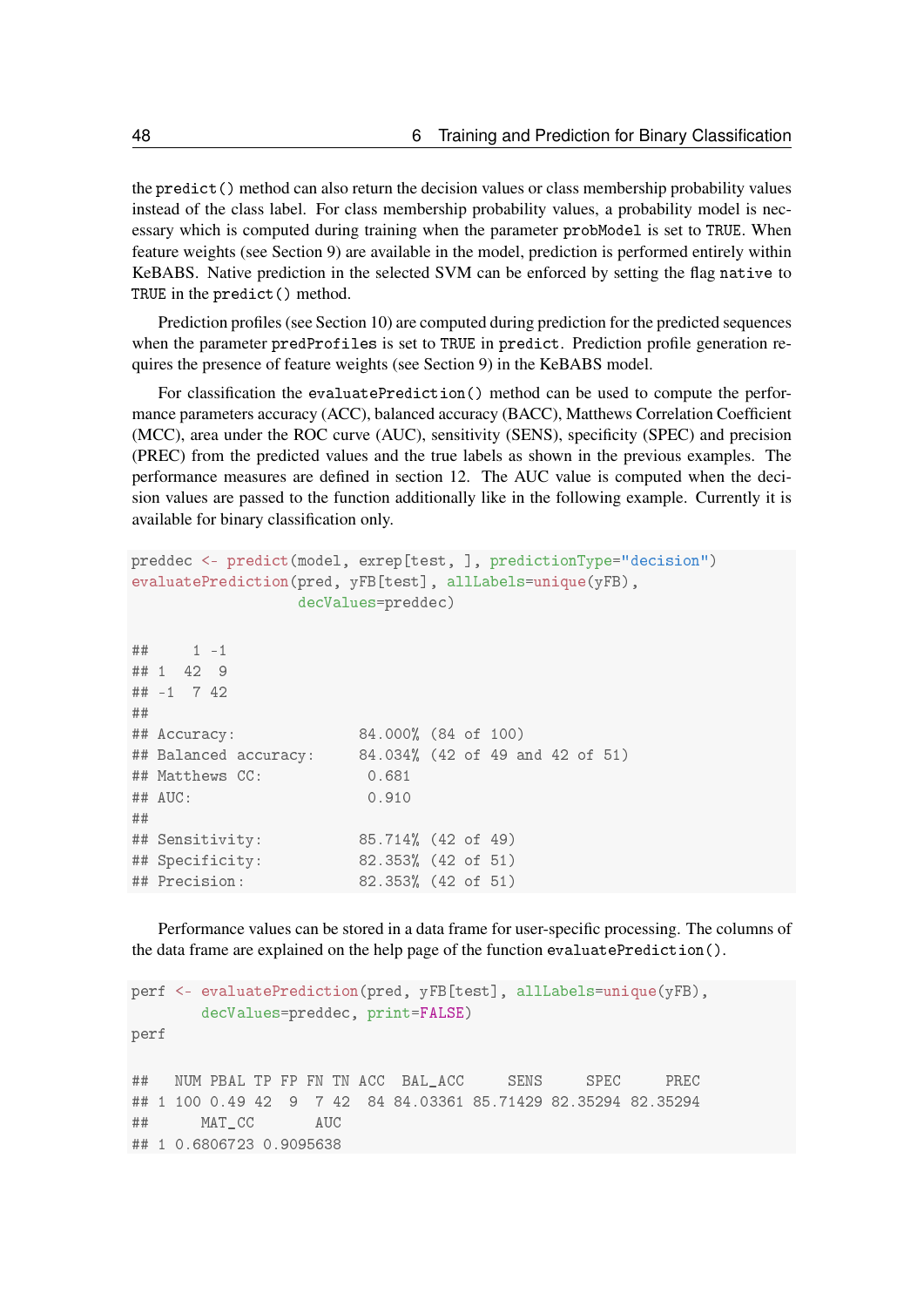the `predict()` method can also return the decision values or class membership probability values instead of the class label. For class membership probability values, a probability model is necessary which is computed during training when the parameter `probModel` is set to `TRUE`. When feature weights (see Section 9) are available in the model, prediction is performed entirely within KeBABS. Native prediction in the selected SVM can be enforced by setting the flag `native` to `TRUE` in the `predict()` method.

Prediction profiles (see Section 10) are computed during prediction for the predicted sequences when the parameter `predProfiles` is set to `TRUE` in `predict`. Prediction profile generation requires the presence of feature weights (see Section 9) in the KeBABS model.

For classification the `evaluatePrediction()` method can be used to compute the performance parameters accuracy (ACC), balanced accuracy (BACC), Matthews Correlation Coefficient (MCC), area under the ROC curve (AUC), sensitivity (SENS), specificity (SPEC) and precision (PREC) from the predicted values and the true labels as shown in the previous examples. The performance measures are defined in section 12. The AUC value is computed when the decision values are passed to the function additionally like in the following example. Currently it is available for binary classification only.

```
preddec <- predict(model, exrep[test, ], predictionType="decision")
evaluatePrediction(pred, yFB[test], allLabels=unique(yFB),
                   decValues=preddec)

##     1 -1
## 1  42  9
## -1  7 42
##
## Accuracy:              84.000% (84 of 100)
## Balanced accuracy:     84.034% (42 of 49 and 42 of 51)
## Matthews CC:            0.681
## AUC:                    0.910
##
## Sensitivity:           85.714% (42 of 49)
## Specificity:           82.353% (42 of 51)
## Precision:             82.353% (42 of 51)
```

Performance values can be stored in a data frame for user-specific processing. The columns of the data frame are explained on the help page of the function `evaluatePrediction()`.

```
perf <- evaluatePrediction(pred, yFB[test], allLabels=unique(yFB),
        decValues=preddec, print=FALSE)
perf

##   NUM PBAL TP FP FN TN ACC  BAL_ACC     SENS     SPEC     PREC
## 1 100 0.49 42  9  7 42  84 84.03361 85.71429 82.35294 82.35294
##      MAT_CC       AUC
## 1 0.6806723 0.9095638
```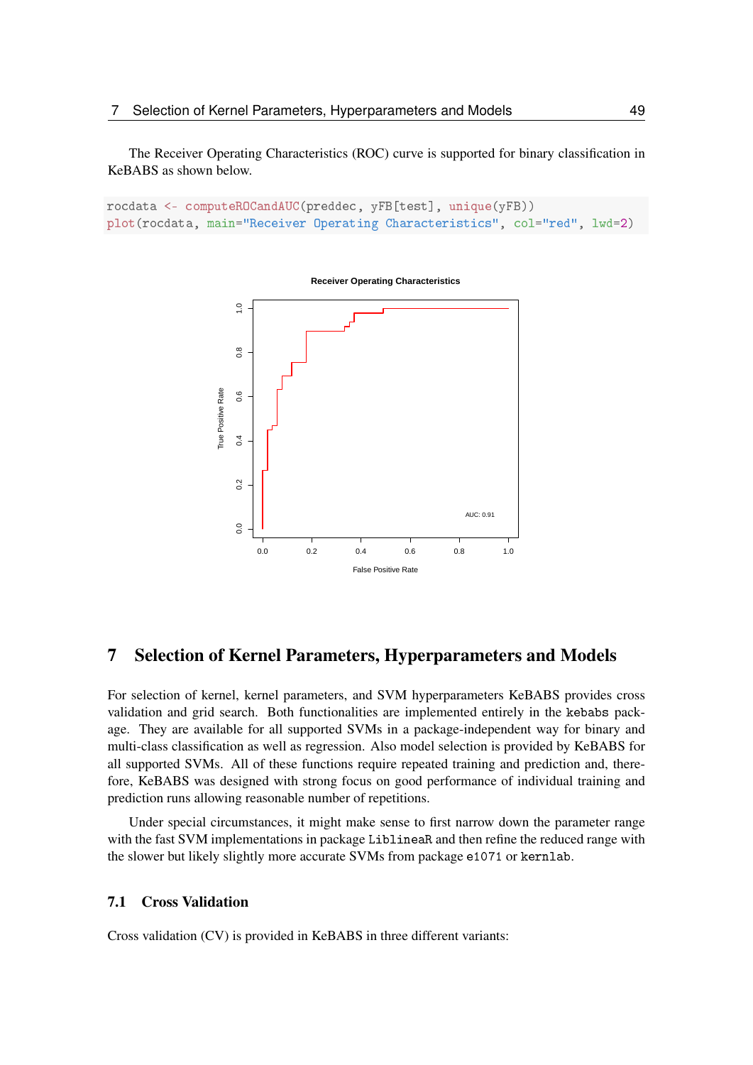The Receiver Operating Characteristics (ROC) curve is supported for binary classification in KeBABS as shown below.

```
rocdata <- computeROCandAUC(preddec, yFB[test], unique(yFB))
plot(rocdata, main="Receiver Operating Characteristics", col="red", lwd=2)
```

# 7 Selection of Kernel Parameters, Hyperparameters and Models

For selection of kernel, kernel parameters, and SVM hyperparameters KeBABS provides cross validation and grid search. Both functionalities are implemented entirely in the kebabs package. They are available for all supported SVMs in a package-independent way for binary and multi-class classification as well as regression. Also model selection is provided by KeBABS for all supported SVMs. All of these functions require repeated training and prediction and, therefore, KeBABS was designed with strong focus on good performance of individual training and prediction runs allowing reasonable number of repetitions.

Under special circumstances, it might make sense to first narrow down the parameter range with the fast SVM implementations in package LiblineaR and then refine the reduced range with the slower but likely slightly more accurate SVMs from package e1071 or kernlab.

## 7.1 Cross Validation

Cross validation (CV) is provided in KeBABS in three different variants: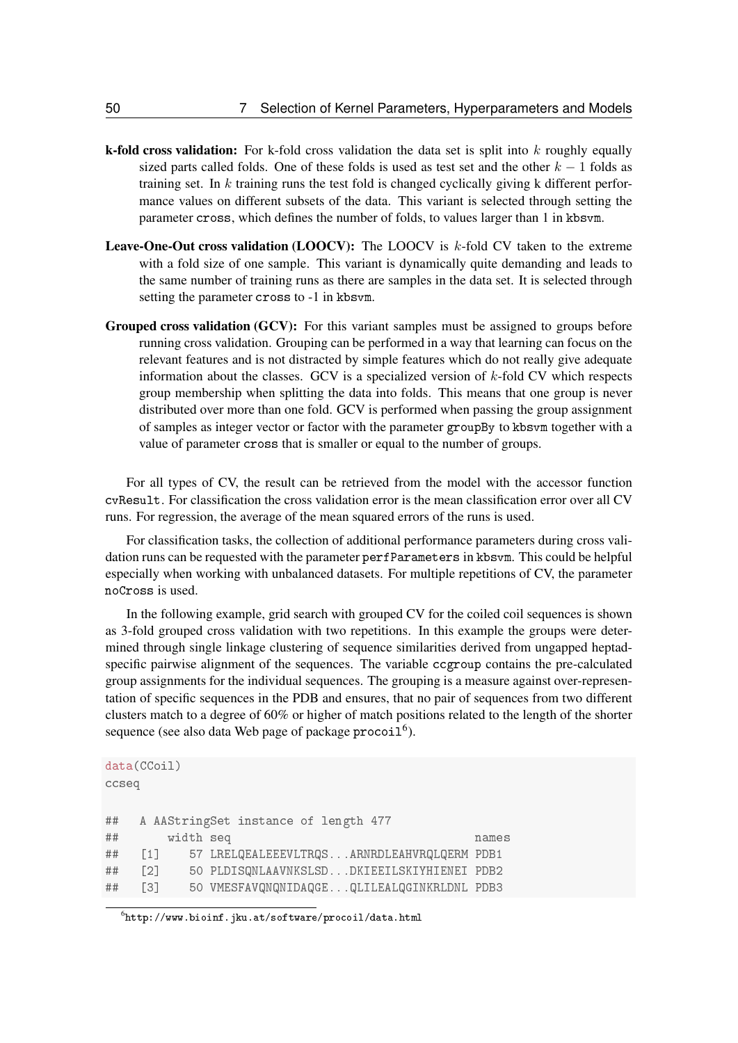**k-fold cross validation:** For k-fold cross validation the data set is split into $k$ roughly equally sized parts called folds. One of these folds is used as test set and the other $k-1$ folds as training set. In $k$ training runs the test fold is changed cyclically giving k different performance values on different subsets of the data. This variant is selected through setting the parameter `cross`, which defines the number of folds, to values larger than 1 in `kbsvm`.

**Leave-One-Out cross validation (LOOCV):** The LOOCV is $k$-fold CV taken to the extreme with a fold size of one sample. This variant is dynamically quite demanding and leads to the same number of training runs as there are samples in the data set. It is selected through setting the parameter `cross` to -1 in `kbsvm`.

**Grouped cross validation (GCV):** For this variant samples must be assigned to groups before running cross validation. Grouping can be performed in a way that learning can focus on the relevant features and is not distracted by simple features which do not really give adequate information about the classes. GCV is a specialized version of $k$-fold CV which respects group membership when splitting the data into folds. This means that one group is never distributed over more than one fold. GCV is performed when passing the group assignment of samples as integer vector or factor with the parameter `groupBy` to `kbsvm` together with a value of parameter `cross` that is smaller or equal to the number of groups.

For all types of CV, the result can be retrieved from the model with the accessor function `cvResult`. For classification the cross validation error is the mean classification error over all CV runs. For regression, the average of the mean squared errors of the runs is used.

For classification tasks, the collection of additional performance parameters during cross validation runs can be requested with the parameter `perfParameters` in `kbsvm`. This could be helpful especially when working with unbalanced datasets. For multiple repetitions of CV, the parameter `noCross` is used.

In the following example, grid search with grouped CV for the coiled coil sequences is shown as 3-fold grouped cross validation with two repetitions. In this example the groups were determined through single linkage clustering of sequence similarities derived from ungapped heptad-specific pairwise alignment of the sequences. The variable `ccgroup` contains the pre-calculated group assignments for the individual sequences. The grouping is a measure against over-representation of specific sequences in the PDB and ensures, that no pair of sequences from two different clusters match to a degree of 60% or higher of match positions related to the length of the shorter sequence (see also data Web page of package `procoil`[6]).

```
data(CCoil)
ccseq

##   A AAStringSet instance of length 477
##       width seq                                    names
##   [1]    57 LRELQEALEEEVLTRQS...ARNRDLEAHVRQLQERM PDB1
##   [2]    50 PLDISQNLAAVNKSLSD...DKIEEILSKIYHIENEI PDB2
##   [3]    50 VMESFAVQNQNIDAQGE...QLILEALQGINKRLDNL PDB3
```

[6] http://www.bioinf.jku.at/software/procoil/data.html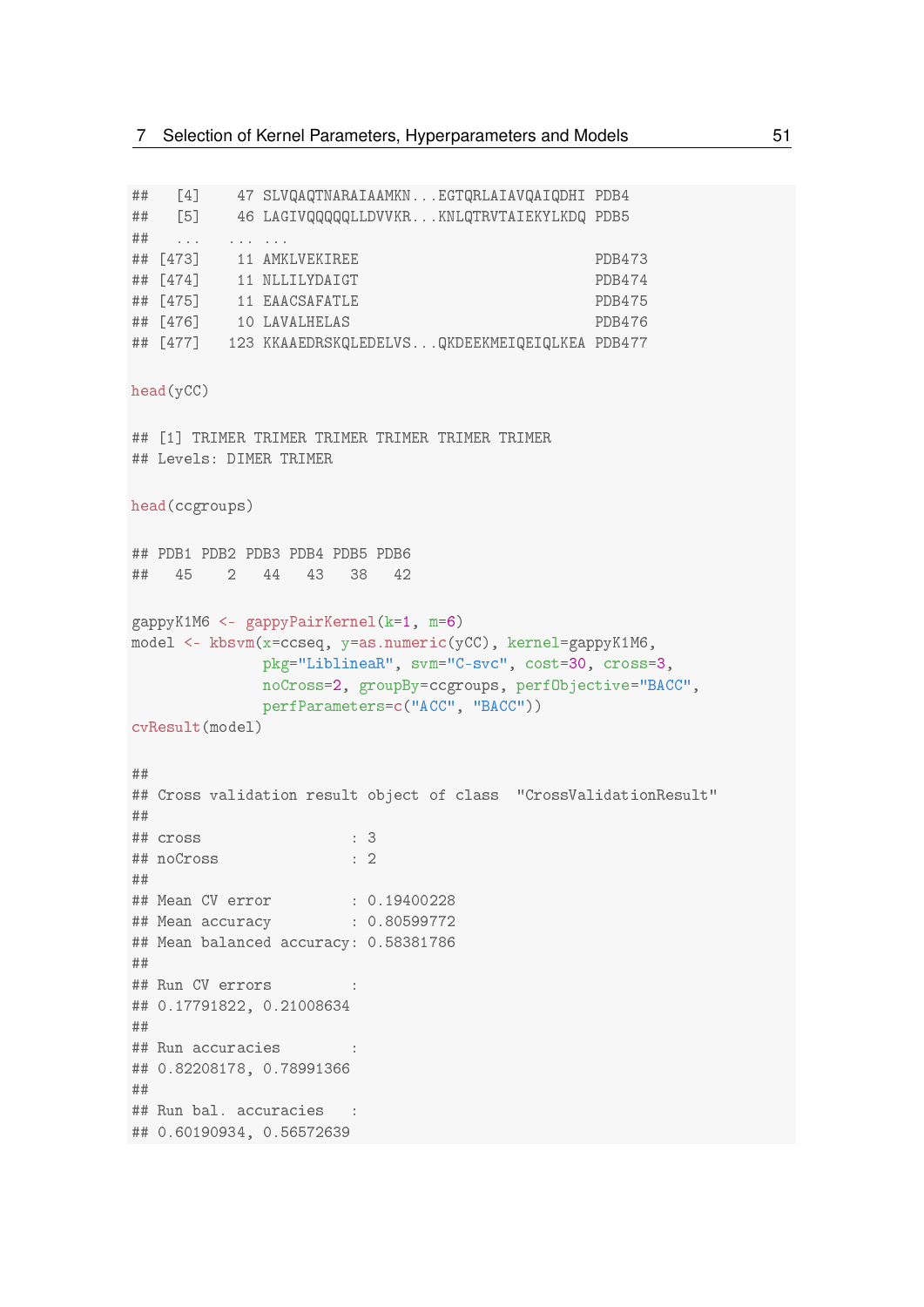```
##   [4]    47 SLVQAQTNARAIAAMKN...EGTQRLAIAVQAIQDHI PDB4
##   [5]    46 LAGIVQQQQQLLDVVKR...KNLQTRVTAIEKYLKDQ PDB5
##   ...   ... ...
## [473]    11 AMKLVEKIREE                       PDB473
## [474]    11 NLLILYDAIGT                       PDB474
## [475]    11 EAACSAFATLE                       PDB475
## [476]    10 LAVALHELAS                        PDB476
## [477]   123 KKAAEDRSKQLEDELVS...QKDEEKMEIQEIQLKEA PDB477

head(yCC)

## [1] TRIMER TRIMER TRIMER TRIMER TRIMER TRIMER
## Levels: DIMER TRIMER

head(ccgroups)

## PDB1 PDB2 PDB3 PDB4 PDB5 PDB6
##   45    2   44   43   38   42

gappyK1M6 <- gappyPairKernel(k=1, m=6)
model <- kbsvm(x=ccseq, y=as.numeric(yCC), kernel=gappyK1M6,
               pkg="LiblineaR", svm="C-svc", cost=30, cross=3,
               noCross=2, groupBy=ccgroups, perfObjective="BACC",
               perfParameters=c("ACC", "BACC"))
cvResult(model)

##
## Cross validation result object of class  "CrossValidationResult"
##
## cross                 : 3
## noCross               : 2
##
## Mean CV error         : 0.19400228
## Mean accuracy         : 0.80599772
## Mean balanced accuracy: 0.58381786
##
## Run CV errors         :
## 0.17791822, 0.21008634
##
## Run accuracies        :
## 0.82208178, 0.78991366
##
## Run bal. accuracies   :
## 0.60190934, 0.56572639
```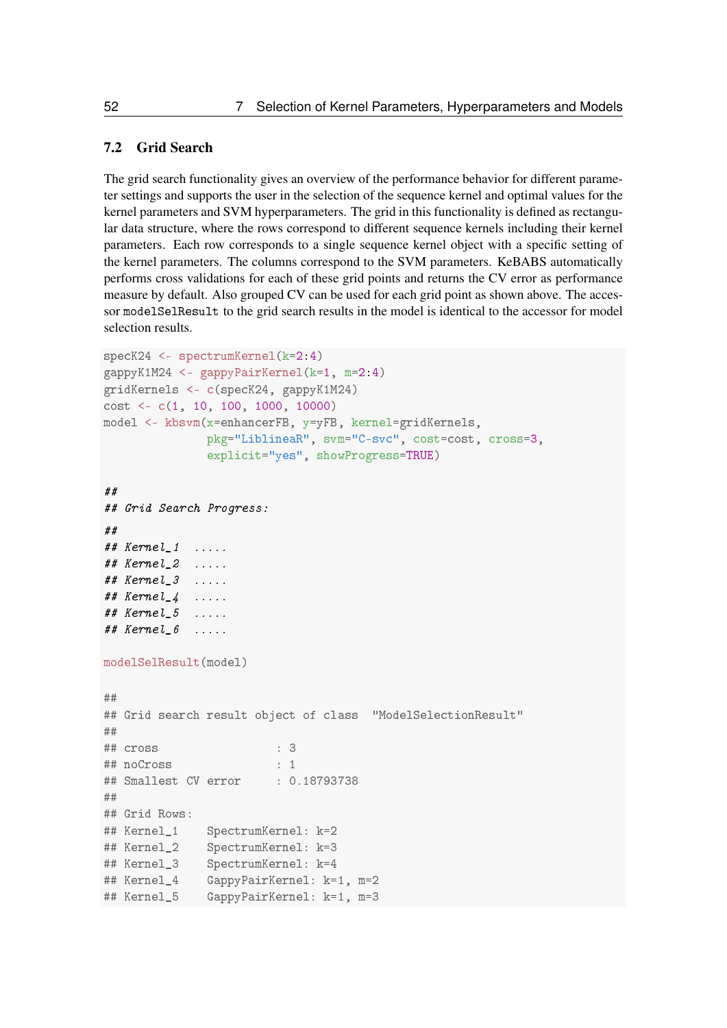## 7.2 Grid Search

The grid search functionality gives an overview of the performance behavior for different parameter settings and supports the user in the selection of the sequence kernel and optimal values for the kernel parameters and SVM hyperparameters. The grid in this functionality is defined as rectangular data structure, where the rows correspond to different sequence kernels including their kernel parameters. Each row corresponds to a single sequence kernel object with a specific setting of the kernel parameters. The columns correspond to the SVM parameters. KeBABS automatically performs cross validations for each of these grid points and returns the CV error as performance measure by default. Also grouped CV can be used for each grid point as shown above. The accessor `modelSelResult` to the grid search results in the model is identical to the accessor for model selection results.

```
specK24 <- spectrumKernel(k=2:4)
gappyK1M24 <- gappyPairKernel(k=1, m=2:4)
gridKernels <- c(specK24, gappyK1M24)
cost <- c(1, 10, 100, 1000, 10000)
model <- kbsvm(x=enhancerFB, y=yFB, kernel=gridKernels,
               pkg="LiblineaR", svm="C-svc", cost=cost, cross=3,
               explicit="yes", showProgress=TRUE)

##
## Grid Search Progress:
##
## Kernel_1  .....
## Kernel_2  .....
## Kernel_3  .....
## Kernel_4  .....
## Kernel_5  .....
## Kernel_6  .....

modelSelResult(model)

##
## Grid search result object of class  "ModelSelectionResult"
##
## cross                 : 3
## noCross               : 1
## Smallest CV error     : 0.18793738
##
## Grid Rows:
## Kernel_1    SpectrumKernel: k=2
## Kernel_2    SpectrumKernel: k=3
## Kernel_3    SpectrumKernel: k=4
## Kernel_4    GappyPairKernel: k=1, m=2
## Kernel_5    GappyPairKernel: k=1, m=3
```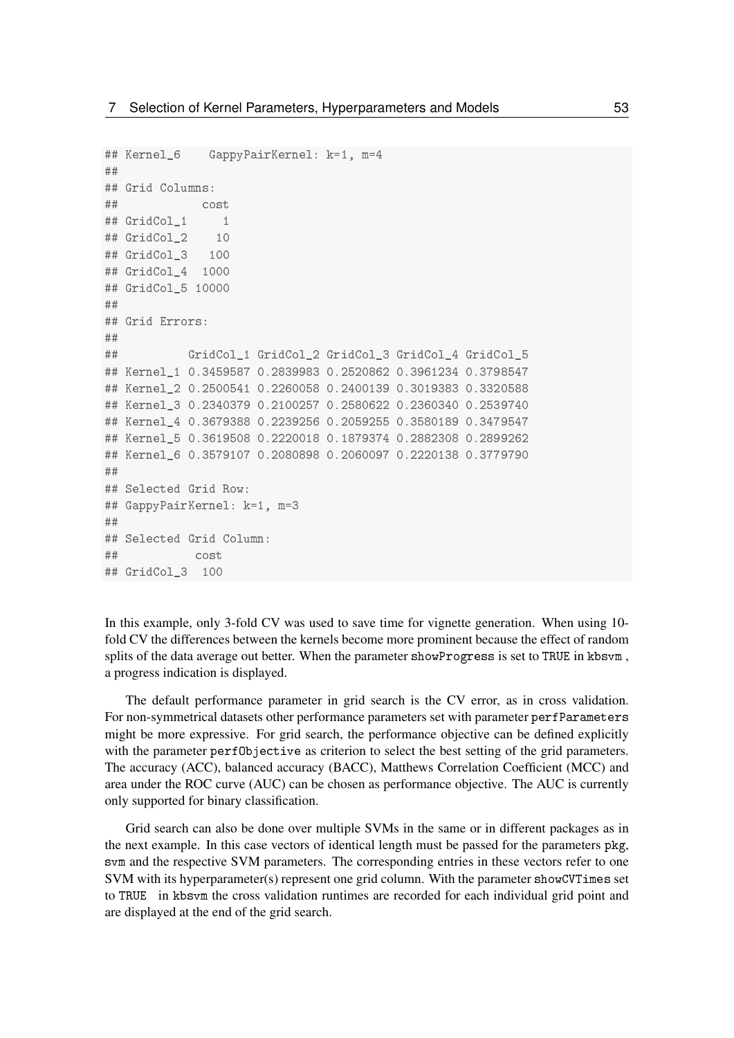```
## Kernel_6    GappyPairKernel: k=1, m=4
##
## Grid Columns:
##            cost
## GridCol_1     1
## GridCol_2    10
## GridCol_3   100
## GridCol_4  1000
## GridCol_5 10000
##
## Grid Errors:
##
##          GridCol_1 GridCol_2 GridCol_3 GridCol_4 GridCol_5
## Kernel_1 0.3459587 0.2839983 0.2520862 0.3961234 0.3798547
## Kernel_2 0.2500541 0.2260058 0.2400139 0.3019383 0.3320588
## Kernel_3 0.2340379 0.2100257 0.2580622 0.2360340 0.2539740
## Kernel_4 0.3679388 0.2239256 0.2059255 0.3580189 0.3479547
## Kernel_5 0.3619508 0.2220018 0.1879374 0.2882308 0.2899262
## Kernel_6 0.3579107 0.2080898 0.2060097 0.2220138 0.3779790
##
## Selected Grid Row:
## GappyPairKernel: k=1, m=3
##
## Selected Grid Column:
##           cost
## GridCol_3  100
```

In this example, only 3-fold CV was used to save time for vignette generation. When using 10-fold CV the differences between the kernels become more prominent because the effect of random splits of the data average out better. When the parameter showProgress is set to TRUE in kbsvm , a progress indication is displayed.

The default performance parameter in grid search is the CV error, as in cross validation. For non-symmetrical datasets other performance parameters set with parameter perfParameters might be more expressive. For grid search, the performance objective can be defined explicitly with the parameter perfObjective as criterion to select the best setting of the grid parameters. The accuracy (ACC), balanced accuracy (BACC), Matthews Correlation Coefficient (MCC) and area under the ROC curve (AUC) can be chosen as performance objective. The AUC is currently only supported for binary classification.

Grid search can also be done over multiple SVMs in the same or in different packages as in the next example. In this case vectors of identical length must be passed for the parameters pkg, svm and the respective SVM parameters. The corresponding entries in these vectors refer to one SVM with its hyperparameter(s) represent one grid column. With the parameter showCVTimes set to TRUE in kbsvm the cross validation runtimes are recorded for each individual grid point and are displayed at the end of the grid search.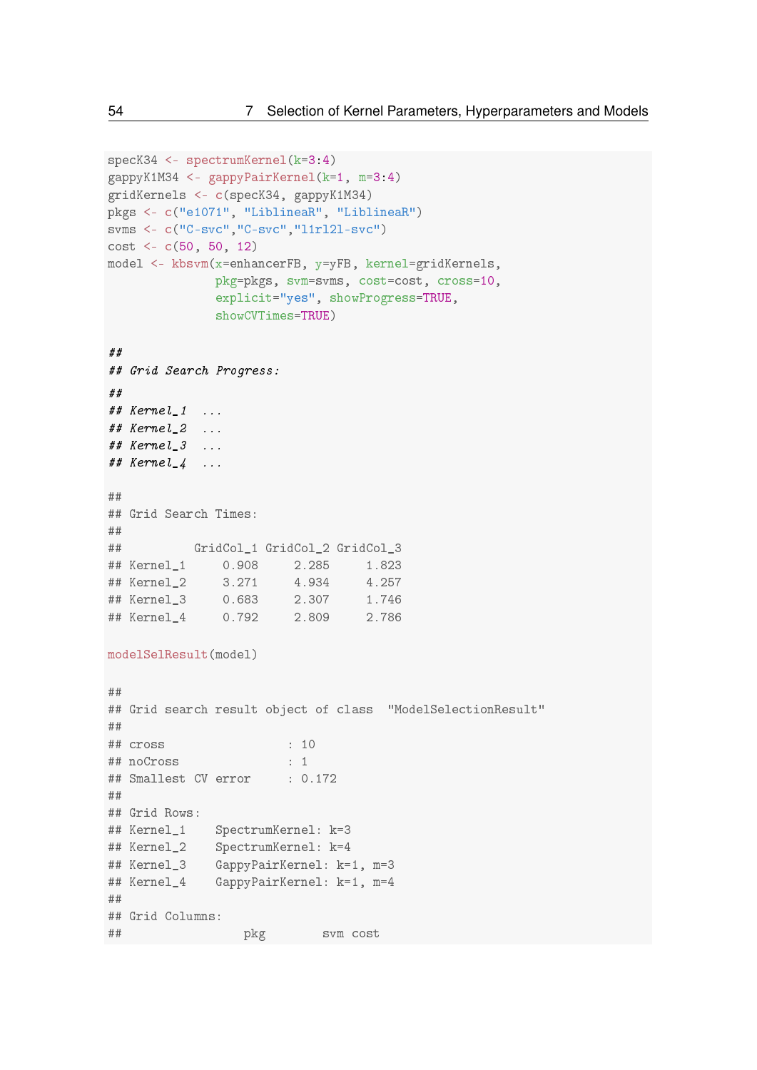```r
specK34 <- spectrumKernel(k=3:4)
gappyK1M34 <- gappyPairKernel(k=1, m=3:4)
gridKernels <- c(specK34, gappyK1M34)
pkgs <- c("e1071", "LiblineaR", "LiblineaR")
svms <- c("C-svc","C-svc","l1rl2l-svc")
cost <- c(50, 50, 12)
model <- kbsvm(x=enhancerFB, y=yFB, kernel=gridKernels,
               pkg=pkgs, svm=svms, cost=cost, cross=10,
               explicit="yes", showProgress=TRUE,
               showCVTimes=TRUE)

##
## Grid Search Progress:
##
## Kernel_1  ...
## Kernel_2  ...
## Kernel_3  ...
## Kernel_4  ...

##
## Grid Search Times:
##
##          GridCol_1 GridCol_2 GridCol_3
## Kernel_1     0.908     2.285     1.823
## Kernel_2     3.271     4.934     4.257
## Kernel_3     0.683     2.307     1.746
## Kernel_4     0.792     2.809     2.786

modelSelResult(model)

##
## Grid search result object of class  "ModelSelectionResult"
##
## cross                 : 10
## noCross               : 1
## Smallest CV error     : 0.172
##
## Grid Rows:
## Kernel_1    SpectrumKernel: k=3
## Kernel_2    SpectrumKernel: k=4
## Kernel_3    GappyPairKernel: k=1, m=3
## Kernel_4    GappyPairKernel: k=1, m=4
##
## Grid Columns:
##                 pkg        svm cost
```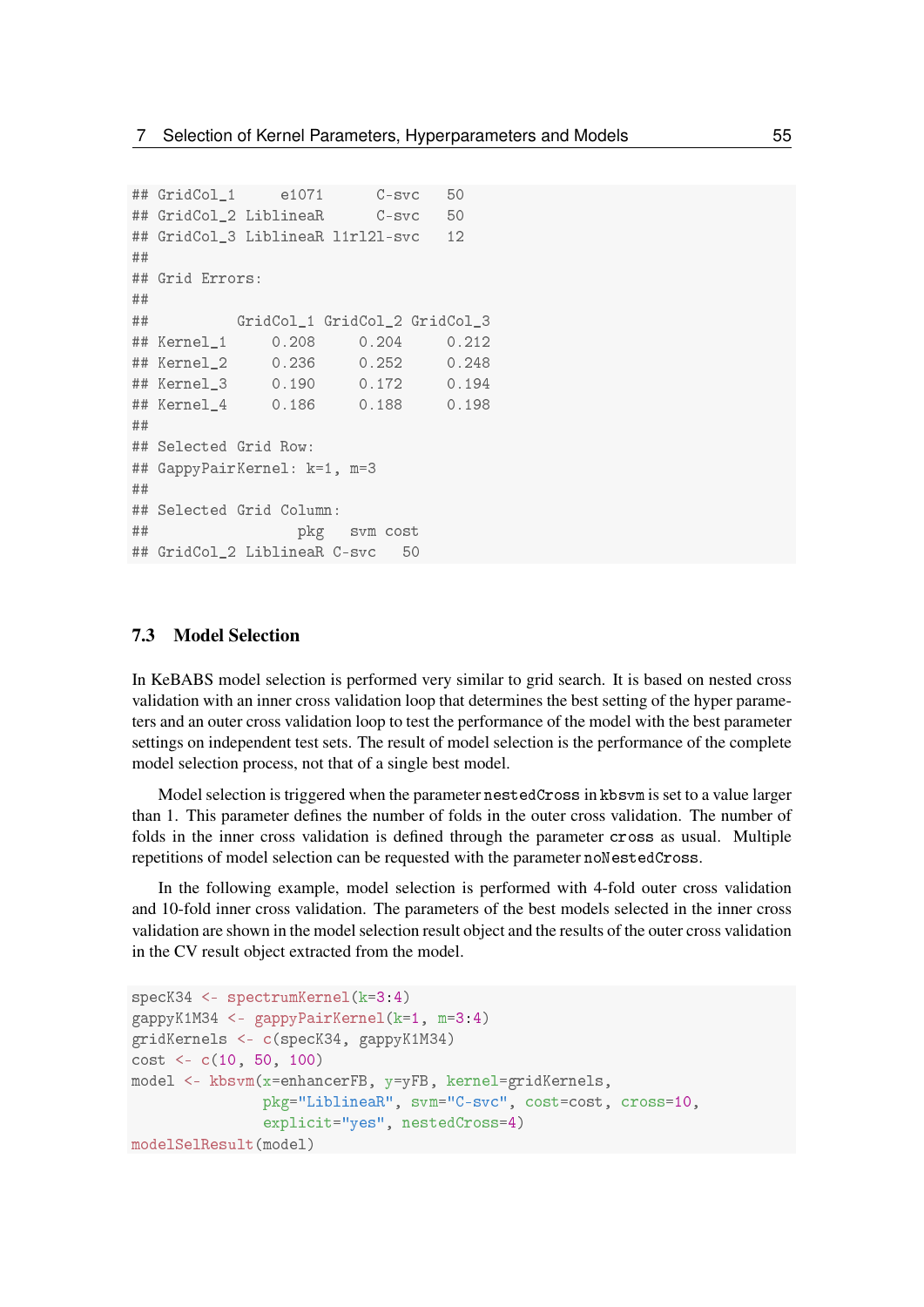```
## GridCol_1     e1071      C-svc   50
## GridCol_2 LiblineaR      C-svc   50
## GridCol_3 LiblineaR l1rl2l-svc   12
##
## Grid Errors:
##
##          GridCol_1 GridCol_2 GridCol_3
## Kernel_1     0.208     0.204     0.212
## Kernel_2     0.236     0.252     0.248
## Kernel_3     0.190     0.172     0.194
## Kernel_4     0.186     0.188     0.198
##
## Selected Grid Row:
## GappyPairKernel: k=1, m=3
##
## Selected Grid Column:
##                 pkg   svm cost
## GridCol_2 LiblineaR C-svc   50
```

## 7.3 Model Selection

In KeBABS model selection is performed very similar to grid search. It is based on nested cross validation with an inner cross validation loop that determines the best setting of the hyper parameters and an outer cross validation loop to test the performance of the model with the best parameter settings on independent test sets. The result of model selection is the performance of the complete model selection process, not that of a single best model.

Model selection is triggered when the parameter `nestedCross` in `kbsvm` is set to a value larger than 1. This parameter defines the number of folds in the outer cross validation. The number of folds in the inner cross validation is defined through the parameter `cross` as usual. Multiple repetitions of model selection can be requested with the parameter `noNestedCross`.

In the following example, model selection is performed with 4-fold outer cross validation and 10-fold inner cross validation. The parameters of the best models selected in the inner cross validation are shown in the model selection result object and the results of the outer cross validation in the CV result object extracted from the model.

```
specK34 <- spectrumKernel(k=3:4)
gappyK1M34 <- gappyPairKernel(k=1, m=3:4)
gridKernels <- c(specK34, gappyK1M34)
cost <- c(10, 50, 100)
model <- kbsvm(x=enhancerFB, y=yFB, kernel=gridKernels,
               pkg="LiblineaR", svm="C-svc", cost=cost, cross=10,
               explicit="yes", nestedCross=4)
modelSelResult(model)
```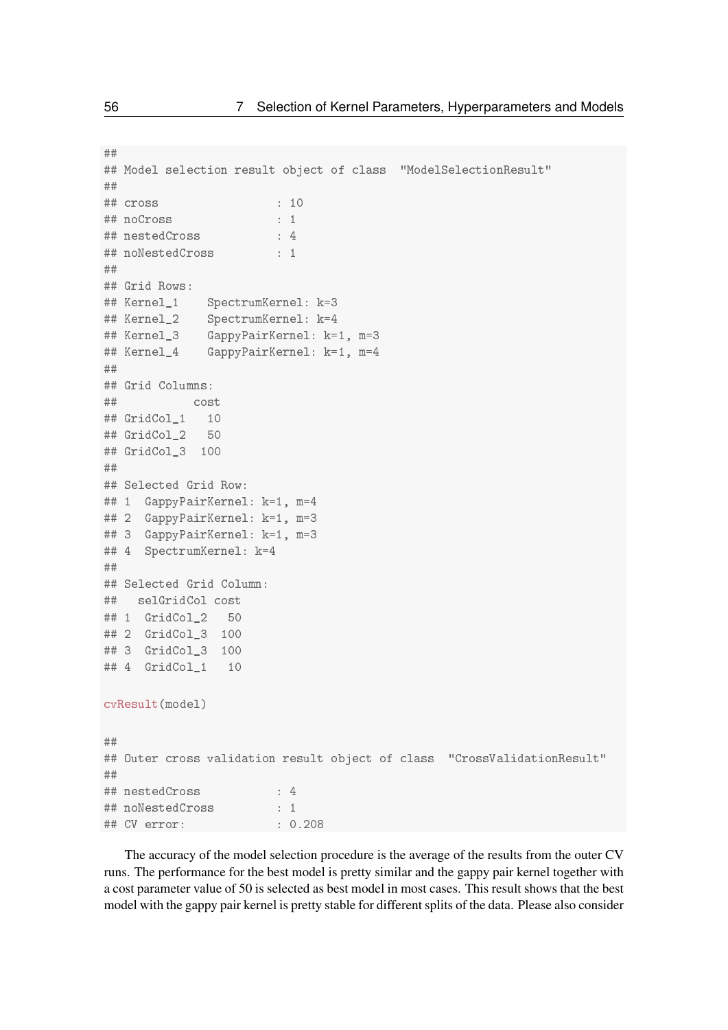```
##
## Model selection result object of class  "ModelSelectionResult"
##
## cross                 : 10
## noCross               : 1
## nestedCross           : 4
## noNestedCross         : 1
##
## Grid Rows:
## Kernel_1    SpectrumKernel: k=3
## Kernel_2    SpectrumKernel: k=4
## Kernel_3    GappyPairKernel: k=1, m=3
## Kernel_4    GappyPairKernel: k=1, m=4
##
## Grid Columns:
##           cost
## GridCol_1   10
## GridCol_2   50
## GridCol_3  100
##
## Selected Grid Row:
## 1  GappyPairKernel: k=1, m=4
## 2  GappyPairKernel: k=1, m=3
## 3  GappyPairKernel: k=1, m=3
## 4  SpectrumKernel: k=4
##
## Selected Grid Column:
##   selGridCol cost
## 1  GridCol_2   50
## 2  GridCol_3  100
## 3  GridCol_3  100
## 4  GridCol_1   10

cvResult(model)

##
## Outer cross validation result object of class  "CrossValidationResult"
##
## nestedCross           : 4
## noNestedCross         : 1
## CV error:             : 0.208
```

The accuracy of the model selection procedure is the average of the results from the outer CV runs. The performance for the best model is pretty similar and the gappy pair kernel together with a cost parameter value of 50 is selected as best model in most cases. This result shows that the best model with the gappy pair kernel is pretty stable for different splits of the data. Please also consider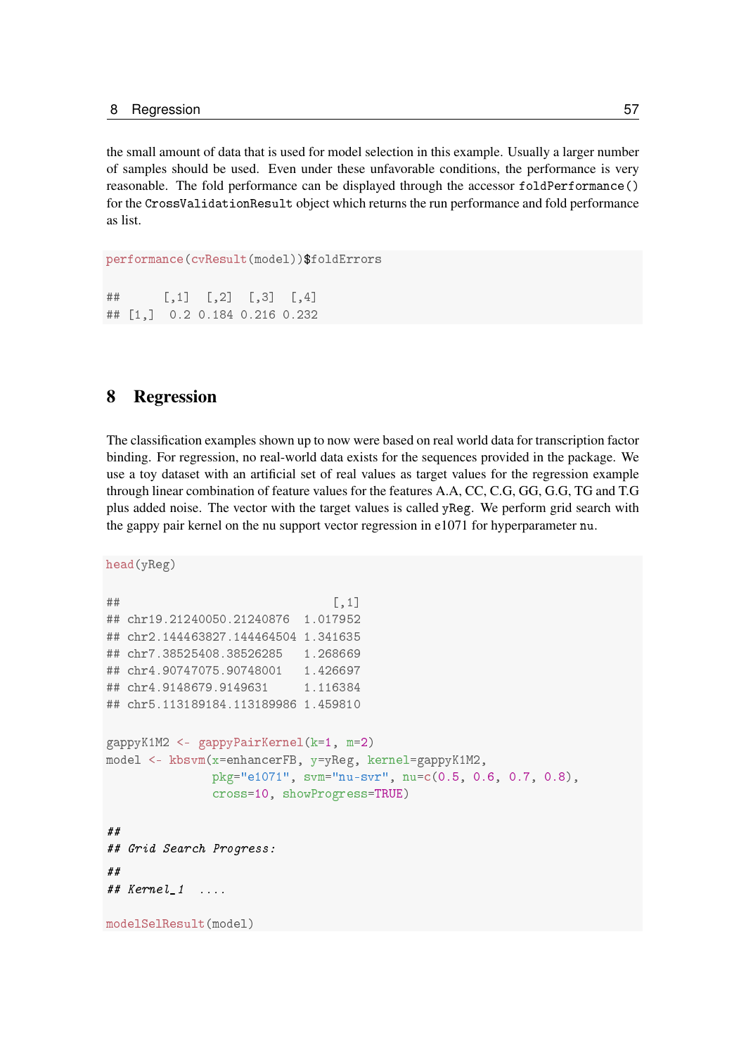the small amount of data that is used for model selection in this example. Usually a larger number of samples should be used. Even under these unfavorable conditions, the performance is very reasonable. The fold performance can be displayed through the accessor `foldPerformance()` for the `CrossValidationResult` object which returns the run performance and fold performance as list.

```
performance(cvResult(model))$foldErrors

##      [,1]  [,2]  [,3]  [,4]
## [1,]  0.2 0.184 0.216 0.232
```

# 8 Regression

The classification examples shown up to now were based on real world data for transcription factor binding. For regression, no real-world data exists for the sequences provided in the package. We use a toy dataset with an artificial set of real values as target values for the regression example through linear combination of feature values for the features A.A, CC, C.G, GG, G.G, TG and T.G plus added noise. The vector with the target values is called `yReg`. We perform grid search with the gappy pair kernel on the nu support vector regression in e1071 for hyperparameter `nu`.

```
head(yReg)

##                              [,1]
## chr19.21240050.21240876  1.017952
## chr2.144463827.144464504 1.341635
## chr7.38525408.38526285   1.268669
## chr4.90747075.90748001   1.426697
## chr4.9148679.9149631     1.116384
## chr5.113189184.113189986 1.459810

gappyK1M2 <- gappyPairKernel(k=1, m=2)
model <- kbsvm(x=enhancerFB, y=yReg, kernel=gappyK1M2,
               pkg="e1071", svm="nu-svr", nu=c(0.5, 0.6, 0.7, 0.8),
               cross=10, showProgress=TRUE)

##
## Grid Search Progress:
##
## Kernel_1  ....

modelSelResult(model)
```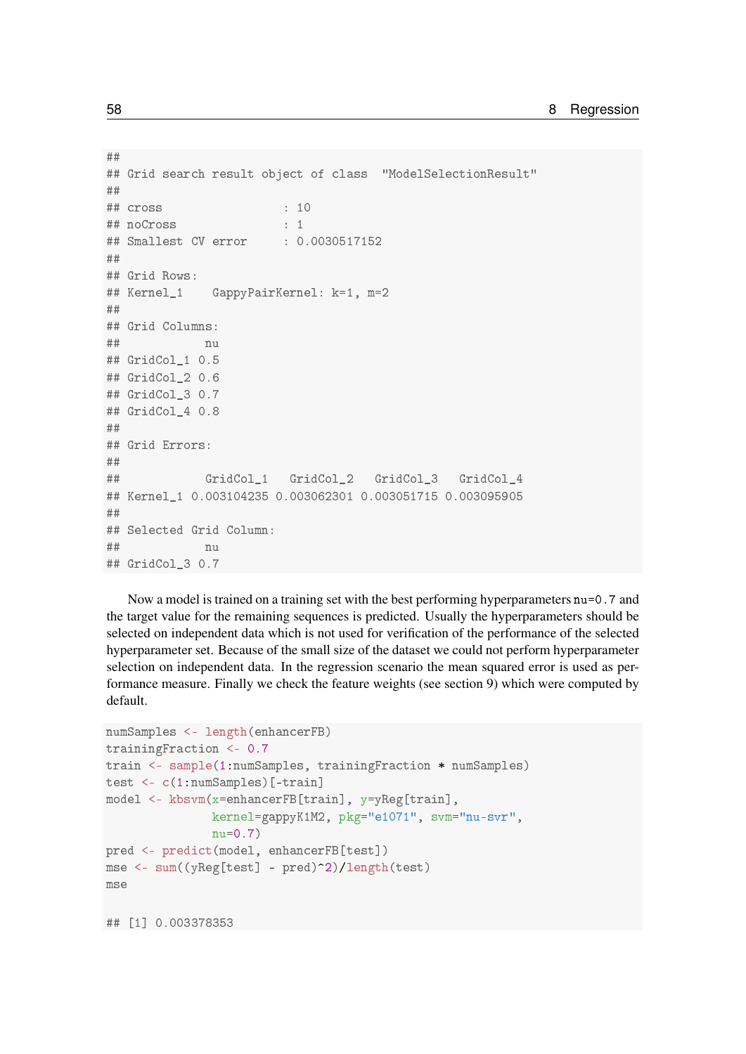```
##
## Grid search result object of class  "ModelSelectionResult"
##
## cross                 : 10
## noCross               : 1
## Smallest CV error     : 0.0030517152
##
## Grid Rows:
## Kernel_1    GappyPairKernel: k=1, m=2
##
## Grid Columns:
##            nu
## GridCol_1 0.5
## GridCol_2 0.6
## GridCol_3 0.7
## GridCol_4 0.8
##
## Grid Errors:
##
##            GridCol_1   GridCol_2   GridCol_3   GridCol_4
## Kernel_1 0.003104235 0.003062301 0.003051715 0.003095905
##
## Selected Grid Column:
##            nu
## GridCol_3 0.7
```

Now a model is trained on a training set with the best performing hyperparameters `nu=0.7` and the target value for the remaining sequences is predicted. Usually the hyperparameters should be selected on independent data which is not used for verification of the performance of the selected hyperparameter set. Because of the small size of the dataset we could not perform hyperparameter selection on independent data. In the regression scenario the mean squared error is used as performance measure. Finally we check the feature weights (see section 9) which were computed by default.

```
numSamples <- length(enhancerFB)
trainingFraction <- 0.7
train <- sample(1:numSamples, trainingFraction * numSamples)
test <- c(1:numSamples)[-train]
model <- kbsvm(x=enhancerFB[train], y=yReg[train],
               kernel=gappyK1M2, pkg="e1071", svm="nu-svr",
               nu=0.7)
pred <- predict(model, enhancerFB[test])
mse <- sum((yReg[test] - pred)^2)/length(test)
mse

## [1] 0.003378353
```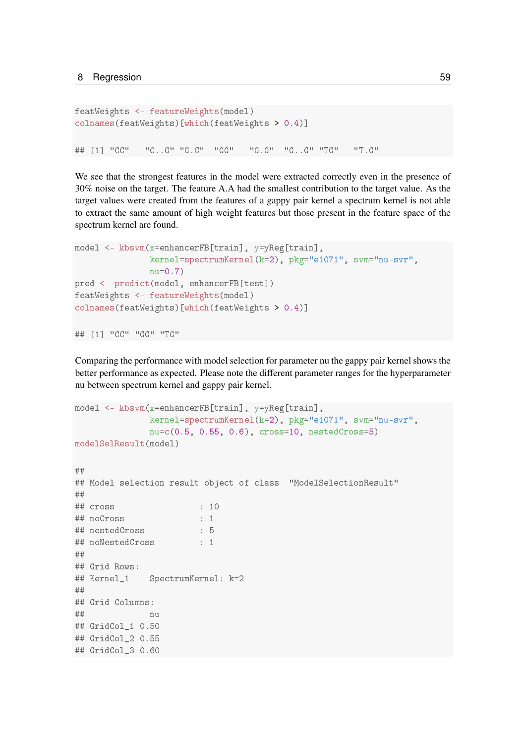```
featWeights <- featureWeights(model)
colnames(featWeights)[which(featWeights > 0.4)]

## [1] "CC"   "C..G" "G.C"  "GG"   "G.G"  "G..G" "TG"   "T.G"
```

We see that the strongest features in the model were extracted correctly even in the presence of 30% noise on the target. The feature A.A had the smallest contribution to the target value. As the target values were created from the features of a gappy pair kernel a spectrum kernel is not able to extract the same amount of high weight features but those present in the feature space of the spectrum kernel are found.

```
model <- kbsvm(x=enhancerFB[train], y=yReg[train],
               kernel=spectrumKernel(k=2), pkg="e1071", svm="nu-svr",
               nu=0.7)
pred <- predict(model, enhancerFB[test])
featWeights <- featureWeights(model)
colnames(featWeights)[which(featWeights > 0.4)]

## [1] "CC" "GG" "TG"
```

Comparing the performance with model selection for parameter nu the gappy pair kernel shows the better performance as expected. Please note the different parameter ranges for the hyperparameter nu between spectrum kernel and gappy pair kernel.

```
model <- kbsvm(x=enhancerFB[train], y=yReg[train],
               kernel=spectrumKernel(k=2), pkg="e1071", svm="nu-svr",
               nu=c(0.5, 0.55, 0.6), cross=10, nestedCross=5)
modelSelResult(model)

##
## Model selection result object of class  "ModelSelectionResult"
##
## cross                 : 10
## noCross               : 1
## nestedCross           : 5
## noNestedCross         : 1
##
## Grid Rows:
## Kernel_1    SpectrumKernel: k=2
##
## Grid Columns:
##             nu
## GridCol_1 0.50
## GridCol_2 0.55
## GridCol_3 0.60
```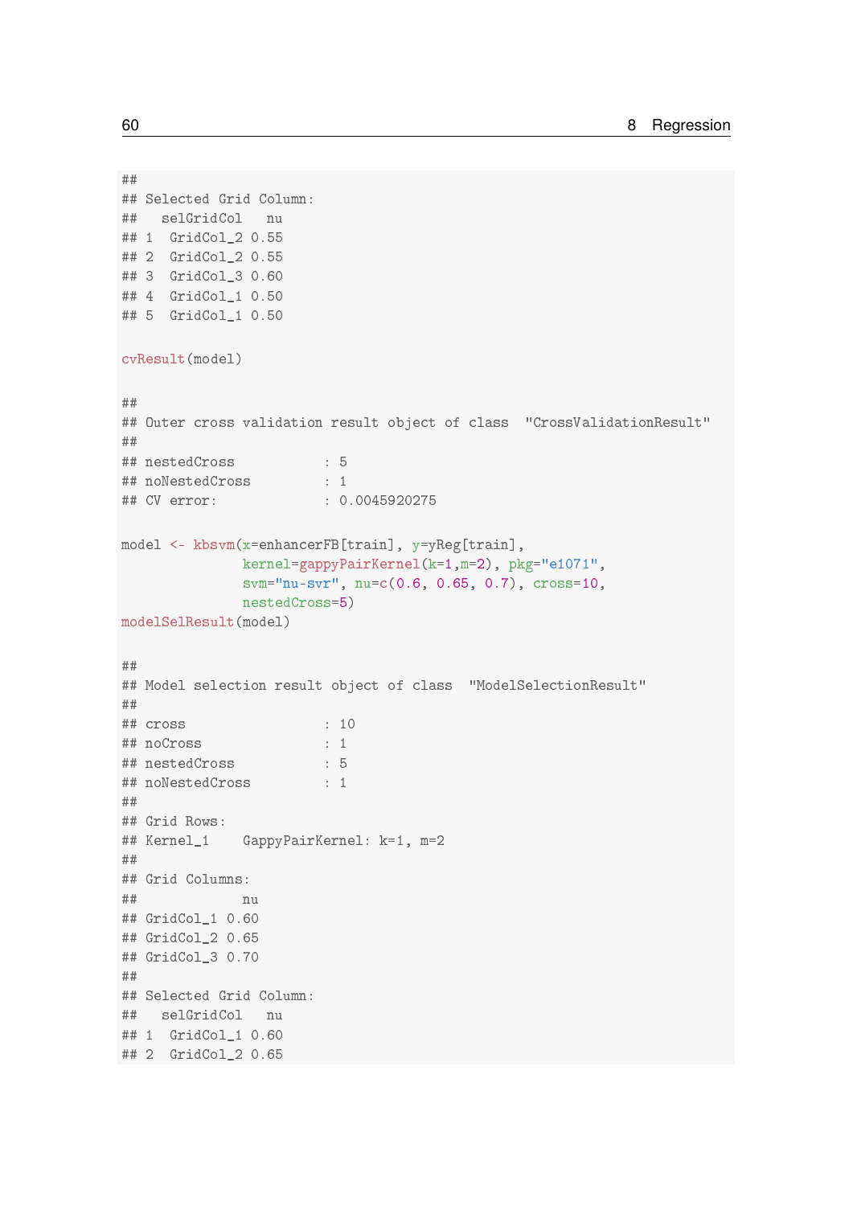```
##
## Selected Grid Column:
##   selGridCol   nu
## 1  GridCol_2 0.55
## 2  GridCol_2 0.55
## 3  GridCol_3 0.60
## 4  GridCol_1 0.50
## 5  GridCol_1 0.50

cvResult(model)

##
## Outer cross validation result object of class  "CrossValidationResult"
##
## nestedCross           : 5
## noNestedCross         : 1
## CV error:             : 0.0045920275

model <- kbsvm(x=enhancerFB[train], y=yReg[train],
               kernel=gappyPairKernel(k=1,m=2), pkg="e1071",
               svm="nu-svr", nu=c(0.6, 0.65, 0.7), cross=10,
               nestedCross=5)
modelSelResult(model)

##
## Model selection result object of class  "ModelSelectionResult"
##
## cross                 : 10
## noCross               : 1
## nestedCross           : 5
## noNestedCross         : 1
##
## Grid Rows:
## Kernel_1    GappyPairKernel: k=1, m=2
##
## Grid Columns:
##             nu
## GridCol_1 0.60
## GridCol_2 0.65
## GridCol_3 0.70
##
## Selected Grid Column:
##   selGridCol   nu
## 1  GridCol_1 0.60
## 2  GridCol_2 0.65
```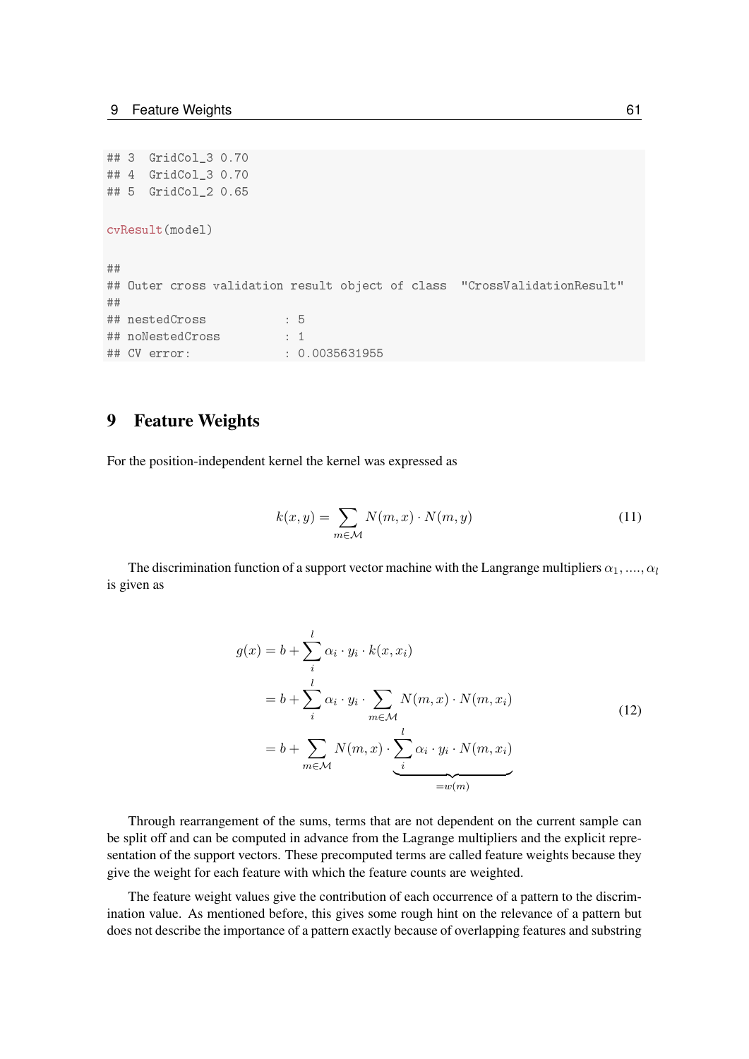```
## 3  GridCol_3 0.70
## 4  GridCol_3 0.70
## 5  GridCol_2 0.65

cvResult(model)

##
## Outer cross validation result object of class  "CrossValidationResult"
##
## nestedCross            : 5
## noNestedCross          : 1
## CV error:              : 0.0035631955
```

# 9 Feature Weights

For the position-independent kernel the kernel was expressed as

$$k(x, y) = \sum_{m \in \mathcal{M}} N(m, x) \cdot N(m, y) \tag{11}$$

The discrimination function of a support vector machine with the Langrange multipliers $\alpha_1, ...., \alpha_l$ is given as

$$\begin{aligned} g(x) &= b + \sum_{i}^{l} \alpha_i \cdot y_i \cdot k(x, x_i) \\ &= b + \sum_{i}^{l} \alpha_i \cdot y_i \cdot \sum_{m \in \mathcal{M}} N(m, x) \cdot N(m, x_i) \\ &= b + \sum_{m \in \mathcal{M}} N(m, x) \cdot \underbrace{\sum_{i}^{l} \alpha_i \cdot y_i \cdot N(m, x_i)}_{=w(m)} \end{aligned} \tag{12}$$

Through rearrangement of the sums, terms that are not dependent on the current sample can be split off and can be computed in advance from the Lagrange multipliers and the explicit representation of the support vectors. These precomputed terms are called feature weights because they give the weight for each feature with which the feature counts are weighted.

The feature weight values give the contribution of each occurrence of a pattern to the discrimination value. As mentioned before, this gives some rough hint on the relevance of a pattern but does not describe the importance of a pattern exactly because of overlapping features and substring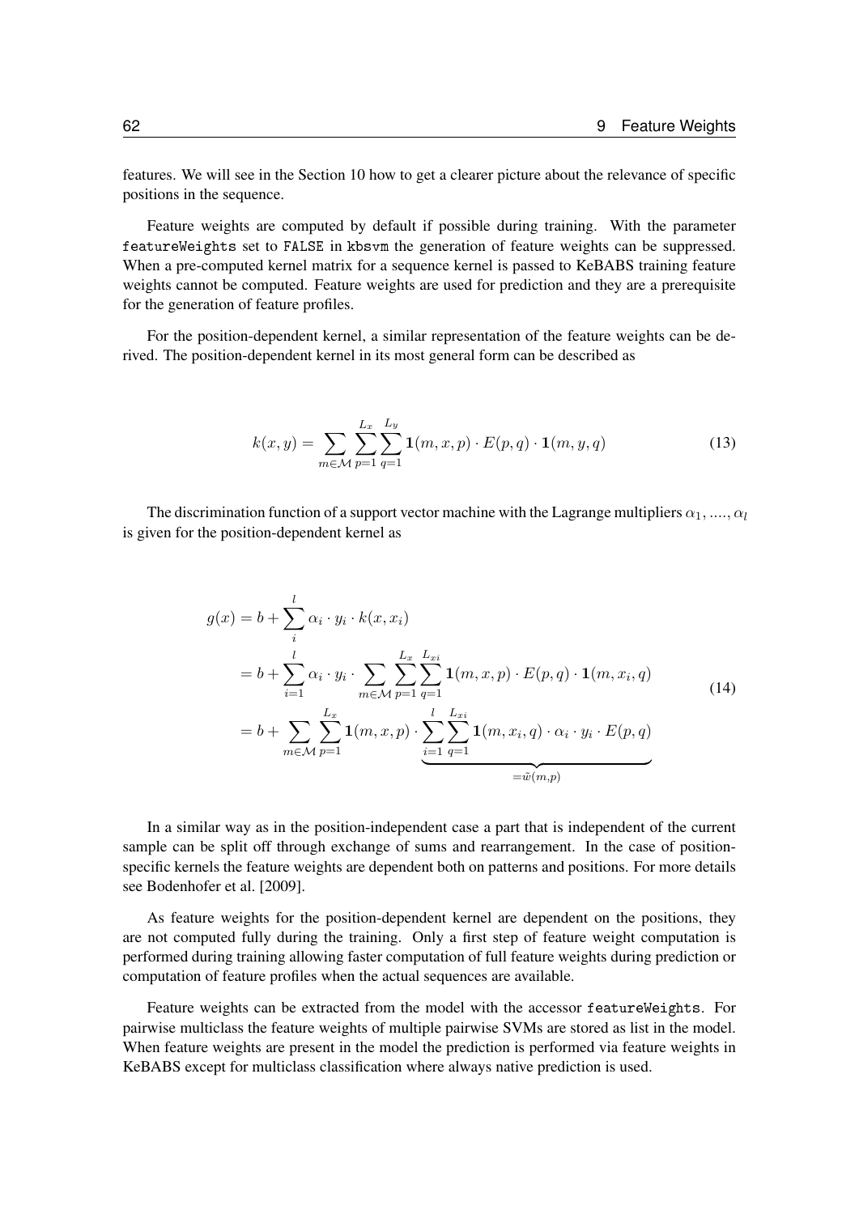features. We will see in the Section 10 how to get a clearer picture about the relevance of specific positions in the sequence.

Feature weights are computed by default if possible during training. With the parameter `featureWeights` set to `FALSE` in `kbsvm` the generation of feature weights can be suppressed. When a pre-computed kernel matrix for a sequence kernel is passed to KeBABS training feature weights cannot be computed. Feature weights are used for prediction and they are a prerequisite for the generation of feature profiles.

For the position-dependent kernel, a similar representation of the feature weights can be derived. The position-dependent kernel in its most general form can be described as

$$k(x,y) = \sum_{m \in \mathcal{M}} \sum_{p=1}^{L_x} \sum_{q=1}^{L_y} \mathbf{1}(m,x,p) \cdot E(p,q) \cdot \mathbf{1}(m,y,q) \tag{13}$$

The discrimination function of a support vector machine with the Lagrange multipliers $\alpha_1, ...., \alpha_l$ is given for the position-dependent kernel as

$$\begin{aligned}
g(x) &= b + \sum_{i}^{l} \alpha_i \cdot y_i \cdot k(x, x_i) \\
&= b + \sum_{i=1}^{l} \alpha_i \cdot y_i \cdot \sum_{m \in \mathcal{M}} \sum_{p=1}^{L_x} \sum_{q=1}^{L_{xi}} \mathbf{1}(m,x,p) \cdot E(p,q) \cdot \mathbf{1}(m,x_i,q) \\
&= b + \sum_{m \in \mathcal{M}} \sum_{p=1}^{L_x} \mathbf{1}(m,x,p) \cdot \underbrace{\sum_{i=1}^{l} \sum_{q=1}^{L_{xi}} \mathbf{1}(m,x_i,q) \cdot \alpha_i \cdot y_i \cdot E(p,q)}_{=\tilde{w}(m,p)}
\end{aligned} \tag{14}$$

In a similar way as in the position-independent case a part that is independent of the current sample can be split off through exchange of sums and rearrangement. In the case of position-specific kernels the feature weights are dependent both on patterns and positions. For more details see Bodenhofer et al. [2009].

As feature weights for the position-dependent kernel are dependent on the positions, they are not computed fully during the training. Only a first step of feature weight computation is performed during training allowing faster computation of full feature weights during prediction or computation of feature profiles when the actual sequences are available.

Feature weights can be extracted from the model with the accessor `featureWeights`. For pairwise multiclass the feature weights of multiple pairwise SVMs are stored as list in the model. When feature weights are present in the model the prediction is performed via feature weights in KeBABS except for multiclass classification where always native prediction is used.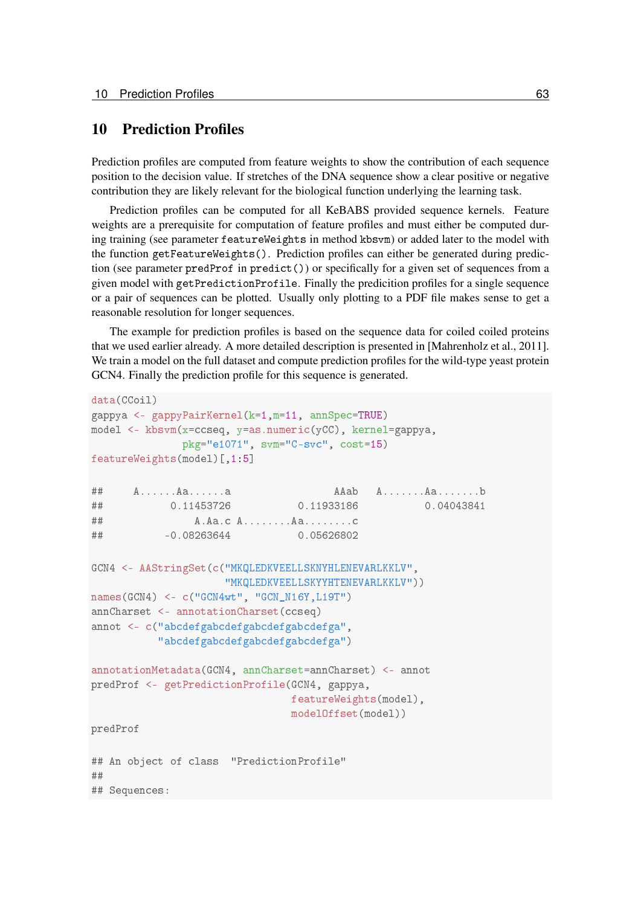# 10 Prediction Profiles

Prediction profiles are computed from feature weights to show the contribution of each sequence position to the decision value. If stretches of the DNA sequence show a clear positive or negative contribution they are likely relevant for the biological function underlying the learning task.

Prediction profiles can be computed for all KeBABS provided sequence kernels. Feature weights are a prerequisite for computation of feature profiles and must either be computed during training (see parameter `featureWeights` in method `kbsvm`) or added later to the model with the function `getFeatureWeights()`. Prediction profiles can either be generated during prediction (see parameter `predProf` in `predict()`) or specifically for a given set of sequences from a given model with `getPredictionProfile`. Finally the predicition profiles for a single sequence or a pair of sequences can be plotted. Usually only plotting to a PDF file makes sense to get a reasonable resolution for longer sequences.

The example for prediction profiles is based on the sequence data for coiled coiled proteins that we used earlier already. A more detailed description is presented in [Mahrenholz et al., 2011]. We train a model on the full dataset and compute prediction profiles for the wild-type yeast protein GCN4. Finally the prediction profile for this sequence is generated.

```
data(CCoil)
gappya <- gappyPairKernel(k=1,m=11, annSpec=TRUE)
model <- kbsvm(x=ccseq, y=as.numeric(yCC), kernel=gappya,
               pkg="e1071", svm="C-svc", cost=15)
featureWeights(model)[,1:5]

##     A......Aa......a                 AAab   A.......Aa.......b
##          0.11453726           0.11933186           0.04043841
##              A.Aa.c A........Aa........c
##         -0.08263644           0.05626802

GCN4 <- AAStringSet(c("MKQLEDKVEELLSKNYHLENEVARLKKLV",
                      "MKQLEDKVEELLSKYYHTENEVARLKKLV"))
names(GCN4) <- c("GCN4wt", "GCN_N16Y,L19T")
annCharset <- annotationCharset(ccseq)
annot <- c("abcdefgabcdefgabcdefgabcdefga",
           "abcdefgabcdefgabcdefgabcdefga")

annotationMetadata(GCN4, annCharset=annCharset) <- annot
predProf <- getPredictionProfile(GCN4, gappya,
                                 featureWeights(model),
                                 modelOffset(model))
predProf

## An object of class  "PredictionProfile"
##
## Sequences:
```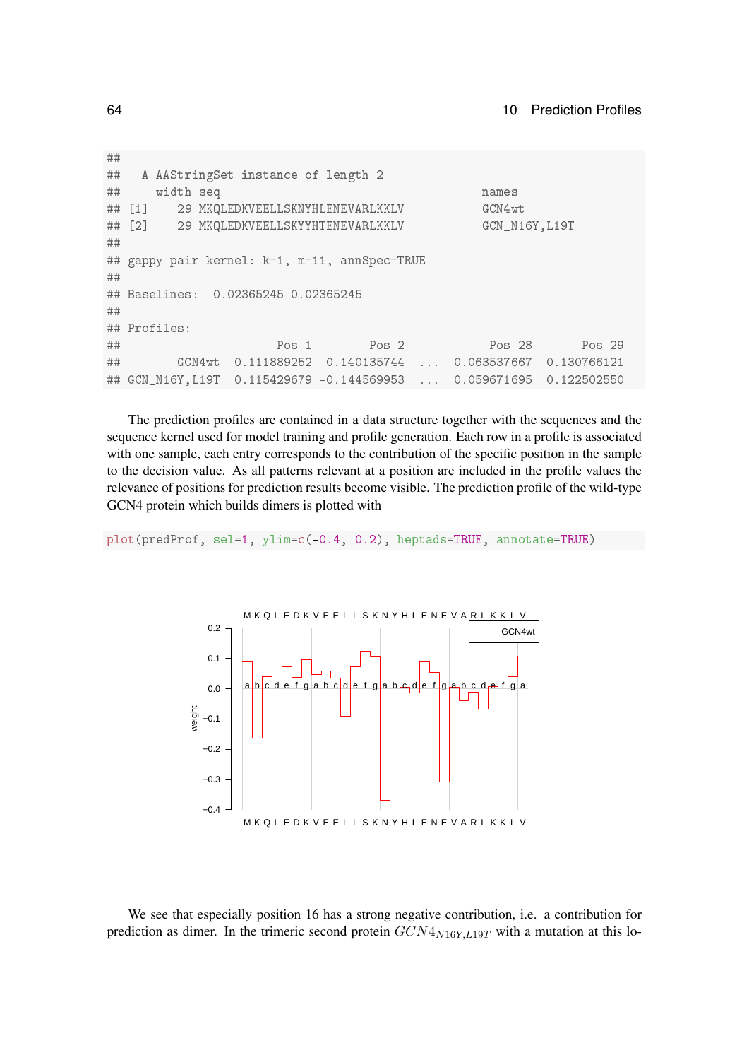```
##
##   A AAStringSet instance of length 2
##     width seq                                     names
## [1]    29 MKQLEDKVEELLSKNYHLENEVARLKKLV           GCN4wt
## [2]    29 MKQLEDKVEELLSKYYHTENEVARLKKLV           GCN_N16Y,L19T
##
## gappy pair kernel: k=1, m=11, annSpec=TRUE
##
## Baselines:  0.02365245 0.02365245
##
## Profiles:
##                        Pos 1        Pos 2           Pos 28       Pos 29
##        GCN4wt  0.111889252 -0.140135744  ...  0.063537667  0.130766121
## GCN_N16Y,L19T  0.115429679 -0.144569953  ...  0.059671695  0.122502550
```

The prediction profiles are contained in a data structure together with the sequences and the sequence kernel used for model training and profile generation. Each row in a profile is associated with one sample, each entry corresponds to the contribution of the specific position in the sample to the decision value. As all patterns relevant at a position are included in the profile values the relevance of positions for prediction results become visible. The prediction profile of the wild-type GCN4 protein which builds dimers is plotted with

```
plot(predProf, sel=1, ylim=c(-0.4, 0.2), heptads=TRUE, annotate=TRUE)
```

We see that especially position 16 has a strong negative contribution, i.e. a contribution for prediction as dimer. In the trimeric second protein $GCN4_{N16Y,L19T}$ with a mutation at this lo-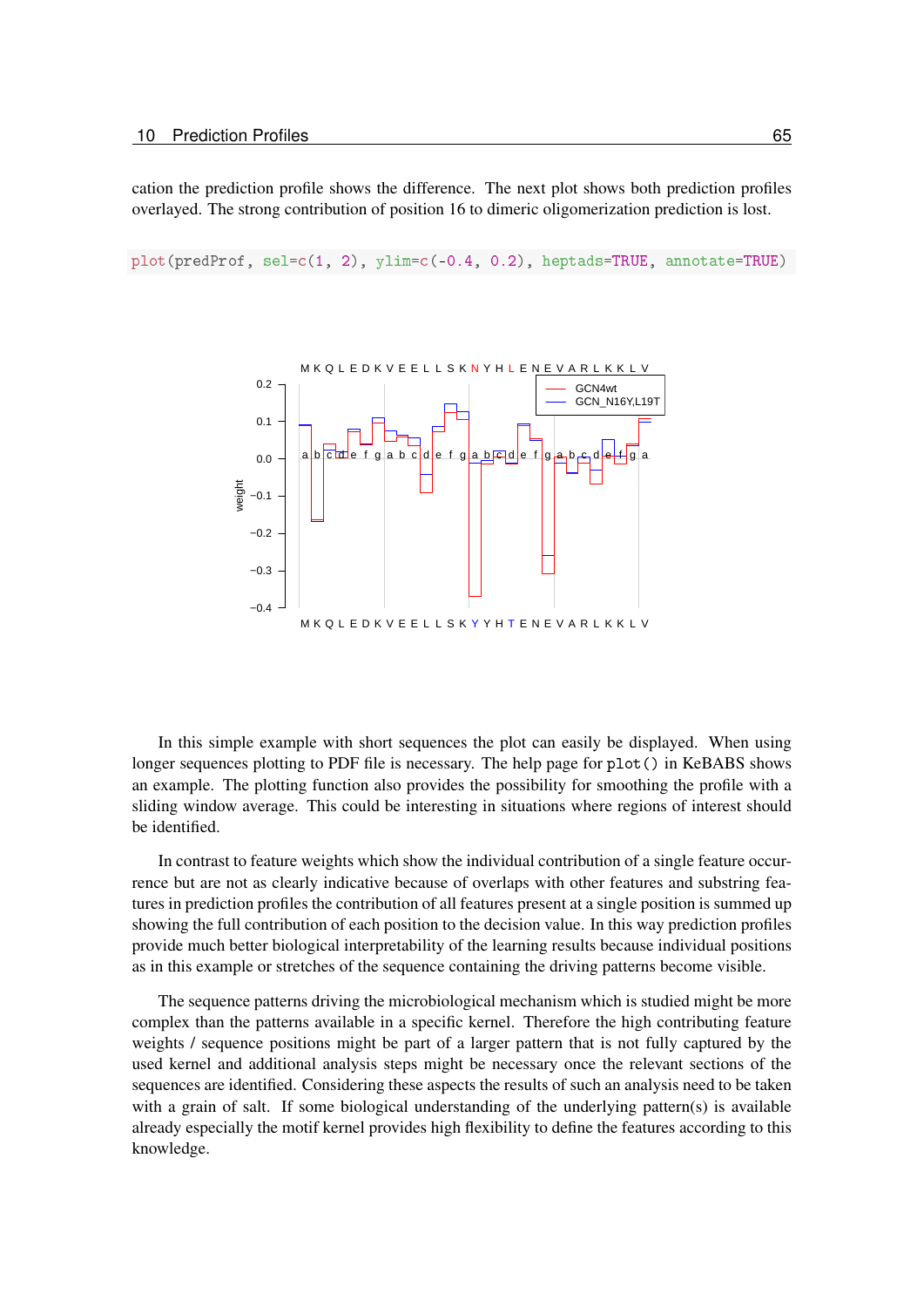cation the prediction profile shows the difference. The next plot shows both prediction profiles overlayed. The strong contribution of position 16 to dimeric oligomerization prediction is lost.

```
plot(predProf, sel=c(1, 2), ylim=c(-0.4, 0.2), heptads=TRUE, annotate=TRUE)
```

In this simple example with short sequences the plot can easily be displayed. When using longer sequences plotting to PDF file is necessary. The help page for `plot()` in KeBABS shows an example. The plotting function also provides the possibility for smoothing the profile with a sliding window average. This could be interesting in situations where regions of interest should be identified.

In contrast to feature weights which show the individual contribution of a single feature occurrence but are not as clearly indicative because of overlaps with other features and substring features in prediction profiles the contribution of all features present at a single position is summed up showing the full contribution of each position to the decision value. In this way prediction profiles provide much better biological interpretability of the learning results because individual positions as in this example or stretches of the sequence containing the driving patterns become visible.

The sequence patterns driving the microbiological mechanism which is studied might be more complex than the patterns available in a specific kernel. Therefore the high contributing feature weights / sequence positions might be part of a larger pattern that is not fully captured by the used kernel and additional analysis steps might be necessary once the relevant sections of the sequences are identified. Considering these aspects the results of such an analysis need to be taken with a grain of salt. If some biological understanding of the underlying pattern(s) is available already especially the motif kernel provides high flexibility to define the features according to this knowledge.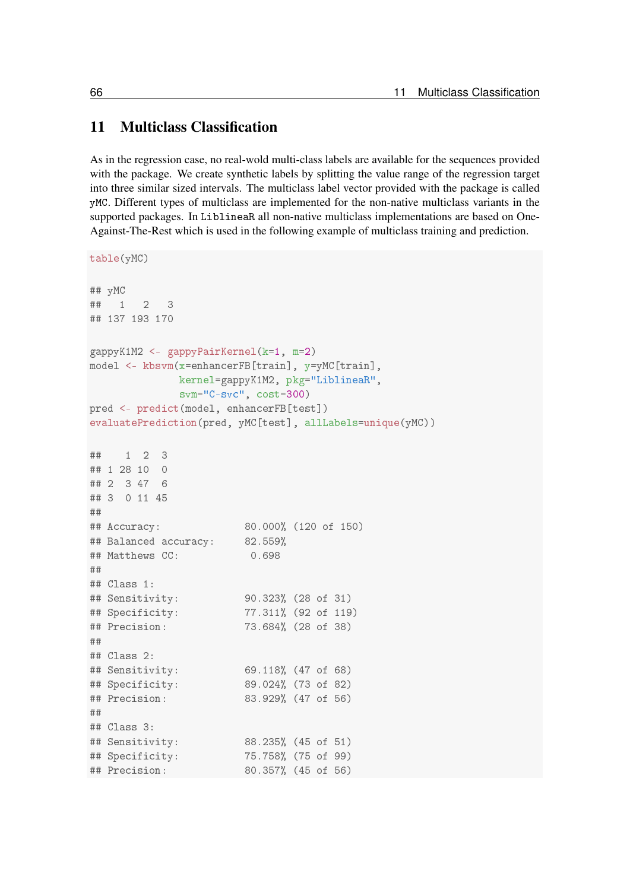# 11 Multiclass Classification

As in the regression case, no real-wold multi-class labels are available for the sequences provided with the package. We create synthetic labels by splitting the value range of the regression target into three similar sized intervals. The multiclass label vector provided with the package is called `yMC`. Different types of multiclass are implemented for the non-native multiclass variants in the supported packages. In `LiblineaR` all non-native multiclass implementations are based on One-Against-The-Rest which is used in the following example of multiclass training and prediction.

```
table(yMC)

## yMC
##   1   2   3
## 137 193 170

gappyK1M2 <- gappyPairKernel(k=1, m=2)
model <- kbsvm(x=enhancerFB[train], y=yMC[train],
               kernel=gappyK1M2, pkg="LiblineaR",
               svm="C-svc", cost=300)
pred <- predict(model, enhancerFB[test])
evaluatePrediction(pred, yMC[test], allLabels=unique(yMC))

##    1  2  3
## 1 28 10  0
## 2  3 47  6
## 3  0 11 45
##
## Accuracy:              80.000% (120 of 150)
## Balanced accuracy:     82.559%
## Matthews CC:            0.698
##
## Class 1:
## Sensitivity:           90.323% (28 of 31)
## Specificity:           77.311% (92 of 119)
## Precision:             73.684% (28 of 38)
##
## Class 2:
## Sensitivity:           69.118% (47 of 68)
## Specificity:           89.024% (73 of 82)
## Precision:             83.929% (47 of 56)
##
## Class 3:
## Sensitivity:           88.235% (45 of 51)
## Specificity:           75.758% (75 of 99)
## Precision:             80.357% (45 of 56)
```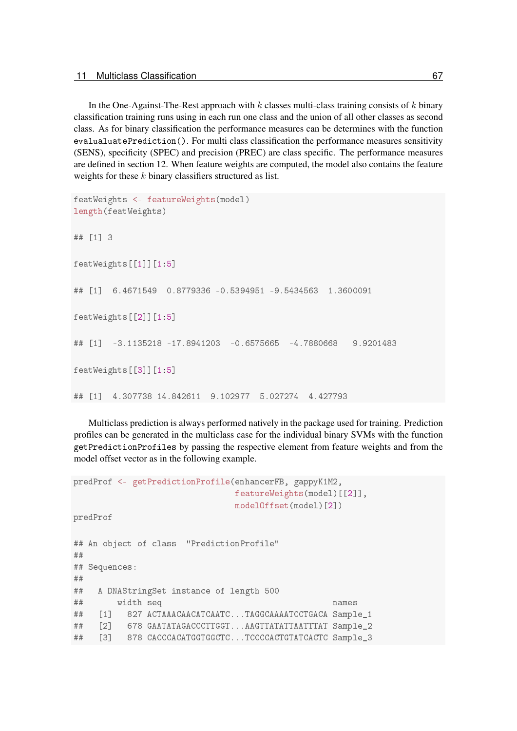In the One-Against-The-Rest approach with $k$ classes multi-class training consists of $k$ binary classification training runs using in each run one class and the union of all other classes as second class. As for binary classification the performance measures can be determines with the function `evalualuatePrediction()`. For multi class classification the performance measures sensitivity (SENS), specificity (SPEC) and precision (PREC) are class specific. The performance measures are defined in section 12. When feature weights are computed, the model also contains the feature weights for these $k$ binary classifiers structured as list.

```
featWeights <- featureWeights(model)
length(featWeights)

## [1] 3

featWeights[[1]][1:5]

## [1]  6.4671549  0.8779336 -0.5394951 -9.5434563  1.3600091

featWeights[[2]][1:5]

## [1]  -3.1135218 -17.8941203  -0.6575665  -4.7880668   9.9201483

featWeights[[3]][1:5]

## [1]  4.307738 14.842611  9.102977  5.027274  4.427793
```

Multiclass prediction is always performed natively in the package used for training. Prediction profiles can be generated in the multiclass case for the individual binary SVMs with the function `getPredictionProfiles` by passing the respective element from feature weights and from the model offset vector as in the following example.

```
predProf <- getPredictionProfile(enhancerFB, gappyK1M2,
                                 featureWeights(model)[[2]],
                                 modelOffset(model)[2])
predProf

## An object of class  "PredictionProfile"
##
## Sequences:
##
##   A DNAStringSet instance of length 500
##       width seq                                     names
##   [1]   827 ACTAAACAACATCAATC...TAGGCAAAATCCTGACA Sample_1
##   [2]   678 GAATATAGACCCTTGGT...AAGTTATATTAATTTAT Sample_2
##   [3]   878 CACCCACATGGTGGCTC...TCCCCACTGTATCACTC Sample_3
```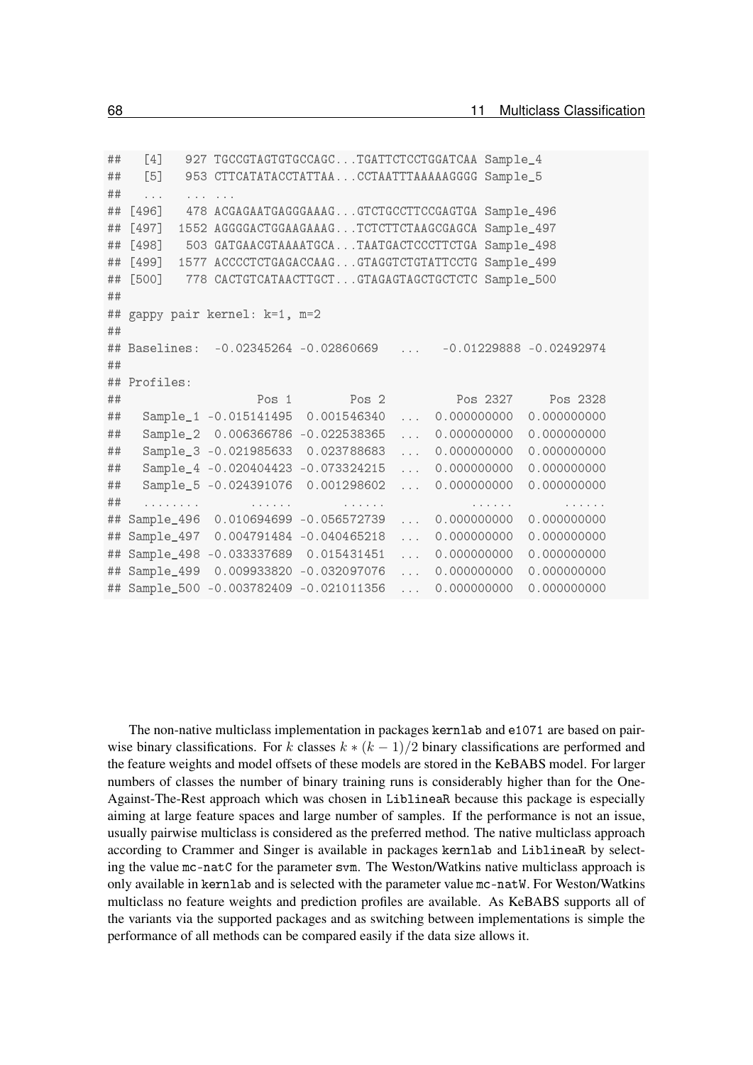```
##    [4]   927 TGCCGTAGTGTGCCAGC...TGATTCTCCTGGATCAA Sample_4
##    [5]   953 CTTCATATACCTATTAA...CCTAATTTAAAAAGGGG Sample_5
##    ...   ... ...
## [496]   478 ACGAGAATGAGGGAAAG...GTCTGCCTTCCGAGTGA Sample_496
## [497]  1552 AGGGGACTGGAAGAAAG...TCTCTTCTAAGCGAGCA Sample_497
## [498]   503 GATGAACGTAAAATGCA...TAATGACTCCCTTCTGA Sample_498
## [499]  1577 ACCCCTCTGAGACCAAG...GTAGGTCTGTATTCCTG Sample_499
## [500]   778 CACTGTCATAACTTGCT...GTAGAGTAGCTGCTCTC Sample_500
##
## gappy pair kernel: k=1, m=2
##
## Baselines:  -0.02345264 -0.02860669   ...   -0.01229888 -0.02492974
##
## Profiles:
##                  Pos 1        Pos 2         Pos 2327     Pos 2328
##   Sample_1 -0.015141495  0.001546340  ...  0.000000000  0.000000000
##   Sample_2  0.006366786 -0.022538365  ...  0.000000000  0.000000000
##   Sample_3 -0.021985633  0.023788683  ...  0.000000000  0.000000000
##   Sample_4 -0.020404423 -0.073324215  ...  0.000000000  0.000000000
##   Sample_5 -0.024391076  0.001298602  ...  0.000000000  0.000000000
##   ........       ......       ......            ......       ......
## Sample_496  0.010694699 -0.056572739  ...  0.000000000  0.000000000
## Sample_497  0.004791484 -0.040465218  ...  0.000000000  0.000000000
## Sample_498 -0.033337689  0.015431451  ...  0.000000000  0.000000000
## Sample_499  0.009933820 -0.032097076  ...  0.000000000  0.000000000
## Sample_500 -0.003782409 -0.021011356  ...  0.000000000  0.000000000
```

The non-native multiclass implementation in packages kernlab and e1071 are based on pairwise binary classifications. For $k$ classes $k * (k-1)/2$ binary classifications are performed and the feature weights and model offsets of these models are stored in the KeBABS model. For larger numbers of classes the number of binary training runs is considerably higher than for the One-Against-The-Rest approach which was chosen in LiblineaR because this package is especially aiming at large feature spaces and large number of samples. If the performance is not an issue, usually pairwise multiclass is considered as the preferred method. The native multiclass approach according to Crammer and Singer is available in packages kernlab and LiblineaR by selecting the value mc-natC for the parameter svm. The Weston/Watkins native multiclass approach is only available in kernlab and is selected with the parameter value mc-natW. For Weston/Watkins multiclass no feature weights and prediction profiles are available. As KeBABS supports all of the variants via the supported packages and as switching between implementations is simple the performance of all methods can be compared easily if the data size allows it.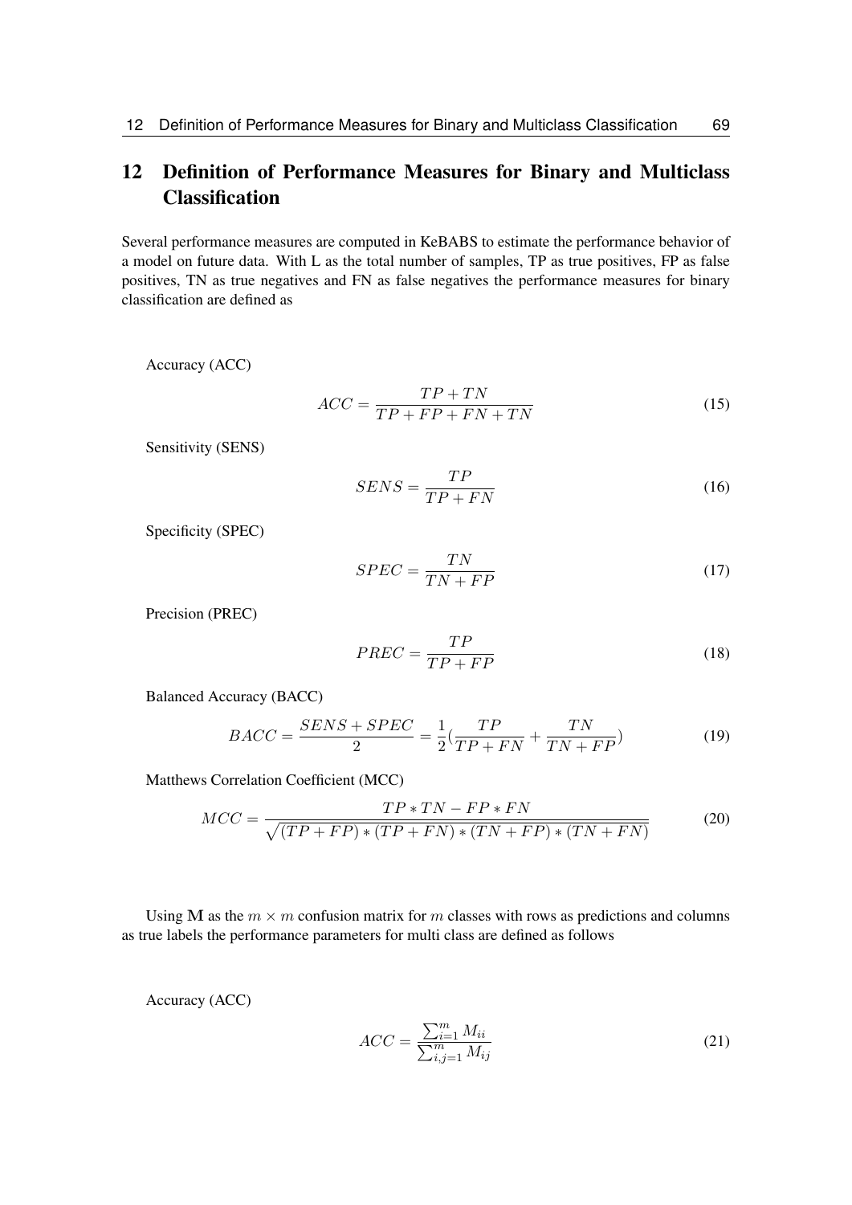# 12 Definition of Performance Measures for Binary and Multiclass Classification

Several performance measures are computed in KeBABS to estimate the performance behavior of a model on future data. With L as the total number of samples, TP as true positives, FP as false positives, TN as true negatives and FN as false negatives the performance measures for binary classification are defined as

Accuracy (ACC)

$$ACC = \frac{TP + TN}{TP + FP + FN + TN} \tag{15}$$

Sensitivity (SENS)

$$SENS = \frac{TP}{TP + FN} \tag{16}$$

Specificity (SPEC)

$$SPEC = \frac{TN}{TN + FP} \tag{17}$$

Precision (PREC)

$$PREC = \frac{TP}{TP + FP} \tag{18}$$

Balanced Accuracy (BACC)

$$BACC = \frac{SENS + SPEC}{2} = \frac{1}{2}\left(\frac{TP}{TP + FN} + \frac{TN}{TN + FP}\right) \tag{19}$$

Matthews Correlation Coefficient (MCC)

$$MCC = \frac{TP * TN - FP * FN}{\sqrt{(TP + FP) * (TP + FN) * (TN + FP) * (TN + FN)}} \tag{20}$$

Using $\mathbf{M}$ as the $m \times m$ confusion matrix for $m$ classes with rows as predictions and columns as true labels the performance parameters for multi class are defined as follows

Accuracy (ACC)

$$ACC = \frac{\sum_{i=1}^{m} M_{ii}}{\sum_{i,j=1}^{m} M_{ij}} \tag{21}$$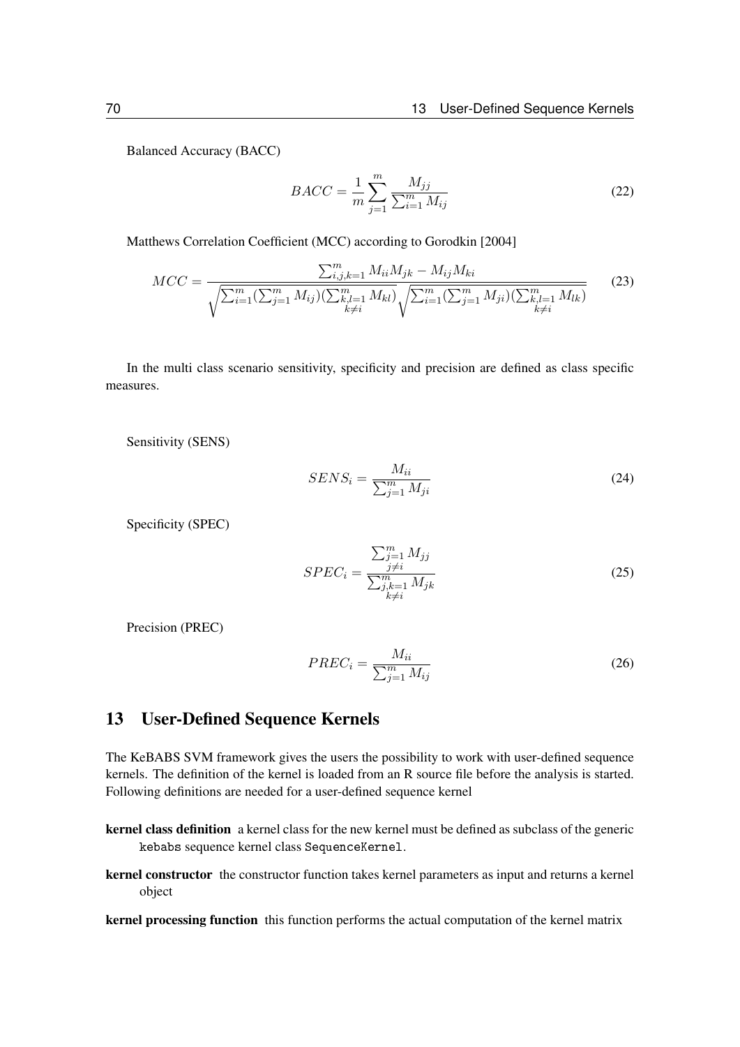Balanced Accuracy (BACC)

$$BACC = \frac{1}{m} \sum_{j=1}^{m} \frac{M_{jj}}{\sum_{i=1}^{m} M_{ij}} \tag{22}$$

Matthews Correlation Coefficient (MCC) according to Gorodkin [2004]

$$MCC = \frac{\sum_{i,j,k=1}^{m} M_{ii}M_{jk} - M_{ij}M_{ki}}{\sqrt{\sum_{i=1}^{m}(\sum_{j=1}^{m} M_{ij})(\sum_{\substack{k,l=1 \\ k \neq i}}^{m} M_{kl})}\sqrt{\sum_{i=1}^{m}(\sum_{j=1}^{m} M_{ji})(\sum_{\substack{k,l=1 \\ k \neq i}}^{m} M_{lk})}} \tag{23}$$

In the multi class scenario sensitivity, specificity and precision are defined as class specific measures.

Sensitivity (SENS)

$$SENS_i = \frac{M_{ii}}{\sum_{j=1}^{m} M_{ji}} \tag{24}$$

Specificity (SPEC)

$$SPEC_i = \frac{\sum_{\substack{j=1 \\ j \neq i}}^{m} M_{jj}}{\sum_{\substack{j,k=1 \\ k \neq i}}^{m} M_{jk}} \tag{25}$$

Precision (PREC)

$$PREC_i = \frac{M_{ii}}{\sum_{j=1}^{m} M_{ij}} \tag{26}$$

# 13 User-Defined Sequence Kernels

The KeBABS SVM framework gives the users the possibility to work with user-defined sequence kernels. The definition of the kernel is loaded from an R source file before the analysis is started. Following definitions are needed for a user-defined sequence kernel

**kernel class definition** a kernel class for the new kernel must be defined as subclass of the generic `kebabs` sequence kernel class `SequenceKernel`.

**kernel constructor** the constructor function takes kernel parameters as input and returns a kernel object

**kernel processing function** this function performs the actual computation of the kernel matrix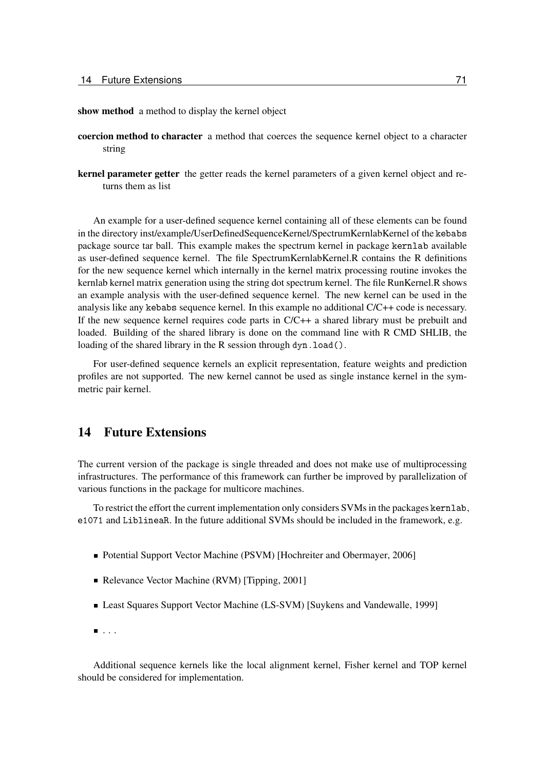**show method** a method to display the kernel object

**coercion method to character** a method that coerces the sequence kernel object to a character string

**kernel parameter getter** the getter reads the kernel parameters of a given kernel object and returns them as list

An example for a user-defined sequence kernel containing all of these elements can be found in the directory inst/example/UserDefinedSequenceKernel/SpectrumKernlabKernel of the `kebabs` package source tar ball. This example makes the spectrum kernel in package `kernlab` available as user-defined sequence kernel. The file SpectrumKernlabKernel.R contains the R definitions for the new sequence kernel which internally in the kernel matrix processing routine invokes the kernlab kernel matrix generation using the string dot spectrum kernel. The file RunKernel.R shows an example analysis with the user-defined sequence kernel. The new kernel can be used in the analysis like any `kebabs` sequence kernel. In this example no additional C/C++ code is necessary. If the new sequence kernel requires code parts in C/C++ a shared library must be prebuilt and loaded. Building of the shared library is done on the command line with R CMD SHLIB, the loading of the shared library in the R session through `dyn.load()`.

For user-defined sequence kernels an explicit representation, feature weights and prediction profiles are not supported. The new kernel cannot be used as single instance kernel in the symmetric pair kernel.

# 14 Future Extensions

The current version of the package is single threaded and does not make use of multiprocessing infrastructures. The performance of this framework can further be improved by parallelization of various functions in the package for multicore machines.

To restrict the effort the current implementation only considers SVMs in the packages `kernlab`, `e1071` and `LiblineaR`. In the future additional SVMs should be included in the framework, e.g.

- Potential Support Vector Machine (PSVM) [Hochreiter and Obermayer, 2006]
- Relevance Vector Machine (RVM) [Tipping, 2001]
- Least Squares Support Vector Machine (LS-SVM) [Suykens and Vandewalle, 1999]
- ...

Additional sequence kernels like the local alignment kernel, Fisher kernel and TOP kernel should be considered for implementation.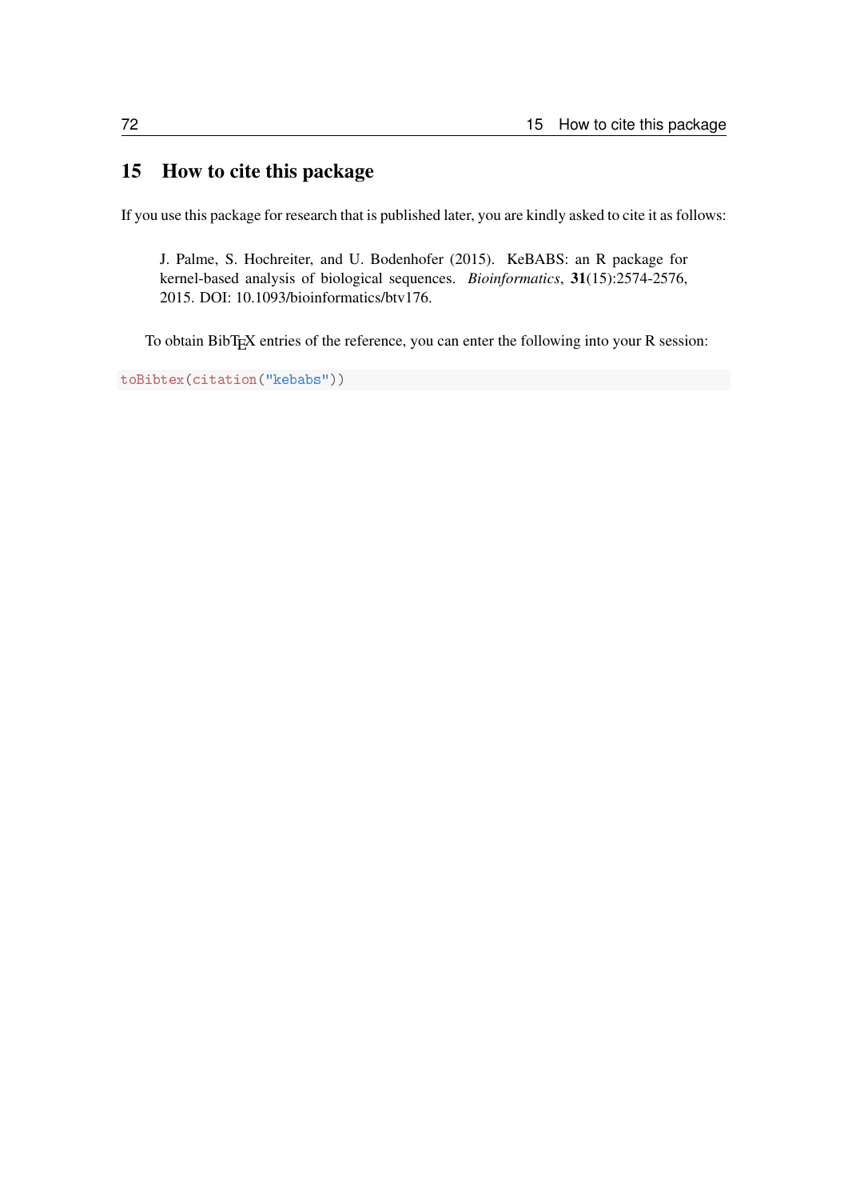# 15 How to cite this package

If you use this package for research that is published later, you are kindly asked to cite it as follows:

> J. Palme, S. Hochreiter, and U. Bodenhofer (2015). KeBABS: an R package for kernel-based analysis of biological sequences. *Bioinformatics*, **31**(15):2574-2576, 2015. DOI: 10.1093/bioinformatics/btv176.

To obtain BibTEX entries of the reference, you can enter the following into your R session:

```
toBibtex(citation("kebabs"))
```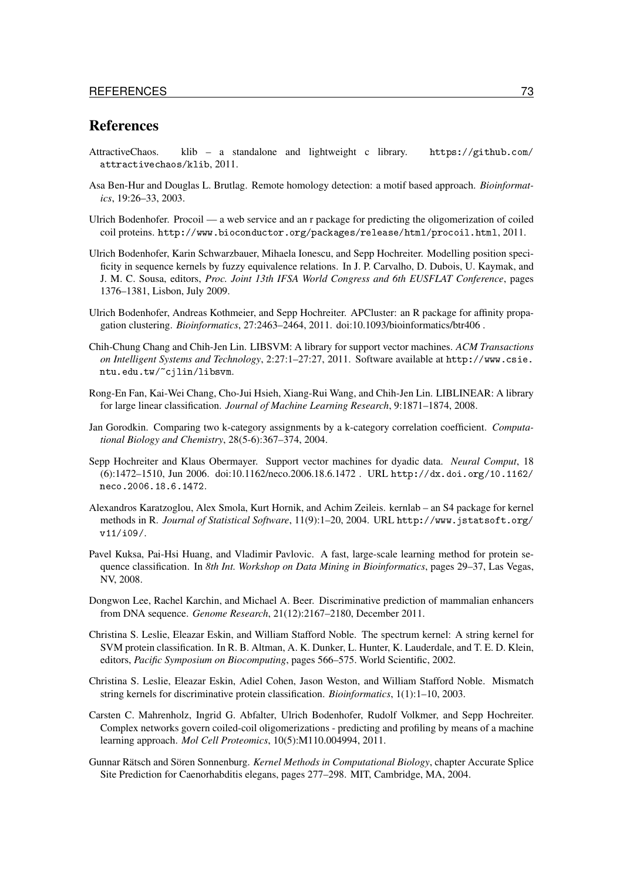# References

AttractiveChaos. klib – a standalone and lightweight c library. https://github.com/attractivechaos/klib, 2011.

Asa Ben-Hur and Douglas L. Brutlag. Remote homology detection: a motif based approach. *Bioinformatics*, 19:26–33, 2003.

Ulrich Bodenhofer. Procoil — a web service and an r package for predicting the oligomerization of coiled coil proteins. http://www.bioconductor.org/packages/release/html/procoil.html, 2011.

Ulrich Bodenhofer, Karin Schwarzbauer, Mihaela Ionescu, and Sepp Hochreiter. Modelling position specificity in sequence kernels by fuzzy equivalence relations. In J. P. Carvalho, D. Dubois, U. Kaymak, and J. M. C. Sousa, editors, *Proc. Joint 13th IFSA World Congress and 6th EUSFLAT Conference*, pages 1376–1381, Lisbon, July 2009.

Ulrich Bodenhofer, Andreas Kothmeier, and Sepp Hochreiter. APCluster: an R package for affinity propagation clustering. *Bioinformatics*, 27:2463–2464, 2011. doi:10.1093/bioinformatics/btr406 .

Chih-Chung Chang and Chih-Jen Lin. LIBSVM: A library for support vector machines. *ACM Transactions on Intelligent Systems and Technology*, 2:27:1–27:27, 2011. Software available at http://www.csie.ntu.edu.tw/~cjlin/libsvm.

Rong-En Fan, Kai-Wei Chang, Cho-Jui Hsieh, Xiang-Rui Wang, and Chih-Jen Lin. LIBLINEAR: A library for large linear classification. *Journal of Machine Learning Research*, 9:1871–1874, 2008.

Jan Gorodkin. Comparing two k-category assignments by a k-category correlation coefficient. *Computational Biology and Chemistry*, 28(5-6):367–374, 2004.

Sepp Hochreiter and Klaus Obermayer. Support vector machines for dyadic data. *Neural Comput*, 18 (6):1472–1510, Jun 2006. doi:10.1162/neco.2006.18.6.1472 . URL http://dx.doi.org/10.1162/neco.2006.18.6.1472.

Alexandros Karatzoglou, Alex Smola, Kurt Hornik, and Achim Zeileis. kernlab – an S4 package for kernel methods in R. *Journal of Statistical Software*, 11(9):1–20, 2004. URL http://www.jstatsoft.org/v11/i09/.

Pavel Kuksa, Pai-Hsi Huang, and Vladimir Pavlovic. A fast, large-scale learning method for protein sequence classification. In *8th Int. Workshop on Data Mining in Bioinformatics*, pages 29–37, Las Vegas, NV, 2008.

Dongwon Lee, Rachel Karchin, and Michael A. Beer. Discriminative prediction of mammalian enhancers from DNA sequence. *Genome Research*, 21(12):2167–2180, December 2011.

Christina S. Leslie, Eleazar Eskin, and William Stafford Noble. The spectrum kernel: A string kernel for SVM protein classification. In R. B. Altman, A. K. Dunker, L. Hunter, K. Lauderdale, and T. E. D. Klein, editors, *Pacific Symposium on Biocomputing*, pages 566–575. World Scientific, 2002.

Christina S. Leslie, Eleazar Eskin, Adiel Cohen, Jason Weston, and William Stafford Noble. Mismatch string kernels for discriminative protein classification. *Bioinformatics*, 1(1):1–10, 2003.

Carsten C. Mahrenholz, Ingrid G. Abfalter, Ulrich Bodenhofer, Rudolf Volkmer, and Sepp Hochreiter. Complex networks govern coiled-coil oligomerizations - predicting and profiling by means of a machine learning approach. *Mol Cell Proteomics*, 10(5):M110.004994, 2011.

Gunnar Rätsch and Sören Sonnenburg. *Kernel Methods in Computational Biology*, chapter Accurate Splice Site Prediction for Caenorhabditis elegans, pages 277–298. MIT, Cambridge, MA, 2004.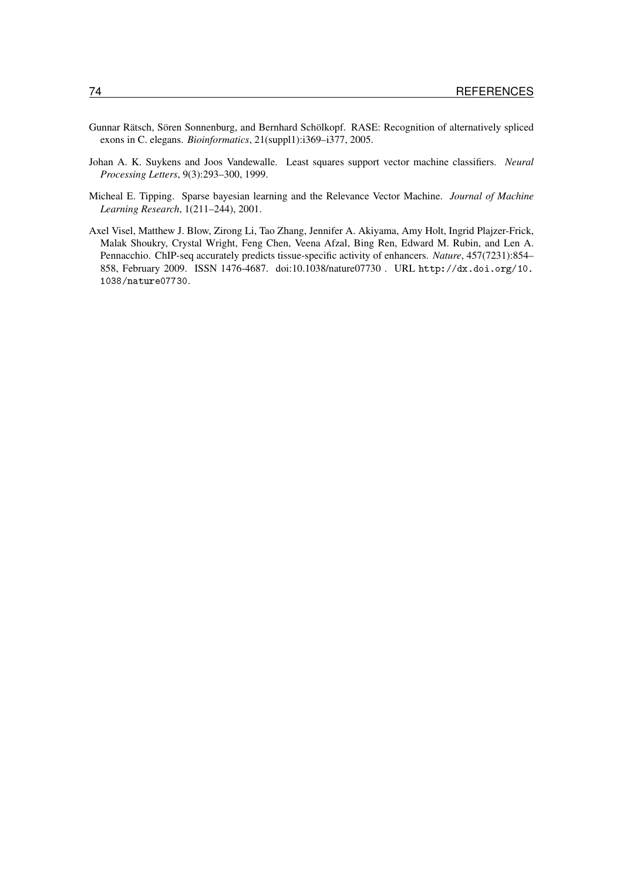Gunnar Rätsch, Sören Sonnenburg, and Bernhard Schölkopf. RASE: Recognition of alternatively spliced exons in C. elegans. *Bioinformatics*, 21(suppl1):i369–i377, 2005.

Johan A. K. Suykens and Joos Vandewalle. Least squares support vector machine classifiers. *Neural Processing Letters*, 9(3):293–300, 1999.

Micheal E. Tipping. Sparse bayesian learning and the Relevance Vector Machine. *Journal of Machine Learning Research*, 1(211–244), 2001.

Axel Visel, Matthew J. Blow, Zirong Li, Tao Zhang, Jennifer A. Akiyama, Amy Holt, Ingrid Plajzer-Frick, Malak Shoukry, Crystal Wright, Feng Chen, Veena Afzal, Bing Ren, Edward M. Rubin, and Len A. Pennacchio. ChIP-seq accurately predicts tissue-specific activity of enhancers. *Nature*, 457(7231):854–858, February 2009. ISSN 1476-4687. doi:10.1038/nature07730 . URL `http://dx.doi.org/10.1038/nature07730`.